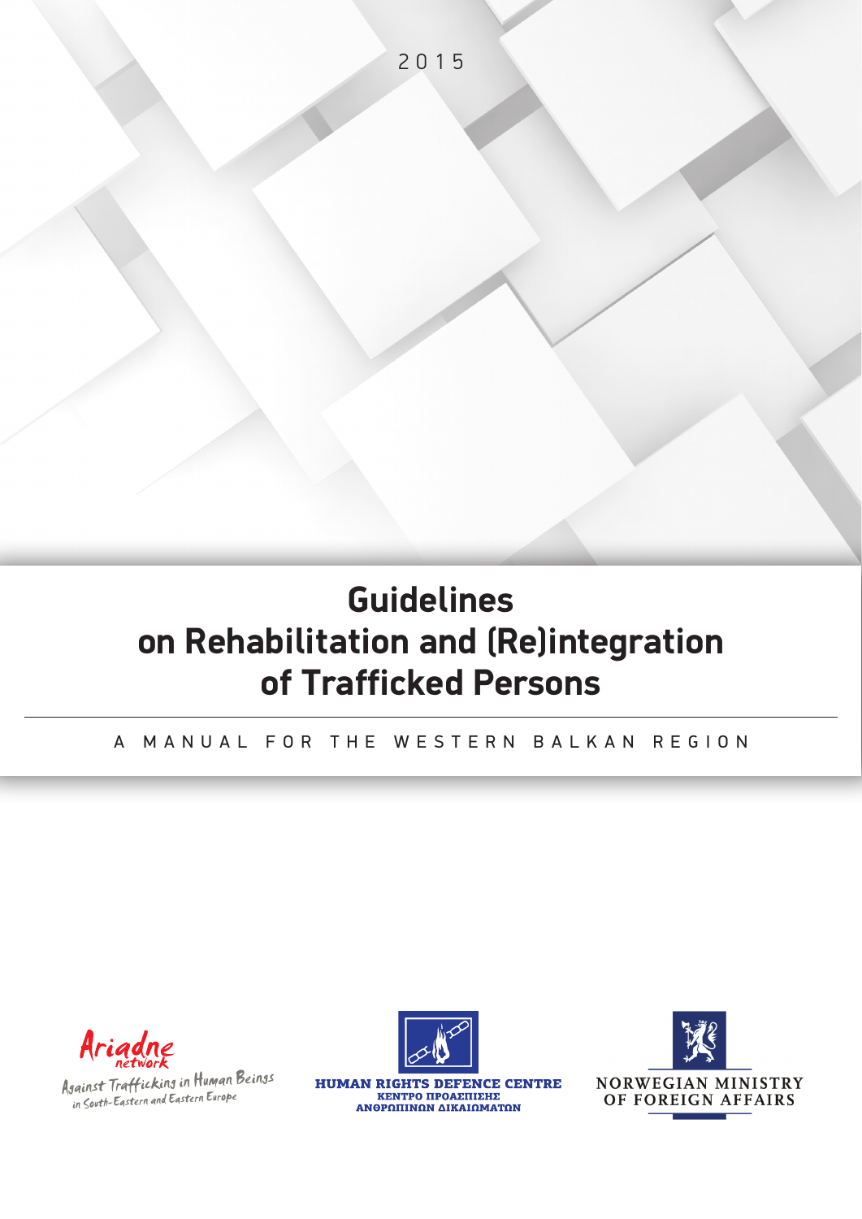2015

# Guidelines on Rehabilitation and (Re)integration of Trafficked Persons

A MANUAL FOR THE WESTERN BALKAN REGION

Ariadne network

Against Trafficking in Human Beings in South-Eastern and Eastern Europe

HUMAN RIGHTS DEFENCE CENTRE

ΚΕΝΤΡΟ ΠΡΟΑΣΠΙΣΗΣ ΑΝΘΡΩΠΙΝΩΝ ΔΙΚΑΙΩΜΑΤΩΝ

NORWEGIAN MINISTRY OF FOREIGN AFFAIRS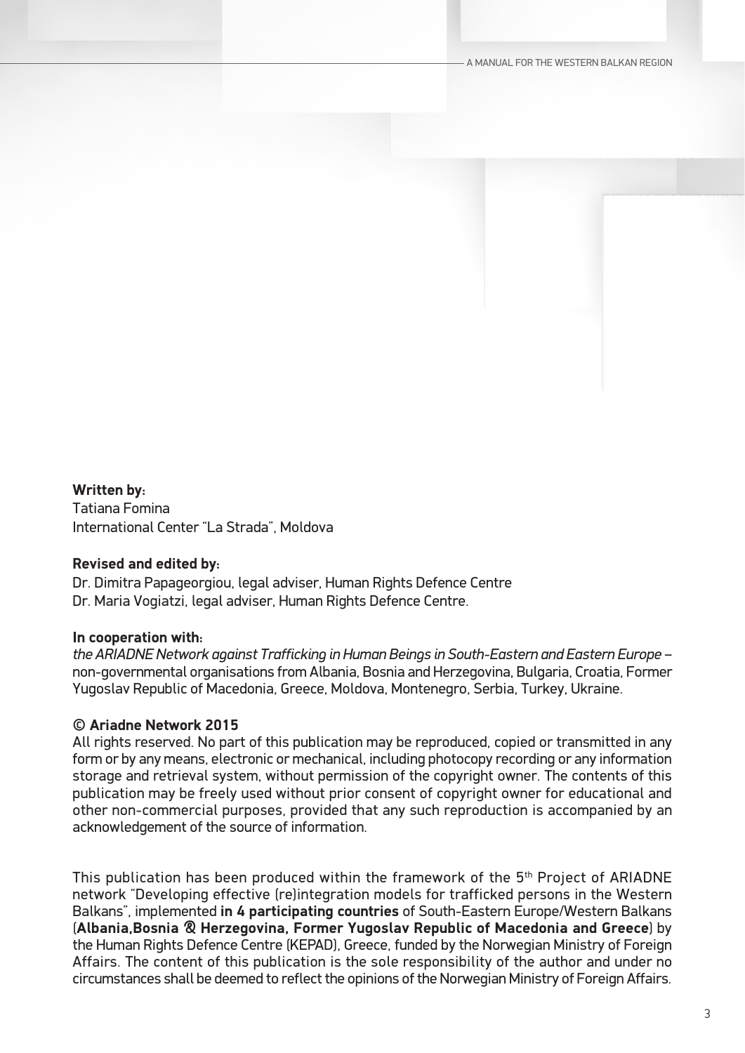**Written by:**
Tatiana Fomina
International Center "La Strada", Moldova

**Revised and edited by:**
Dr. Dimitra Papageorgiou, legal adviser, Human Rights Defence Centre
Dr. Maria Vogiatzi, legal adviser, Human Rights Defence Centre.

**In cooperation with:**
*the ARIADNE Network against Trafficking in Human Beings in South-Eastern and Eastern Europe* – non-governmental organisations from Albania, Bosnia and Herzegovina, Bulgaria, Croatia, Former Yugoslav Republic of Macedonia, Greece, Moldova, Montenegro, Serbia, Turkey, Ukraine.

**© Ariadne Network 2015**
All rights reserved. No part of this publication may be reproduced, copied or transmitted in any form or by any means, electronic or mechanical, including photocopy recording or any information storage and retrieval system, without permission of the copyright owner. The contents of this publication may be freely used without prior consent of copyright owner for educational and other non-commercial purposes, provided that any such reproduction is accompanied by an acknowledgement of the source of information.

This publication has been produced within the framework of the 5th Project of ARIADNE network "Developing effective (re)integration models for trafficked persons in the Western Balkans", implemented **in 4 participating countries** of South-Eastern Europe/Western Balkans (**Albania,Bosnia & Herzegovina, Former Yugoslav Republic of Macedonia and Greece**) by the Human Rights Defence Centre (KEPAD), Greece, funded by the Norwegian Ministry of Foreign Affairs. The content of this publication is the sole responsibility of the author and under no circumstances shall be deemed to reflect the opinions of the Norwegian Ministry of Foreign Affairs.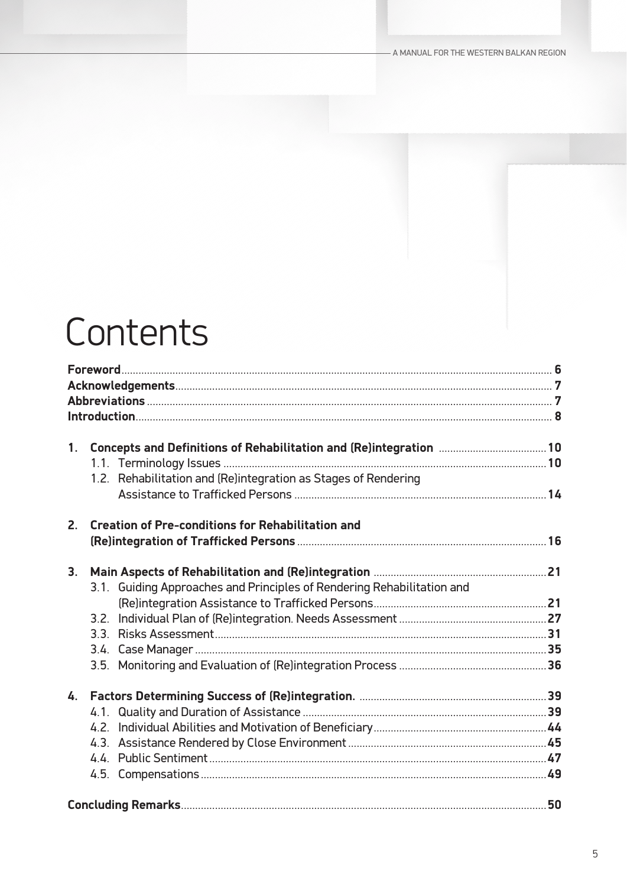# Contents

**Foreword** 6
**Acknowledgements** 7
**Abbreviations** 7
**Introduction** 8

1. **Concepts and Definitions of Rehabilitation and (Re)integration** 10
   - 1.1. Terminology Issues 10
   - 1.2. Rehabilitation and (Re)integration as Stages of Rendering Assistance to Trafficked Persons 14

2. **Creation of Pre-conditions for Rehabilitation and (Re)integration of Trafficked Persons** 16

3. **Main Aspects of Rehabilitation and (Re)integration** 21
   - 3.1. Guiding Approaches and Principles of Rendering Rehabilitation and (Re)integration Assistance to Trafficked Persons 21
   - 3.2. Individual Plan of (Re)integration. Needs Assessment 27
   - 3.3. Risks Assessment 31
   - 3.4. Case Manager 35
   - 3.5. Monitoring and Evaluation of (Re)integration Process 36

4. **Factors Determining Success of (Re)integration.** 39
   - 4.1. Quality and Duration of Assistance 39
   - 4.2. Individual Abilities and Motivation of Beneficiary 44
   - 4.3. Assistance Rendered by Close Environment 45
   - 4.4. Public Sentiment 47
   - 4.5. Compensations 49

**Concluding Remarks** 50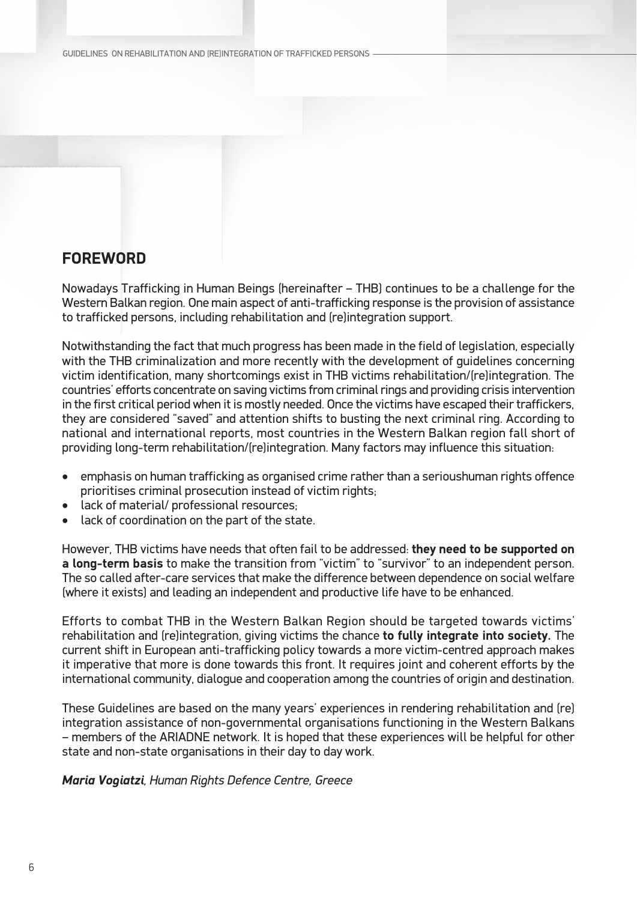## FOREWORD

Nowadays Trafficking in Human Beings (hereinafter – THB) continues to be a challenge for the Western Balkan region. One main aspect of anti-trafficking response is the provision of assistance to trafficked persons, including rehabilitation and (re)integration support.

Notwithstanding the fact that much progress has been made in the field of legislation, especially with the THB criminalization and more recently with the development of guidelines concerning victim identification, many shortcomings exist in THB victims rehabilitation/(re)integration. The countries' efforts concentrate on saving victims from criminal rings and providing crisis intervention in the first critical period when it is mostly needed. Once the victims have escaped their traffickers, they are considered "saved" and attention shifts to busting the next criminal ring. According to national and international reports, most countries in the Western Balkan region fall short of providing long-term rehabilitation/(re)integration. Many factors may influence this situation:

- emphasis on human trafficking as organised crime rather than a serioushuman rights offence prioritises criminal prosecution instead of victim rights;
- lack of material/ professional resources;
- lack of coordination on the part of the state.

However, THB victims have needs that often fail to be addressed: **they need to be supported on a long-term basis** to make the transition from "victim" to "survivor" to an independent person. The so called after-care services that make the difference between dependence on social welfare (where it exists) and leading an independent and productive life have to be enhanced.

Efforts to combat THB in the Western Balkan Region should be targeted towards victims' rehabilitation and (re)integration, giving victims the chance **to fully integrate into society.** The current shift in European anti-trafficking policy towards a more victim-centred approach makes it imperative that more is done towards this front. It requires joint and coherent efforts by the international community, dialogue and cooperation among the countries of origin and destination.

These Guidelines are based on the many years' experiences in rendering rehabilitation and (re) integration assistance of non-governmental organisations functioning in the Western Balkans – members of the ARIADNE network. It is hoped that these experiences will be helpful for other state and non-state organisations in their day to day work.

***Maria Vogiatzi****, Human Rights Defence Centre, Greece*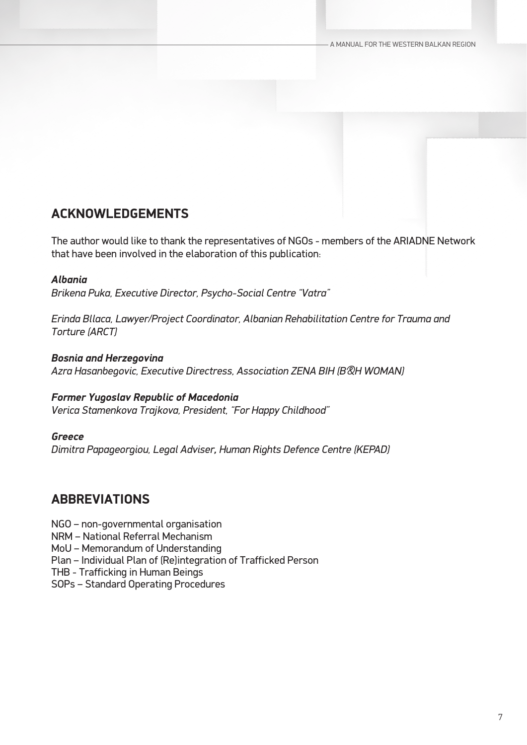## ACKNOWLEDGEMENTS

The author would like to thank the representatives of NGOs - members of the ARIADNE Network that have been involved in the elaboration of this publication:

***Albania***
*Brikena Puka, Executive Director, Psycho-Social Centre "Vatra"*

*Erinda Bllaca, Lawyer/Project Coordinator, Albanian Rehabilitation Centre for Trauma and Torture (ARCT)*

***Bosnia and Herzegovina***
*Azra Hasanbegovic, Executive Directress, Association ZENA BIH (B&H WOMAN)*

***Former Yugoslav Republic of Macedonia***
*Verica Stamenkova Trajkova, President, "For Happy Childhood"*

***Greece***
*Dimitra Papageorgiou, Legal Adviser, Human Rights Defence Centre (KEPAD)*

## ABBREVIATIONS

NGO – non-governmental organisation
NRM – National Referral Mechanism
MoU – Memorandum of Understanding
Plan – Individual Plan of (Re)integration of Trafficked Person
THB - Trafficking in Human Beings
SOPs – Standard Operating Procedures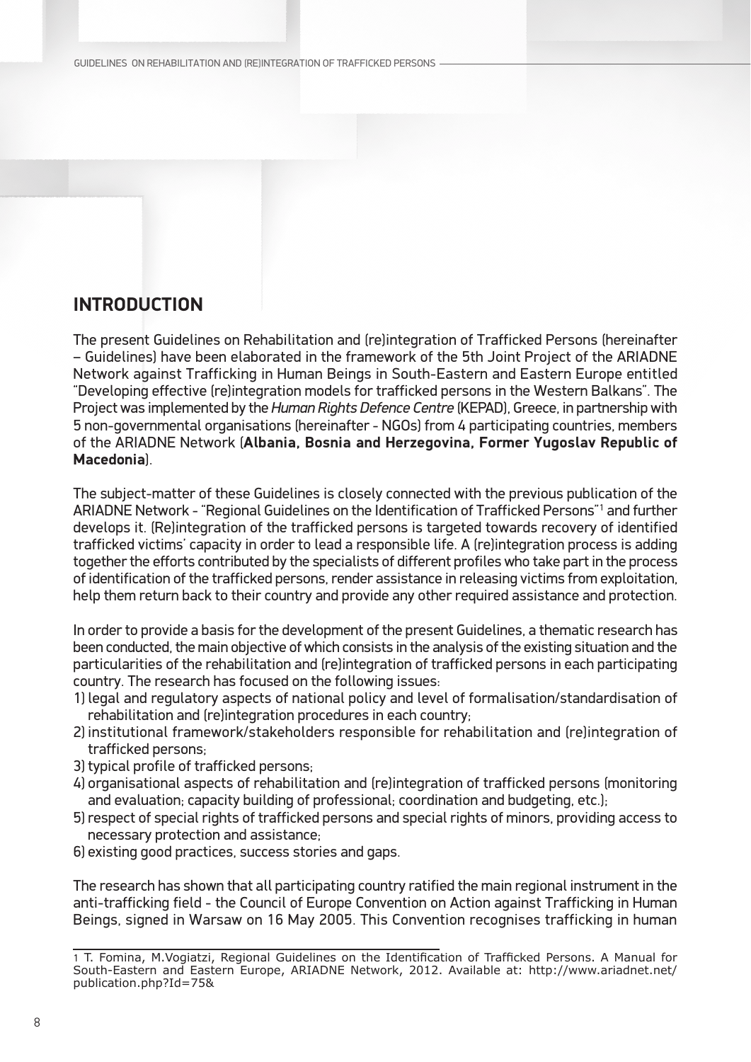## INTRODUCTION

The present Guidelines on Rehabilitation and (re)integration of Trafficked Persons (hereinafter – Guidelines) have been elaborated in the framework of the 5th Joint Project of the ARIADNE Network against Trafficking in Human Beings in South-Eastern and Eastern Europe entitled "Developing effective (re)integration models for trafficked persons in the Western Balkans". The Project was implemented by the *Human Rights Defence Centre* (KEPAD), Greece, in partnership with 5 non-governmental organisations (hereinafter - NGOs) from 4 participating countries, members of the ARIADNE Network (**Albania, Bosnia and Herzegovina, Former Yugoslav Republic of Macedonia**).

The subject-matter of these Guidelines is closely connected with the previous publication of the ARIADNE Network - "Regional Guidelines on the Identification of Trafficked Persons"[1] and further develops it. (Re)integration of the trafficked persons is targeted towards recovery of identified trafficked victims' capacity in order to lead a responsible life. A (re)integration process is adding together the efforts contributed by the specialists of different profiles who take part in the process of identification of the trafficked persons, render assistance in releasing victims from exploitation, help them return back to their country and provide any other required assistance and protection.

In order to provide a basis for the development of the present Guidelines, a thematic research has been conducted, the main objective of which consists in the analysis of the existing situation and the particularities of the rehabilitation and (re)integration of trafficked persons in each participating country. The research has focused on the following issues:

1) legal and regulatory aspects of national policy and level of formalisation/standardisation of rehabilitation and (re)integration procedures in each country;
2) institutional framework/stakeholders responsible for rehabilitation and (re)integration of trafficked persons;
3) typical profile of trafficked persons;
4) organisational aspects of rehabilitation and (re)integration of trafficked persons (monitoring and evaluation; capacity building of professional; coordination and budgeting, etc.);
5) respect of special rights of trafficked persons and special rights of minors, providing access to necessary protection and assistance;
6) existing good practices, success stories and gaps.

The research has shown that all participating country ratified the main regional instrument in the anti-trafficking field - the Council of Europe Convention on Action against Trafficking in Human Beings, signed in Warsaw on 16 May 2005. This Convention recognises trafficking in human

---

[1] T. Fomina, M.Vogiatzi, Regional Guidelines on the Identification of Trafficked Persons. A Manual for South-Eastern and Eastern Europe, ARIADNE Network, 2012. Available at: http://www.ariadnet.net/publication.php?Id=75&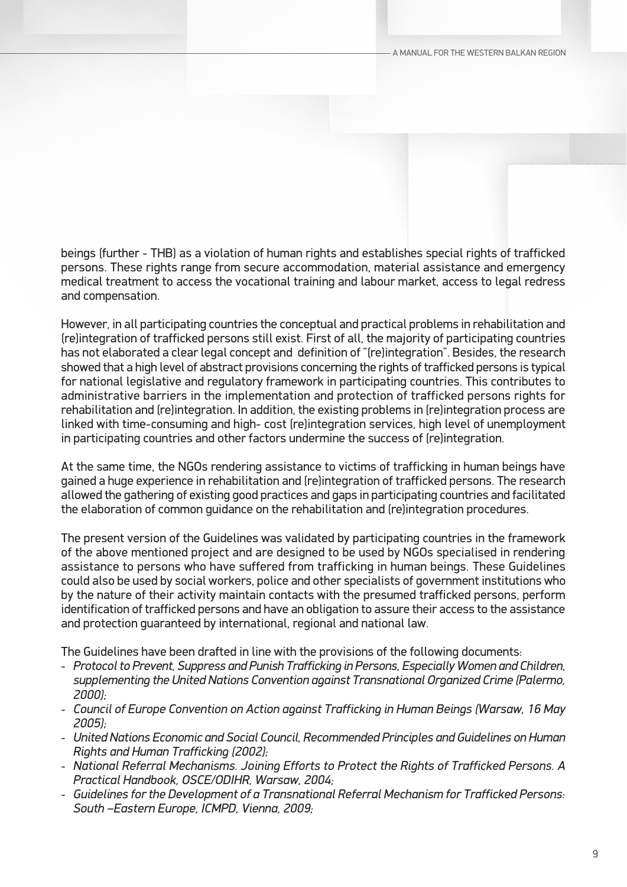beings (further - THB) as a violation of human rights and establishes special rights of trafficked persons. These rights range from secure accommodation, material assistance and emergency medical treatment to access the vocational training and labour market, access to legal redress and compensation.

However, in all participating countries the conceptual and practical problems in rehabilitation and (re)integration of trafficked persons still exist. First of all, the majority of participating countries has not elaborated a clear legal concept and definition of "(re)integration". Besides, the research showed that a high level of abstract provisions concerning the rights of trafficked persons is typical for national legislative and regulatory framework in participating countries. This contributes to administrative barriers in the implementation and protection of trafficked persons rights for rehabilitation and (re)integration. In addition, the existing problems in (re)integration process are linked with time-consuming and high- cost (re)integration services, high level of unemployment in participating countries and other factors undermine the success of (re)integration.

At the same time, the NGOs rendering assistance to victims of trafficking in human beings have gained a huge experience in rehabilitation and (re)integration of trafficked persons. The research allowed the gathering of existing good practices and gaps in participating countries and facilitated the elaboration of common guidance on the rehabilitation and (re)integration procedures.

The present version of the Guidelines was validated by participating countries in the framework of the above mentioned project and are designed to be used by NGOs specialised in rendering assistance to persons who have suffered from trafficking in human beings. These Guidelines could also be used by social workers, police and other specialists of government institutions who by the nature of their activity maintain contacts with the presumed trafficked persons, perform identification of trafficked persons and have an obligation to assure their access to the assistance and protection guaranteed by international, regional and national law.

The Guidelines have been drafted in line with the provisions of the following documents:

- *Protocol to Prevent, Suppress and Punish Trafficking in Persons, Especially Women and Children, supplementing the United Nations Convention against Transnational Organized Crime (Palermo, 2000);*
- *Council of Europe Convention on Action against Trafficking in Human Beings (Warsaw, 16 May 2005);*
- *United Nations Economic and Social Council, Recommended Principles and Guidelines on Human Rights and Human Trafficking (2002);*
- *National Referral Mechanisms. Joining Efforts to Protect the Rights of Trafficked Persons. A Practical Handbook, OSCE/ODIHR, Warsaw, 2004;*
- *Guidelines for the Development of a Transnational Referral Mechanism for Trafficked Persons: South –Eastern Europe, ICMPD, Vienna, 2009;*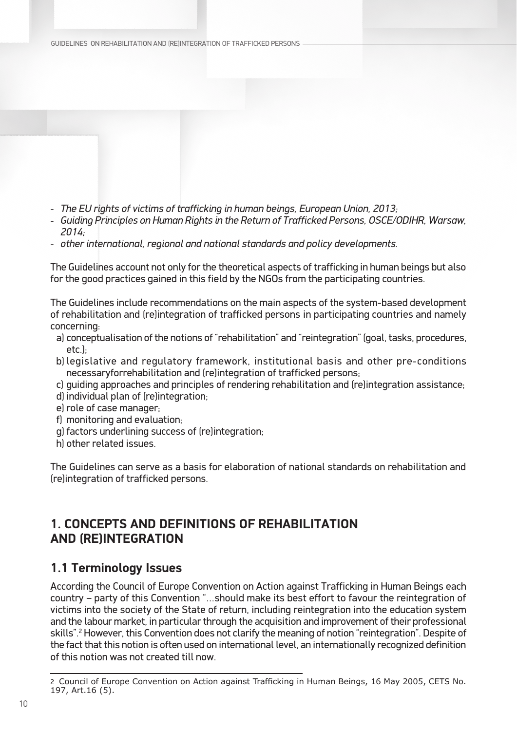- *The EU rights of victims of trafficking in human beings, European Union, 2013;*
- *Guiding Principles on Human Rights in the Return of Trafficked Persons, OSCE/ODIHR, Warsaw, 2014;*
- *other international, regional and national standards and policy developments.*

The Guidelines account not only for the theoretical aspects of trafficking in human beings but also for the good practices gained in this field by the NGOs from the participating countries.

The Guidelines include recommendations on the main aspects of the system-based development of rehabilitation and (re)integration of trafficked persons in participating countries and namely concerning:

a) conceptualisation of the notions of "rehabilitation" and "reintegration" (goal, tasks, procedures, etc.);
b) legislative and regulatory framework, institutional basis and other pre-conditions necessaryforrehabilitation and (re)integration of trafficked persons;
c) guiding approaches and principles of rendering rehabilitation and (re)integration assistance;
d) individual plan of (re)integration;
e) role of case manager;
f) monitoring and evaluation;
g) factors underlining success of (re)integration;
h) other related issues.

The Guidelines can serve as a basis for elaboration of national standards on rehabilitation and (re)integration of trafficked persons.

## 1. CONCEPTS AND DEFINITIONS OF REHABILITATION AND (RE)INTEGRATION

### 1.1 Terminology Issues

According the Council of Europe Convention on Action against Trafficking in Human Beings each country – party of this Convention "...should make its best effort to favour the reintegration of victims into the society of the State of return, including reintegration into the education system and the labour market, in particular through the acquisition and improvement of their professional skills".[2] However, this Convention does not clarify the meaning of notion "reintegration". Despite of the fact that this notion is often used on international level, an internationally recognized definition of this notion was not created till now.

[2] Council of Europe Convention on Action against Trafficking in Human Beings, 16 May 2005, CETS No. 197, Art.16 (5).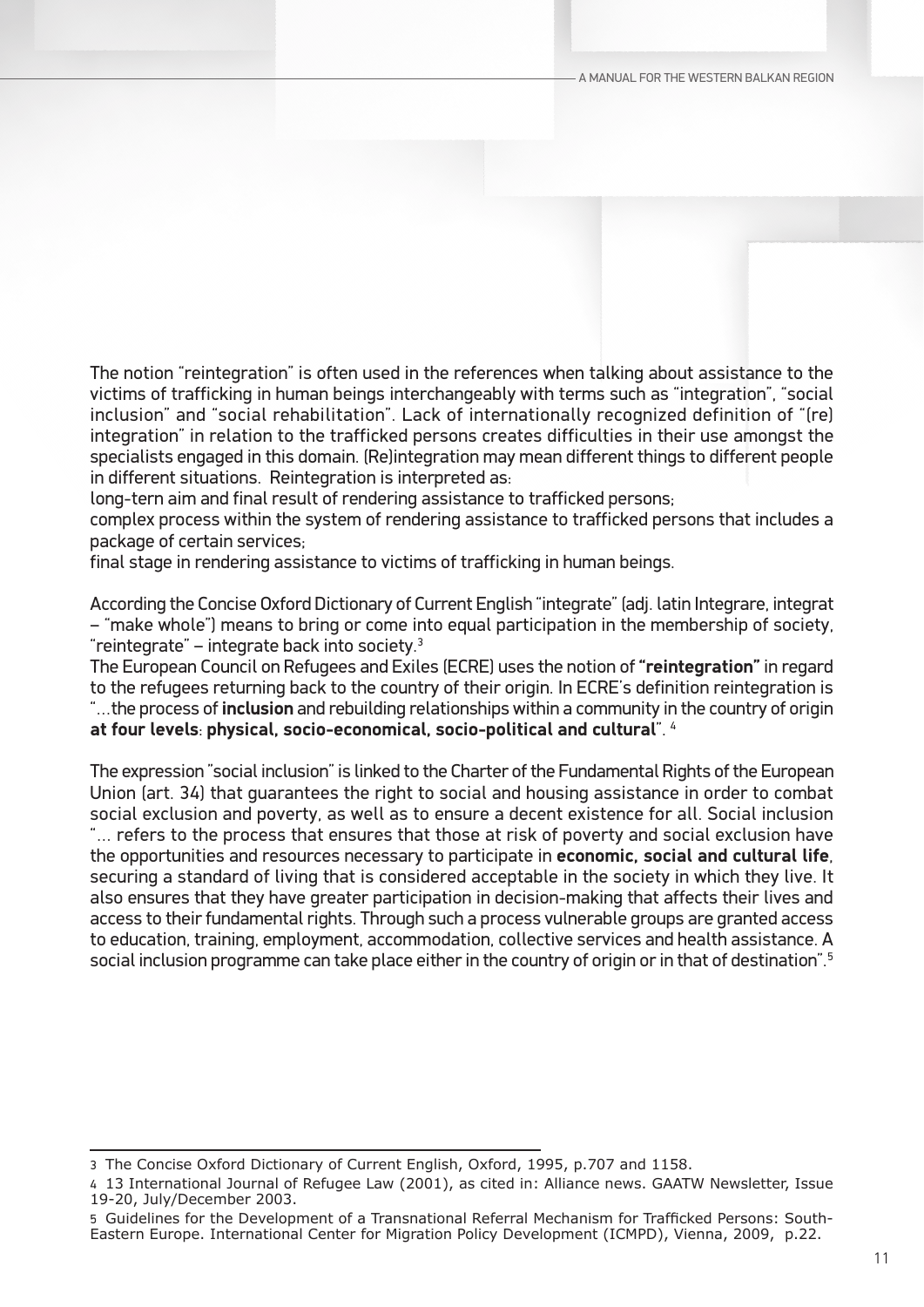The notion "reintegration" is often used in the references when talking about assistance to the victims of trafficking in human beings interchangeably with terms such as "integration", "social inclusion" and "social rehabilitation". Lack of internationally recognized definition of "(re) integration" in relation to the trafficked persons creates difficulties in their use amongst the specialists engaged in this domain. (Re)integration may mean different things to different people in different situations. Reintegration is interpreted as:

long-tern aim and final result of rendering assistance to trafficked persons;

complex process within the system of rendering assistance to trafficked persons that includes a package of certain services;

final stage in rendering assistance to victims of trafficking in human beings.

According the Concise Oxford Dictionary of Current English "integrate" (adj. latin Integrare, integrat – "make whole") means to bring or come into equal participation in the membership of society, "reintegrate" – integrate back into society.[3]

The European Council on Refugees and Exiles (ECRE) uses the notion of **"reintegration"** in regard to the refugees returning back to the country of their origin. In ECRE's definition reintegration is "…the process of **inclusion** and rebuilding relationships within a community in the country of origin **at four levels**: **physical, socio-economical, socio-political and cultural**".[4]

The expression "social inclusion" is linked to the Charter of the Fundamental Rights of the European Union (art. 34) that guarantees the right to social and housing assistance in order to combat social exclusion and poverty, as well as to ensure a decent existence for all. Social inclusion "… refers to the process that ensures that those at risk of poverty and social exclusion have the opportunities and resources necessary to participate in **economic, social and cultural life**, securing a standard of living that is considered acceptable in the society in which they live. It also ensures that they have greater participation in decision-making that affects their lives and access to their fundamental rights. Through such a process vulnerable groups are granted access to education, training, employment, accommodation, collective services and health assistance. A social inclusion programme can take place either in the country of origin or in that of destination".[5]

---

3 The Concise Oxford Dictionary of Current English, Oxford, 1995, p.707 and 1158.

4 13 International Journal of Refugee Law (2001), as cited in: Alliance news. GAATW Newsletter, Issue 19-20, July/December 2003.

5 Guidelines for the Development of a Transnational Referral Mechanism for Trafficked Persons: South-Eastern Europe. International Center for Migration Policy Development (ICMPD), Vienna, 2009, p.22.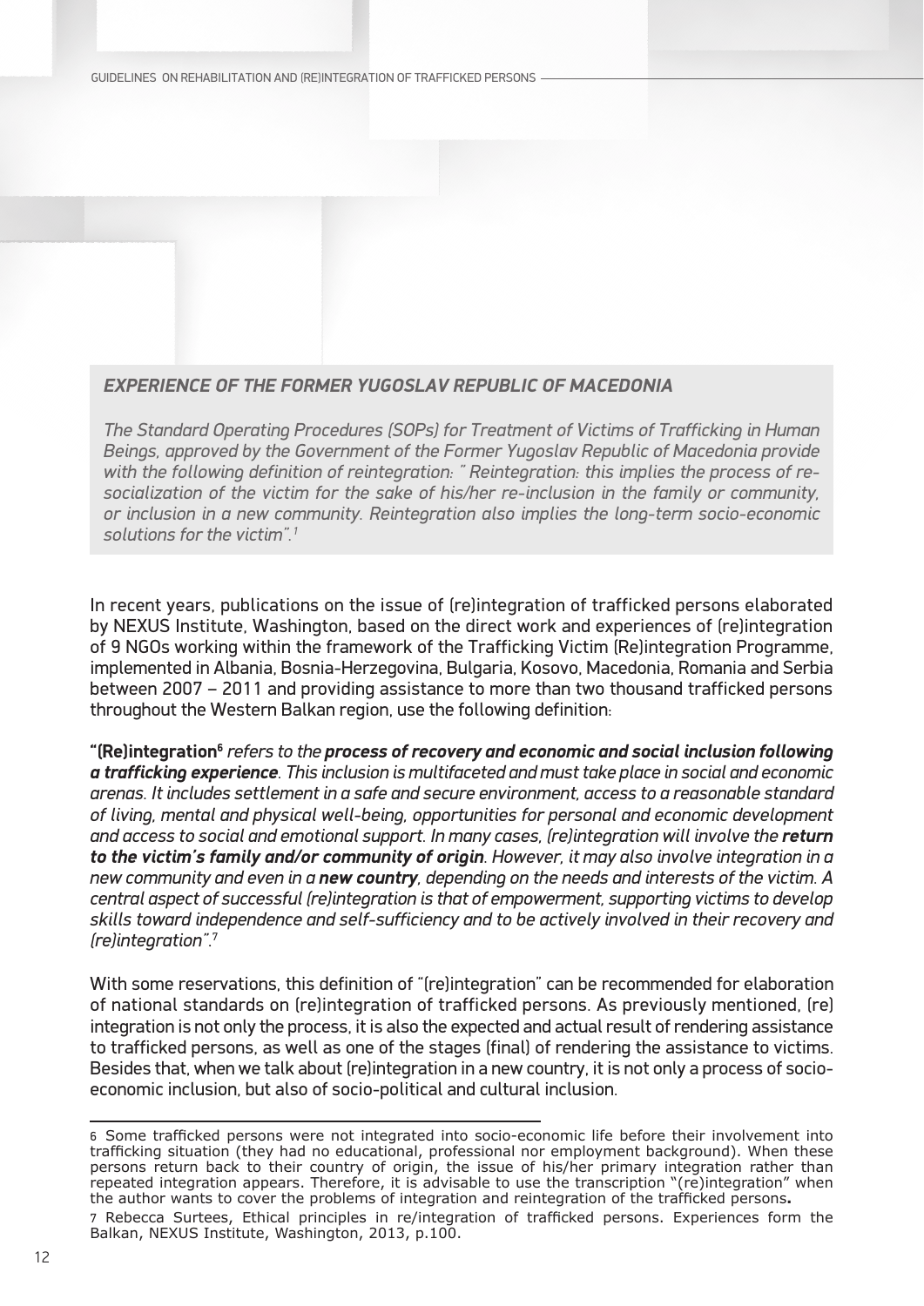***EXPERIENCE OF THE FORMER YUGOSLAV REPUBLIC OF MACEDONIA***

*The Standard Operating Procedures (SOPs) for Treatment of Victims of Trafficking in Human Beings, approved by the Government of the Former Yugoslav Republic of Macedonia provide with the following definition of reintegration: " Reintegration: this implies the process of re-socialization of the victim for the sake of his/her re-inclusion in the family or community, or inclusion in a new community. Reintegration also implies the long-term socio-economic solutions for the victim".[1]*

In recent years, publications on the issue of (re)integration of trafficked persons elaborated by NEXUS Institute, Washington, based on the direct work and experiences of (re)integration of 9 NGOs working within the framework of the Trafficking Victim (Re)integration Programme, implemented in Albania, Bosnia-Herzegovina, Bulgaria, Kosovo, Macedonia, Romania and Serbia between 2007 – 2011 and providing assistance to more than two thousand trafficked persons throughout the Western Balkan region, use the following definition:

**"(Re)integration[6]** *refers to the* ***process of recovery and economic and social inclusion following a trafficking experience****. This inclusion is multifaceted and must take place in social and economic arenas. It includes settlement in a safe and secure environment, access to a reasonable standard of living, mental and physical well-being, opportunities for personal and economic development and access to social and emotional support. In many cases, (re)integration will involve the* ***return to the victim's family and/or community of origin****. However, it may also involve integration in a new community and even in a* ***new country****, depending on the needs and interests of the victim. A central aspect of successful (re)integration is that of empowerment, supporting victims to develop skills toward independence and self-sufficiency and to be actively involved in their recovery and (re)integration".*[7]

With some reservations, this definition of "(re)integration" can be recommended for elaboration of national standards on (re)integration of trafficked persons. As previously mentioned, (re) integration is not only the process, it is also the expected and actual result of rendering assistance to trafficked persons, as well as one of the stages (final) of rendering the assistance to victims. Besides that, when we talk about (re)integration in a new country, it is not only a process of socio-economic inclusion, but also of socio-political and cultural inclusion.

---

6 Some trafficked persons were not integrated into socio-economic life before their involvement into trafficking situation (they had no educational, professional nor employment background). When these persons return back to their country of origin, the issue of his/her primary integration rather than repeated integration appears. Therefore, it is advisable to use the transcription "(re)integration" when the author wants to cover the problems of integration and reintegration of the trafficked persons**.**

7 Rebecca Surtees, Ethical principles in re/integration of trafficked persons. Experiences form the Balkan, NEXUS Institute, Washington, 2013, p.100.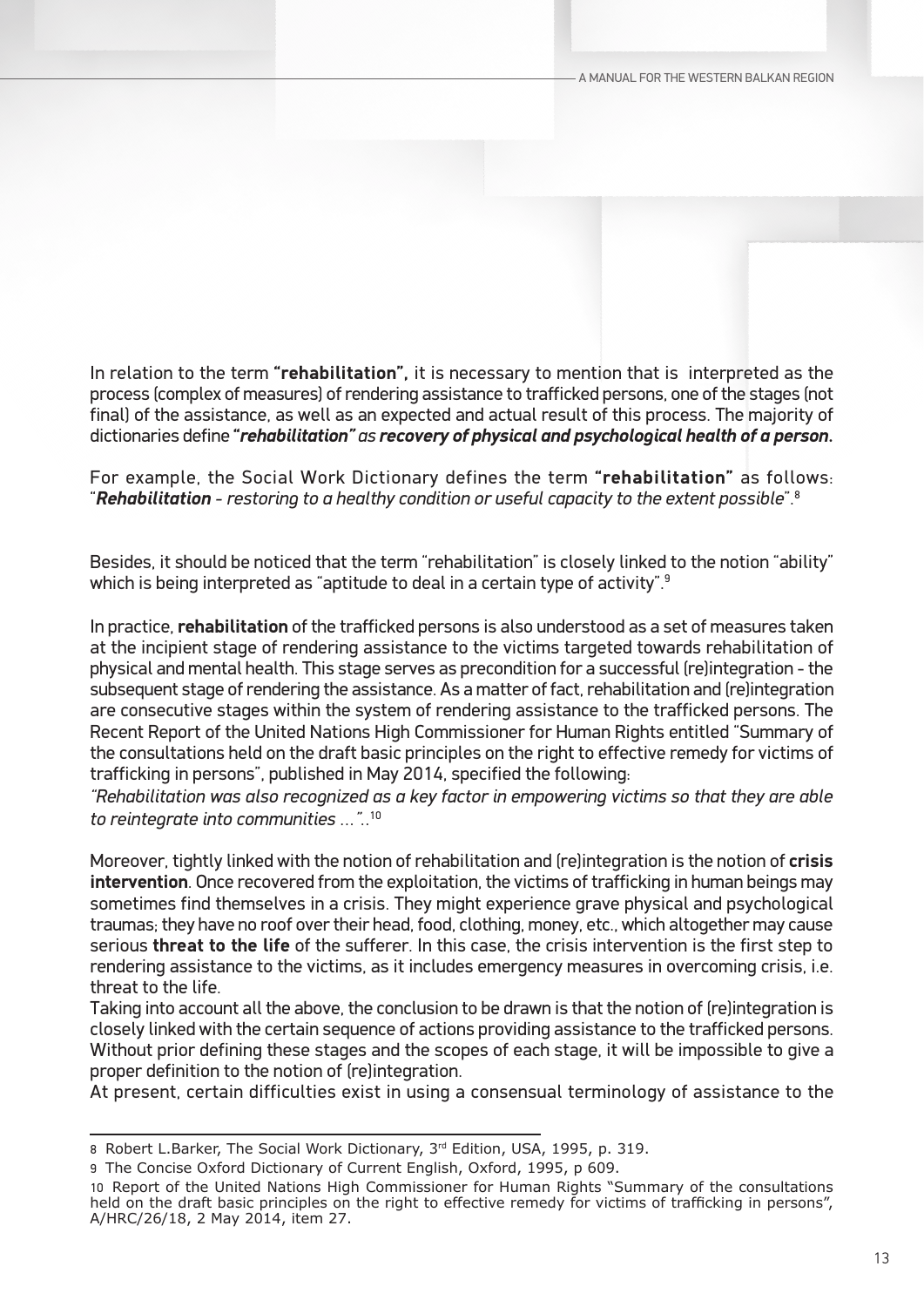In relation to the term **"rehabilitation",** it is necessary to mention that is  interpreted as the process (complex of measures) of rendering assistance to trafficked persons, one of the stages (not final) of the assistance, as well as an expected and actual result of this process. The majority of dictionaries define ***"rehabilitation"** as **recovery of physical and psychological health of a person.***

For example, the Social Work Dictionary defines the term **"rehabilitation"** as follows: "***Rehabilitation** - restoring to a healthy condition or useful capacity to the extent possible*".[8]

Besides, it should be noticed that the term "rehabilitation" is closely linked to the notion "ability" which is being interpreted as "aptitude to deal in a certain type of activity".[9]

In practice, **rehabilitation** of the trafficked persons is also understood as a set of measures taken at the incipient stage of rendering assistance to the victims targeted towards rehabilitation of physical and mental health. This stage serves as precondition for a successful (re)integration - the subsequent stage of rendering the assistance. As a matter of fact, rehabilitation and (re)integration are consecutive stages within the system of rendering assistance to the trafficked persons. The Recent Report of the United Nations High Commissioner for Human Rights entitled "Summary of the consultations held on the draft basic principles on the right to effective remedy for victims of trafficking in persons", published in May 2014, specified the following:
*"Rehabilitation was also recognized as a key factor in empowering victims so that they are able to reintegrate into communities ...".*.[10]

Moreover, tightly linked with the notion of rehabilitation and (re)integration is the notion of **crisis intervention**. Once recovered from the exploitation, the victims of trafficking in human beings may sometimes find themselves in a crisis. They might experience grave physical and psychological traumas; they have no roof over their head, food, clothing, money, etc., which altogether may cause serious **threat to the life** of the sufferer. In this case, the crisis intervention is the first step to rendering assistance to the victims, as it includes emergency measures in overcoming crisis, i.e. threat to the life.
Taking into account all the above, the conclusion to be drawn is that the notion of (re)integration is closely linked with the certain sequence of actions providing assistance to the trafficked persons. Without prior defining these stages and the scopes of each stage, it will be impossible to give a proper definition to the notion of (re)integration.
At present, certain difficulties exist in using a consensual terminology of assistance to the

---

8 Robert L.Barker, The Social Work Dictionary, 3rd Edition, USA, 1995, p. 319.

9 The Concise Oxford Dictionary of Current English, Oxford, 1995, p 609.

10 Report of the United Nations High Commissioner for Human Rights "Summary of the consultations held on the draft basic principles on the right to effective remedy for victims of trafficking in persons", A/HRC/26/18, 2 May 2014, item 27.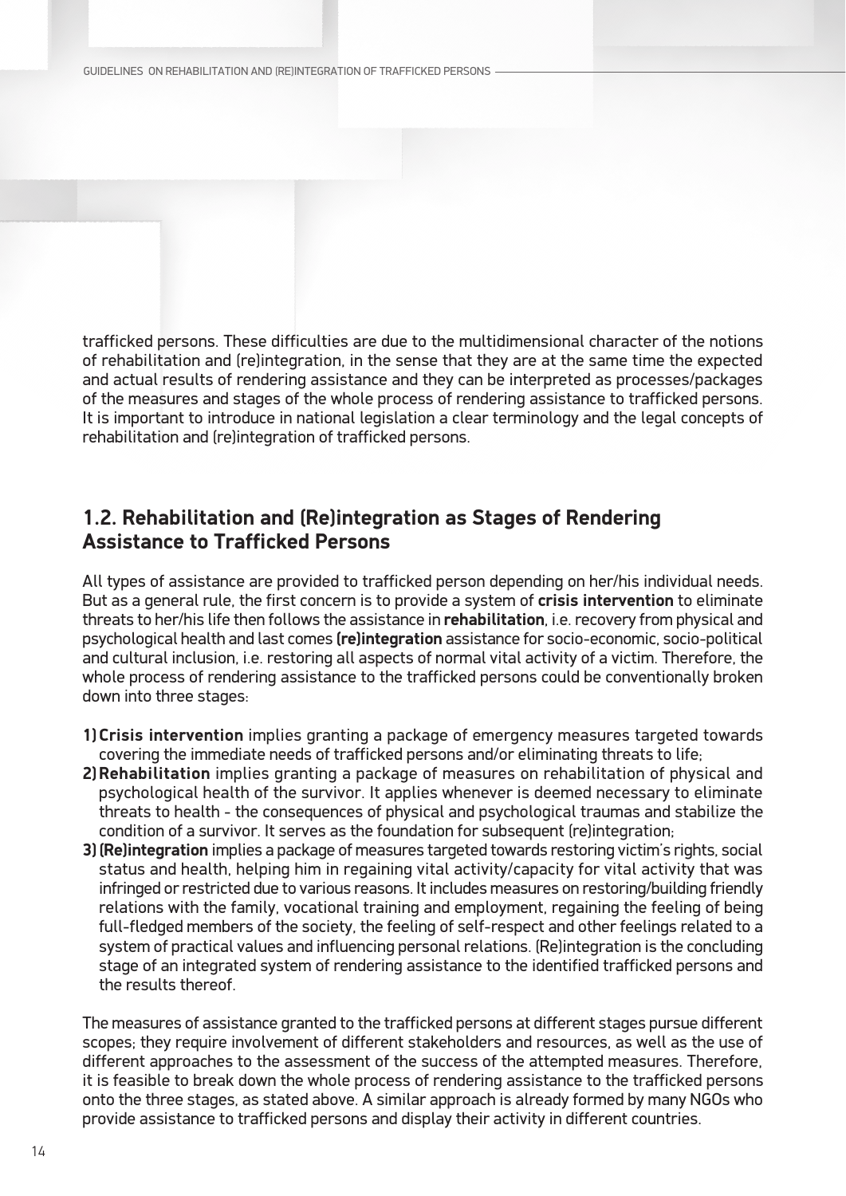trafficked persons. These difficulties are due to the multidimensional character of the notions of rehabilitation and (re)integration, in the sense that they are at the same time the expected and actual results of rendering assistance and they can be interpreted as processes/packages of the measures and stages of the whole process of rendering assistance to trafficked persons. It is important to introduce in national legislation a clear terminology and the legal concepts of rehabilitation and (re)integration of trafficked persons.

## 1.2. Rehabilitation and (Re)integration as Stages of Rendering Assistance to Trafficked Persons

All types of assistance are provided to trafficked person depending on her/his individual needs. But as a general rule, the first concern is to provide a system of **crisis intervention** to eliminate threats to her/his life then follows the assistance in **rehabilitation**, i.e. recovery from physical and psychological health and last comes **(re)integration** assistance for socio-economic, socio-political and cultural inclusion, i.e. restoring all aspects of normal vital activity of a victim. Therefore, the whole process of rendering assistance to the trafficked persons could be conventionally broken down into three stages:

1) **Crisis intervention** implies granting a package of emergency measures targeted towards covering the immediate needs of trafficked persons and/or eliminating threats to life;
2) **Rehabilitation** implies granting a package of measures on rehabilitation of physical and psychological health of the survivor. It applies whenever is deemed necessary to eliminate threats to health - the consequences of physical and psychological traumas and stabilize the condition of a survivor. It serves as the foundation for subsequent (re)integration;
3) **(Re)integration** implies a package of measures targeted towards restoring victim's rights, social status and health, helping him in regaining vital activity/capacity for vital activity that was infringed or restricted due to various reasons. It includes measures on restoring/building friendly relations with the family, vocational training and employment, regaining the feeling of being full-fledged members of the society, the feeling of self-respect and other feelings related to a system of practical values and influencing personal relations. (Re)integration is the concluding stage of an integrated system of rendering assistance to the identified trafficked persons and the results thereof.

The measures of assistance granted to the trafficked persons at different stages pursue different scopes; they require involvement of different stakeholders and resources, as well as the use of different approaches to the assessment of the success of the attempted measures. Therefore, it is feasible to break down the whole process of rendering assistance to the trafficked persons onto the three stages, as stated above. A similar approach is already formed by many NGOs who provide assistance to trafficked persons and display their activity in different countries.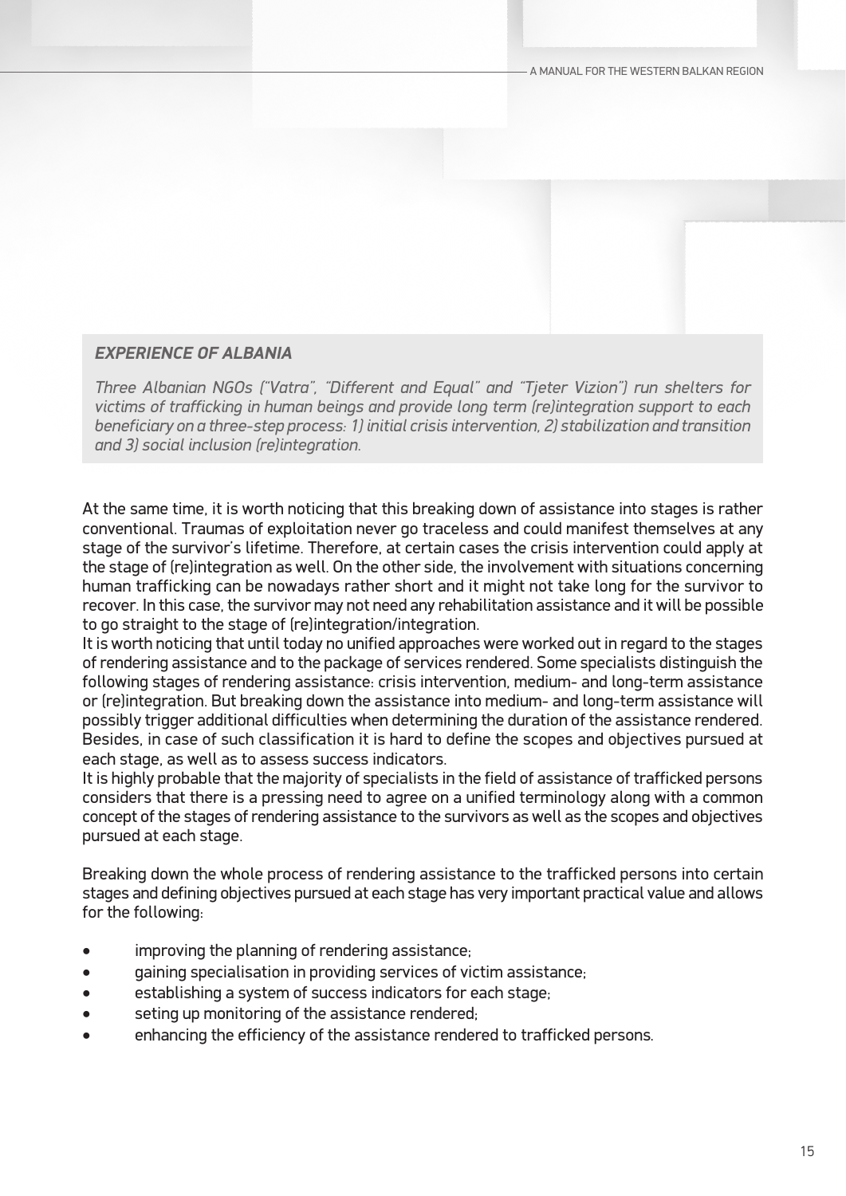**_EXPERIENCE OF ALBANIA_**

*Three Albanian NGOs ("Vatra", "Different and Equal" and "Tjeter Vizion") run shelters for victims of trafficking in human beings and provide long term (re)integration support to each beneficiary on a three-step process: 1) initial crisis intervention, 2) stabilization and transition and 3) social inclusion (re)integration.*

At the same time, it is worth noticing that this breaking down of assistance into stages is rather conventional. Traumas of exploitation never go traceless and could manifest themselves at any stage of the survivor's lifetime. Therefore, at certain cases the crisis intervention could apply at the stage of (re)integration as well. On the other side, the involvement with situations concerning human trafficking can be nowadays rather short and it might not take long for the survivor to recover. In this case, the survivor may not need any rehabilitation assistance and it will be possible to go straight to the stage of (re)integration/integration.

It is worth noticing that until today no unified approaches were worked out in regard to the stages of rendering assistance and to the package of services rendered. Some specialists distinguish the following stages of rendering assistance: crisis intervention, medium- and long-term assistance or (re)integration. But breaking down the assistance into medium- and long-term assistance will possibly trigger additional difficulties when determining the duration of the assistance rendered. Besides, in case of such classification it is hard to define the scopes and objectives pursued at each stage, as well as to assess success indicators.

It is highly probable that the majority of specialists in the field of assistance of trafficked persons considers that there is a pressing need to agree on a unified terminology along with a common concept of the stages of rendering assistance to the survivors as well as the scopes and objectives pursued at each stage.

Breaking down the whole process of rendering assistance to the trafficked persons into certain stages and defining objectives pursued at each stage has very important practical value and allows for the following:

- improving the planning of rendering assistance;
- gaining specialisation in providing services of victim assistance;
- establishing a system of success indicators for each stage;
- seting up monitoring of the assistance rendered;
- enhancing the efficiency of the assistance rendered to trafficked persons.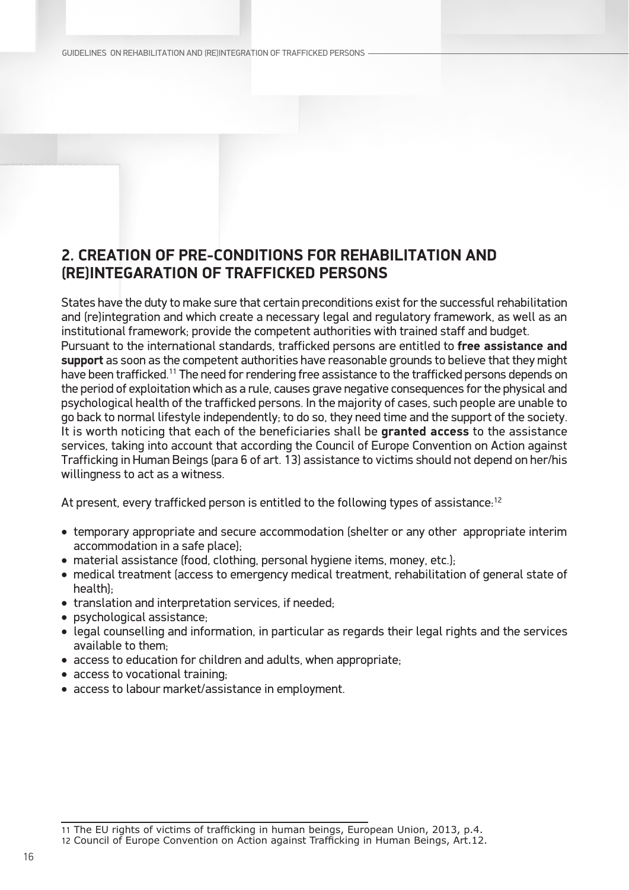## 2. CREATION OF PRE-CONDITIONS FOR REHABILITATION AND (RE)INTEGARATION OF TRAFFICKED PERSONS

States have the duty to make sure that certain preconditions exist for the successful rehabilitation and (re)integration and which create a necessary legal and regulatory framework, as well as an institutional framework; provide the competent authorities with trained staff and budget.
Pursuant to the international standards, trafficked persons are entitled to **free assistance and support** as soon as the competent authorities have reasonable grounds to believe that they might have been trafficked.[11] The need for rendering free assistance to the trafficked persons depends on the period of exploitation which as a rule, causes grave negative consequences for the physical and psychological health of the trafficked persons. In the majority of cases, such people are unable to go back to normal lifestyle independently; to do so, they need time and the support of the society.
It is worth noticing that each of the beneficiaries shall be **granted access** to the assistance services, taking into account that according the Council of Europe Convention on Action against Trafficking in Human Beings (para 6 of art. 13) assistance to victims should not depend on her/his willingness to act as a witness.

At present, every trafficked person is entitled to the following types of assistance:[12]

- temporary appropriate and secure accommodation (shelter or any other appropriate interim accommodation in a safe place);
- material assistance (food, clothing, personal hygiene items, money, etc.);
- medical treatment (access to emergency medical treatment, rehabilitation of general state of health);
- translation and interpretation services, if needed;
- psychological assistance;
- legal counselling and information, in particular as regards their legal rights and the services available to them;
- access to education for children and adults, when appropriate;
- access to vocational training;
- access to labour market/assistance in employment.

---

11 The EU rights of victims of trafficking in human beings, European Union, 2013, p.4.
12 Council of Europe Convention on Action against Trafficking in Human Beings, Art.12.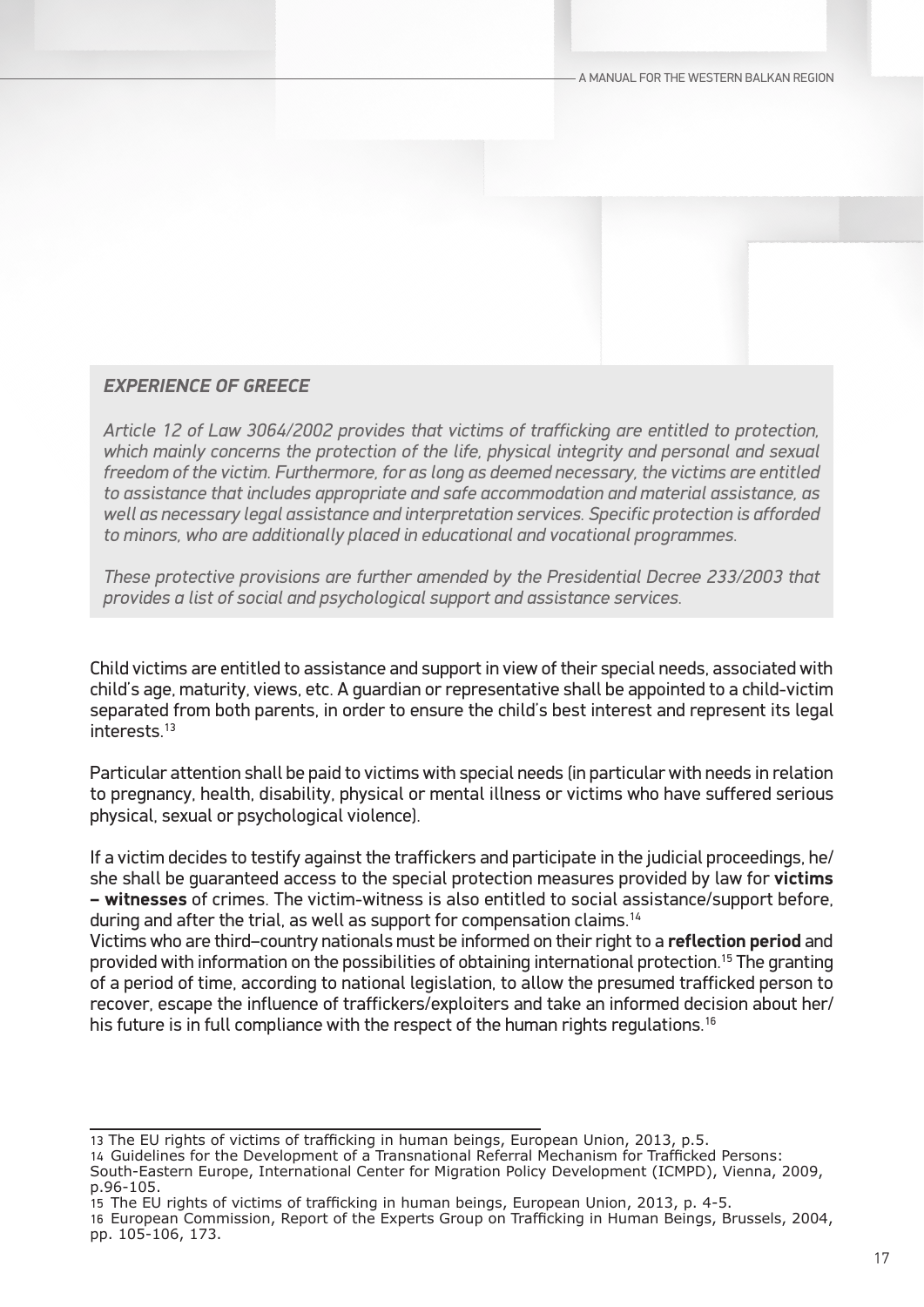***EXPERIENCE OF GREECE***

*Article 12 of Law 3064/2002 provides that victims of trafficking are entitled to protection, which mainly concerns the protection of the life, physical integrity and personal and sexual freedom of the victim. Furthermore, for as long as deemed necessary, the victims are entitled to assistance that includes appropriate and safe accommodation and material assistance, as well as necessary legal assistance and interpretation services. Specific protection is afforded to minors, who are additionally placed in educational and vocational programmes.*

*These protective provisions are further amended by the Presidential Decree 233/2003 that provides a list of social and psychological support and assistance services.*

Child victims are entitled to assistance and support in view of their special needs, associated with child's age, maturity, views, etc. A guardian or representative shall be appointed to a child-victim separated from both parents, in order to ensure the child's best interest and represent its legal interests.[13]

Particular attention shall be paid to victims with special needs (in particular with needs in relation to pregnancy, health, disability, physical or mental illness or victims who have suffered serious physical, sexual or psychological violence).

If a victim decides to testify against the traffickers and participate in the judicial proceedings, he/she shall be guaranteed access to the special protection measures provided by law for **victims – witnesses** of crimes. The victim-witness is also entitled to social assistance/support before, during and after the trial, as well as support for compensation claims.[14]

Victims who are third–country nationals must be informed on their right to a **reflection period** and provided with information on the possibilities of obtaining international protection.[15] The granting of a period of time, according to national legislation, to allow the presumed trafficked person to recover, escape the influence of traffickers/exploiters and take an informed decision about her/his future is in full compliance with the respect of the human rights regulations.[16]

---

13 The EU rights of victims of trafficking in human beings, European Union, 2013, p.5.

14 Guidelines for the Development of a Transnational Referral Mechanism for Trafficked Persons: South-Eastern Europe, International Center for Migration Policy Development (ICMPD), Vienna, 2009, p.96-105.

15 The EU rights of victims of trafficking in human beings, European Union, 2013, p. 4-5.

16 European Commission, Report of the Experts Group on Trafficking in Human Beings, Brussels, 2004, pp. 105-106, 173.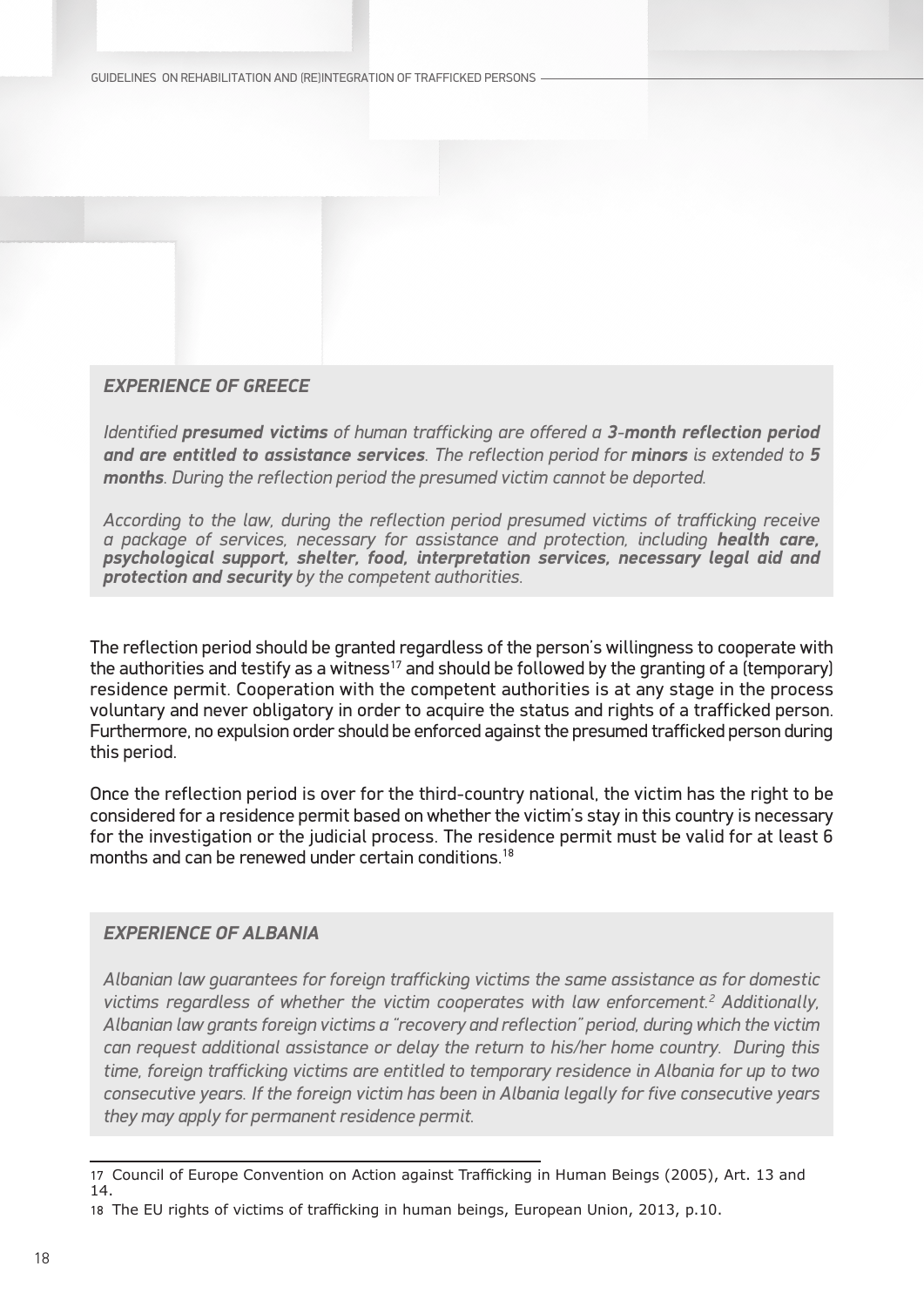### *EXPERIENCE OF GREECE*

*Identified* ***presumed victims*** *of human trafficking are offered a* ***3-month reflection period and are entitled to assistance services****. The reflection period for* ***minors*** *is extended to* ***5 months****. During the reflection period the presumed victim cannot be deported.*

*According to the law, during the reflection period presumed victims of trafficking receive a package of services, necessary for assistance and protection, including* ***health care, psychological support, shelter, food, interpretation services, necessary legal aid and protection and security*** *by the competent authorities.*

The reflection period should be granted regardless of the person's willingness to cooperate with the authorities and testify as a witness[17] and should be followed by the granting of a (temporary) residence permit. Cooperation with the competent authorities is at any stage in the process voluntary and never obligatory in order to acquire the status and rights of a trafficked person. Furthermore, no expulsion order should be enforced against the presumed trafficked person during this period.

Once the reflection period is over for the third-country national, the victim has the right to be considered for a residence permit based on whether the victim's stay in this country is necessary for the investigation or the judicial process. The residence permit must be valid for at least 6 months and can be renewed under certain conditions.[18]

### *EXPERIENCE OF ALBANIA*

*Albanian law guarantees for foreign trafficking victims the same assistance as for domestic victims regardless of whether the victim cooperates with law enforcement.[2] Additionally, Albanian law grants foreign victims a "recovery and reflection" period, during which the victim can request additional assistance or delay the return to his/her home country. During this time, foreign trafficking victims are entitled to temporary residence in Albania for up to two consecutive years. If the foreign victim has been in Albania legally for five consecutive years they may apply for permanent residence permit.*

---

17 Council of Europe Convention on Action against Trafficking in Human Beings (2005), Art. 13 and 14.

18 The EU rights of victims of trafficking in human beings, European Union, 2013, p.10.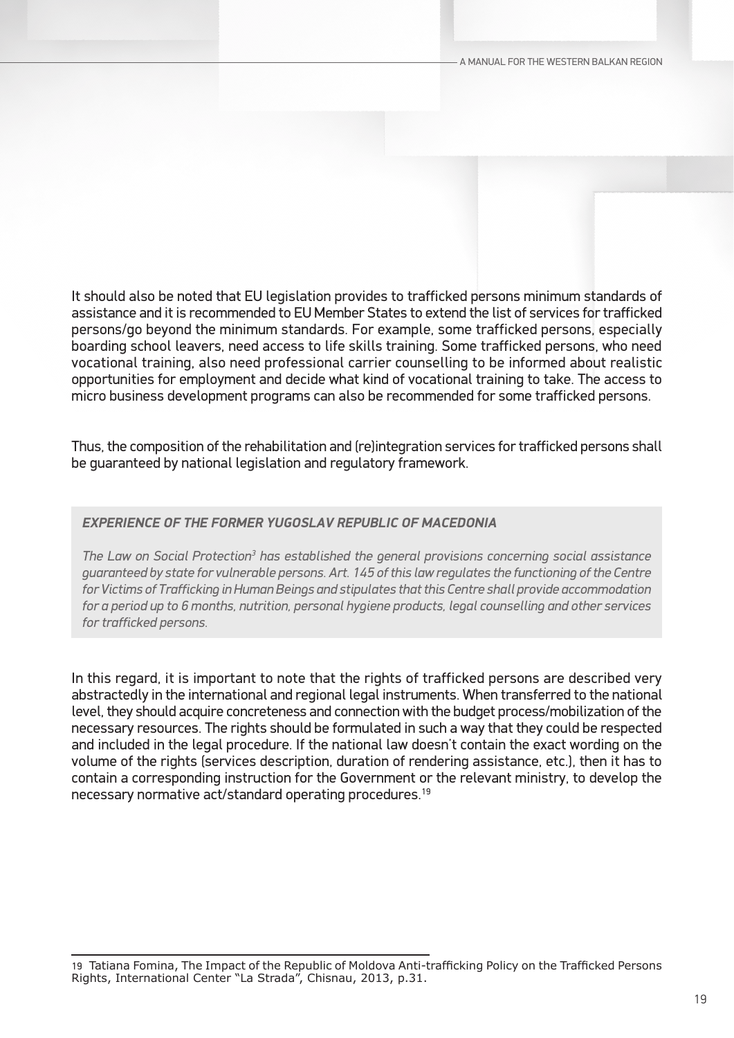It should also be noted that EU legislation provides to trafficked persons minimum standards of assistance and it is recommended to EU Member States to extend the list of services for trafficked persons/go beyond the minimum standards. For example, some trafficked persons, especially boarding school leavers, need access to life skills training. Some trafficked persons, who need vocational training, also need professional carrier counselling to be informed about realistic opportunities for employment and decide what kind of vocational training to take. The access to micro business development programs can also be recommended for some trafficked persons.

Thus, the composition of the rehabilitation and (re)integration services for trafficked persons shall be guaranteed by national legislation and regulatory framework.

> ***EXPERIENCE OF THE FORMER YUGOSLAV REPUBLIC OF MACEDONIA***
>
> *The Law on Social Protection[3] has established the general provisions concerning social assistance guaranteed by state for vulnerable persons. Art. 145 of this law regulates the functioning of the Centre for Victims of Trafficking in Human Beings and stipulates that this Centre shall provide accommodation for a period up to 6 months, nutrition, personal hygiene products, legal counselling and other services for trafficked persons.*

In this regard, it is important to note that the rights of trafficked persons are described very abstractedly in the international and regional legal instruments. When transferred to the national level, they should acquire concreteness and connection with the budget process/mobilization of the necessary resources. The rights should be formulated in such a way that they could be respected and included in the legal procedure. If the national law doesn't contain the exact wording on the volume of the rights (services description, duration of rendering assistance, etc.), then it has to contain a corresponding instruction for the Government or the relevant ministry, to develop the necessary normative act/standard operating procedures.[19]

---

19 Tatiana Fomina, The Impact of the Republic of Moldova Anti-trafficking Policy on the Trafficked Persons Rights, International Center "La Strada", Chisnau, 2013, p.31.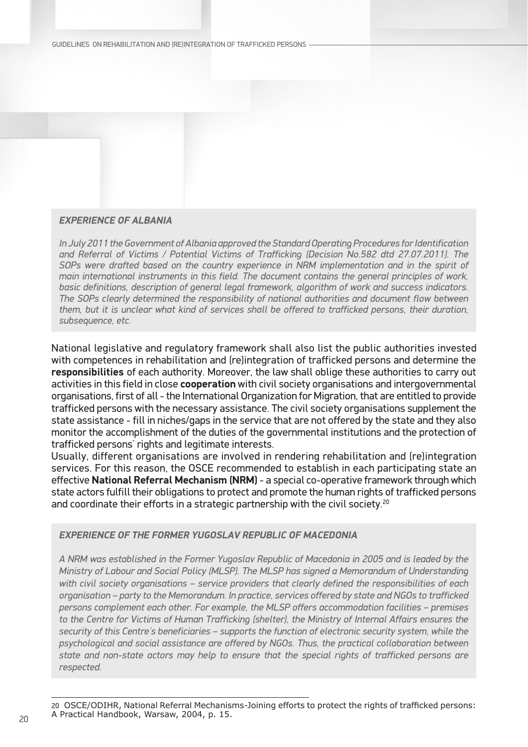***EXPERIENCE OF ALBANIA***

*In July 2011 the Government of Albania approved the Standard Operating Procedures for Identification and Referral of Victims / Potential Victims of Trafficking (Decision No.582 dtd 27.07.2011). The SOPs were drafted based on the country experience in NRM implementation and in the spirit of main international instruments in this field. The document contains the general principles of work, basic definitions, description of general legal framework, algorithm of work and success indicators. The SOPs clearly determined the responsibility of national authorities and document flow between them, but it is unclear what kind of services shall be offered to trafficked persons, their duration, subsequence, etc.*

National legislative and regulatory framework shall also list the public authorities invested with competences in rehabilitation and (re)integration of trafficked persons and determine the **responsibilities** of each authority. Moreover, the law shall oblige these authorities to carry out activities in this field in close **cooperation** with civil society organisations and intergovernmental organisations, first of all - the International Organization for Migration, that are entitled to provide trafficked persons with the necessary assistance. The civil society organisations supplement the state assistance - fill in niches/gaps in the service that are not offered by the state and they also monitor the accomplishment of the duties of the governmental institutions and the protection of trafficked persons' rights and legitimate interests.

Usually, different organisations are involved in rendering rehabilitation and (re)integration services. For this reason, the OSCE recommended to establish in each participating state an effective **National Referral Mechanism (NRM)** - a special co-operative framework through which state actors fulfill their obligations to protect and promote the human rights of trafficked persons and coordinate their efforts in a strategic partnership with the civil society.[20]

***EXPERIENCE OF THE FORMER YUGOSLAV REPUBLIC OF MACEDONIA***

*A NRM was established in the Former Yugoslav Republic of Macedonia in 2005 and is leaded by the Ministry of Labour and Social Policy (MLSP). The MLSP has signed a Memorandum of Understanding with civil society organisations – service providers that clearly defined the responsibilities of each organisation – party to the Memorandum. In practice, services offered by state and NGOs to trafficked persons complement each other. For example, the MLSP offers accommodation facilities – premises to the Centre for Victims of Human Trafficking (shelter), the Ministry of Internal Affairs ensures the security of this Centre's beneficiaries – supports the function of electronic security system, while the psychological and social assistance are offered by NGOs. Thus, the practical collaboration between state and non-state actors may help to ensure that the special rights of trafficked persons are respected.*

---

20 OSCE/ODIHR, National Referral Mechanisms-Joining efforts to protect the rights of trafficked persons: A Practical Handbook, Warsaw, 2004, p. 15.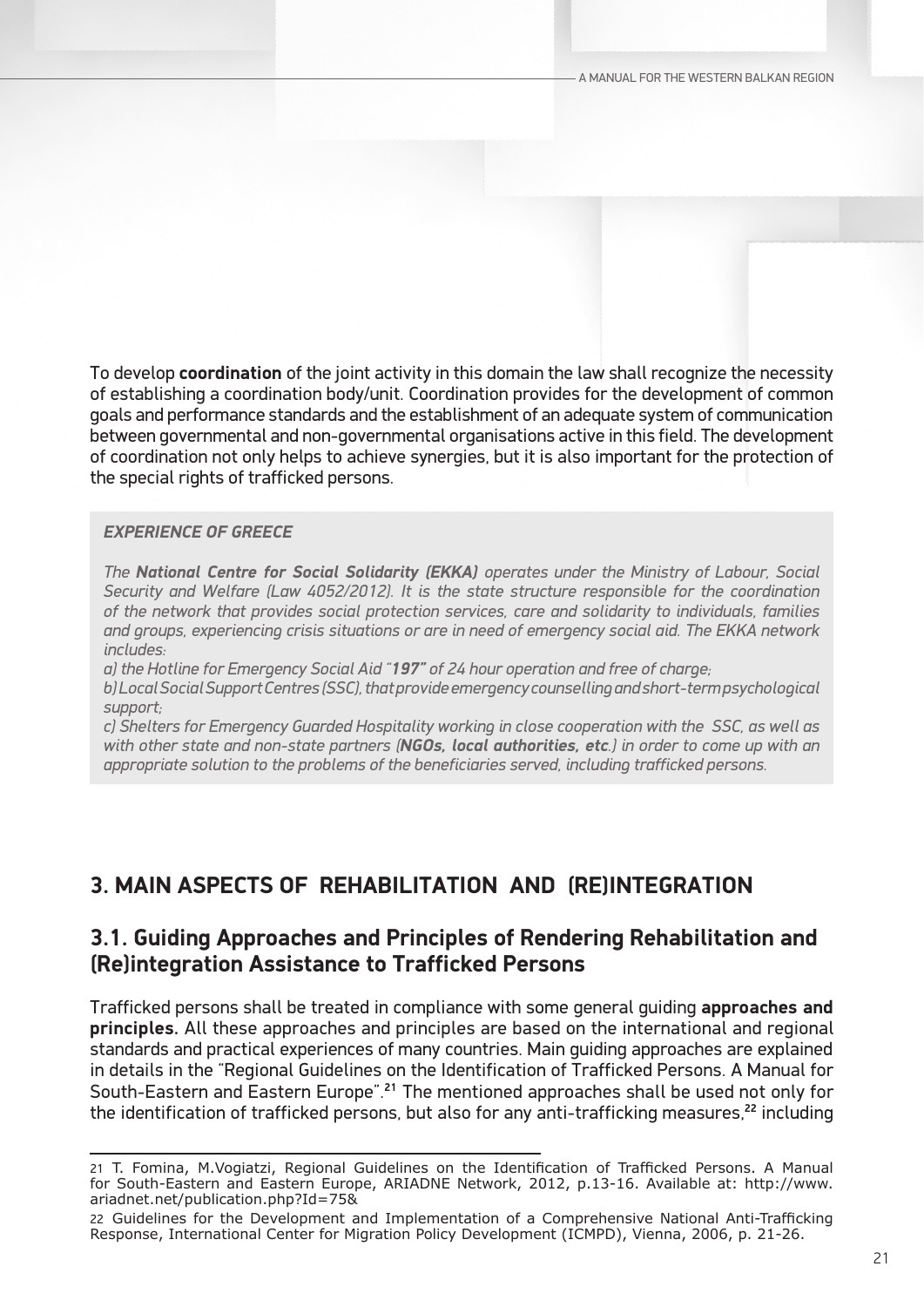To develop **coordination** of the joint activity in this domain the law shall recognize the necessity of establishing a coordination body/unit. Coordination provides for the development of common goals and performance standards and the establishment of an adequate system of communication between governmental and non-governmental organisations active in this field. The development of coordination not only helps to achieve synergies, but it is also important for the protection of the special rights of trafficked persons.

> ***EXPERIENCE OF GREECE***
>
> *The **National Centre for Social Solidarity (EKKA)** operates under the Ministry of Labour, Social Security and Welfare (Law 4052/2012). It is the state structure responsible for the coordination of the network that provides social protection services, care and solidarity to individuals, families and groups, experiencing crisis situations or are in need of emergency social aid. The EKKA network includes:*
>
> *a) the Hotline for Emergency Social Aid "**197**" of 24 hour operation and free of charge;*
>
> *b) Local Social Support Centres (SSC), that provide emergency counselling and short-term psychological support;*
>
> *c) Shelters for Emergency Guarded Hospitality working in close cooperation with the SSC, as well as with other state and non-state partners (**NGOs, local authorities, etc**.) in order to come up with an appropriate solution to the problems of the beneficiaries served, including trafficked persons.*

## 3. MAIN ASPECTS OF REHABILITATION AND (RE)INTEGRATION

### 3.1. Guiding Approaches and Principles of Rendering Rehabilitation and (Re)integration Assistance to Trafficked Persons

Trafficked persons shall be treated in compliance with some general guiding **approaches and principles.** All these approaches and principles are based on the international and regional standards and practical experiences of many countries. Main guiding approaches are explained in details in the "Regional Guidelines on the Identification of Trafficked Persons. A Manual for South-Eastern and Eastern Europe".[21] The mentioned approaches shall be used not only for the identification of trafficked persons, but also for any anti-trafficking measures,[22] including

---

21 T. Fomina, M.Vogiatzi, Regional Guidelines on the Identification of Trafficked Persons. A Manual for South-Eastern and Eastern Europe, ARIADNE Network, 2012, p.13-16. Available at: http://www.ariadnet.net/publication.php?Id=75&

22 Guidelines for the Development and Implementation of a Comprehensive National Anti-Trafficking Response, International Center for Migration Policy Development (ICMPD), Vienna, 2006, p. 21-26.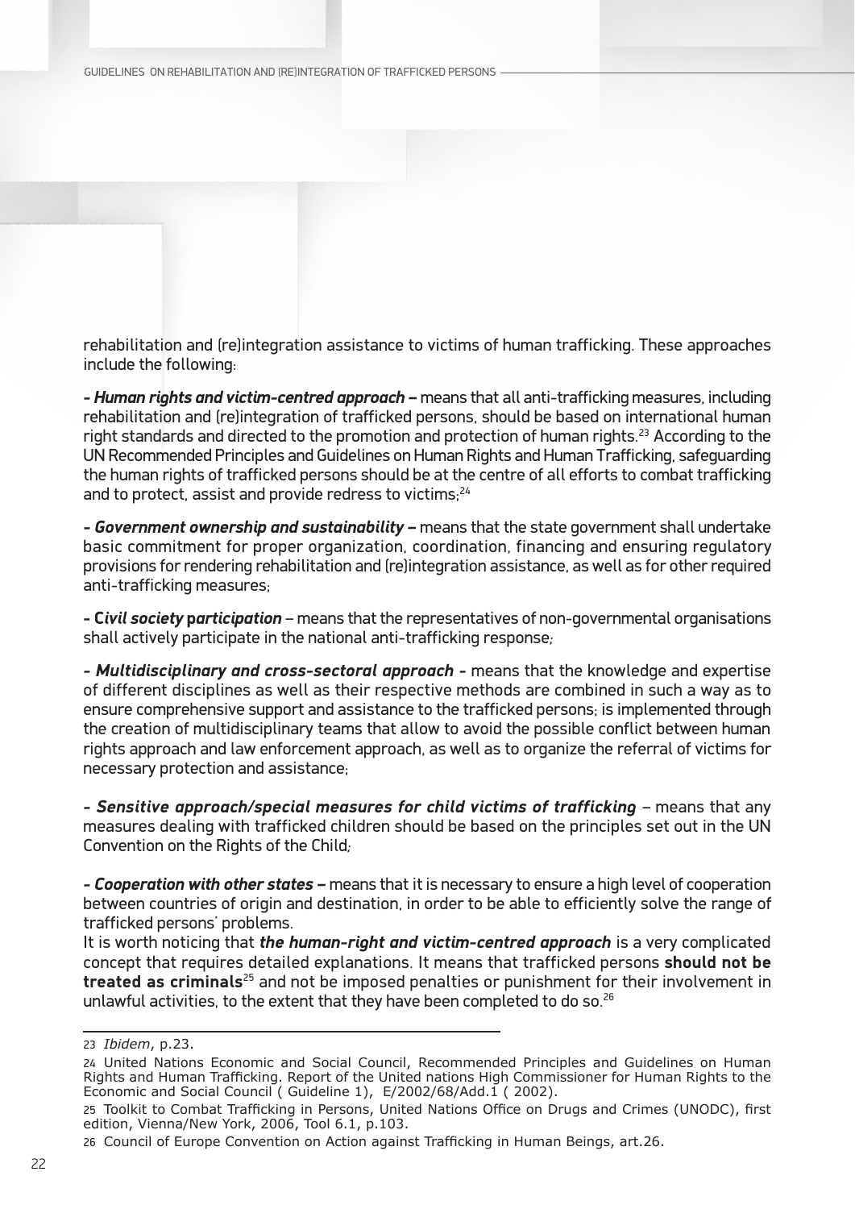rehabilitation and (re)integration assistance to victims of human trafficking. These approaches include the following:

***- Human rights and victim-centred approach –*** means that all anti-trafficking measures, including rehabilitation and (re)integration of trafficked persons, should be based on international human right standards and directed to the promotion and protection of human rights.[23] According to the UN Recommended Principles and Guidelines on Human Rights and Human Trafficking, safeguarding the human rights of trafficked persons should be at the centre of all efforts to combat trafficking and to protect, assist and provide redress to victims;[24]

***- Government ownership and sustainability –*** means that the state government shall undertake basic commitment for proper organization, coordination, financing and ensuring regulatory provisions for rendering rehabilitation and (re)integration assistance, as well as for other required anti-trafficking measures;

**- C*ivil society participation*** – means that the representatives of non-governmental organisations shall actively participate in the national anti-trafficking response;

***- Multidisciplinary and cross-sectoral approach -*** means that the knowledge and expertise of different disciplines as well as their respective methods are combined in such a way as to ensure comprehensive support and assistance to the trafficked persons; is implemented through the creation of multidisciplinary teams that allow to avoid the possible conflict between human rights approach and law enforcement approach, as well as to organize the referral of victims for necessary protection and assistance;

***- Sensitive approach/special measures for child victims of trafficking*** – means that any measures dealing with trafficked children should be based on the principles set out in the UN Convention on the Rights of the Child;

***- Cooperation with other states –*** means that it is necessary to ensure a high level of cooperation between countries of origin and destination, in order to be able to efficiently solve the range of trafficked persons' problems.

It is worth noticing that ***the human-right and victim-centred approach*** is a very complicated concept that requires detailed explanations. It means that trafficked persons **should not be treated as criminals**[25] and not be imposed penalties or punishment for their involvement in unlawful activities, to the extent that they have been completed to do so.[26]

---

23 *Ibidem*, p.23.

24 United Nations Economic and Social Council, Recommended Principles and Guidelines on Human Rights and Human Trafficking. Report of the United nations High Commissioner for Human Rights to the Economic and Social Council ( Guideline 1), E/2002/68/Add.1 ( 2002).

25 Toolkit to Combat Trafficking in Persons, United Nations Office on Drugs and Crimes (UNODC), first edition, Vienna/New York, 2006, Tool 6.1, p.103.

26 Council of Europe Convention on Action against Trafficking in Human Beings, art.26.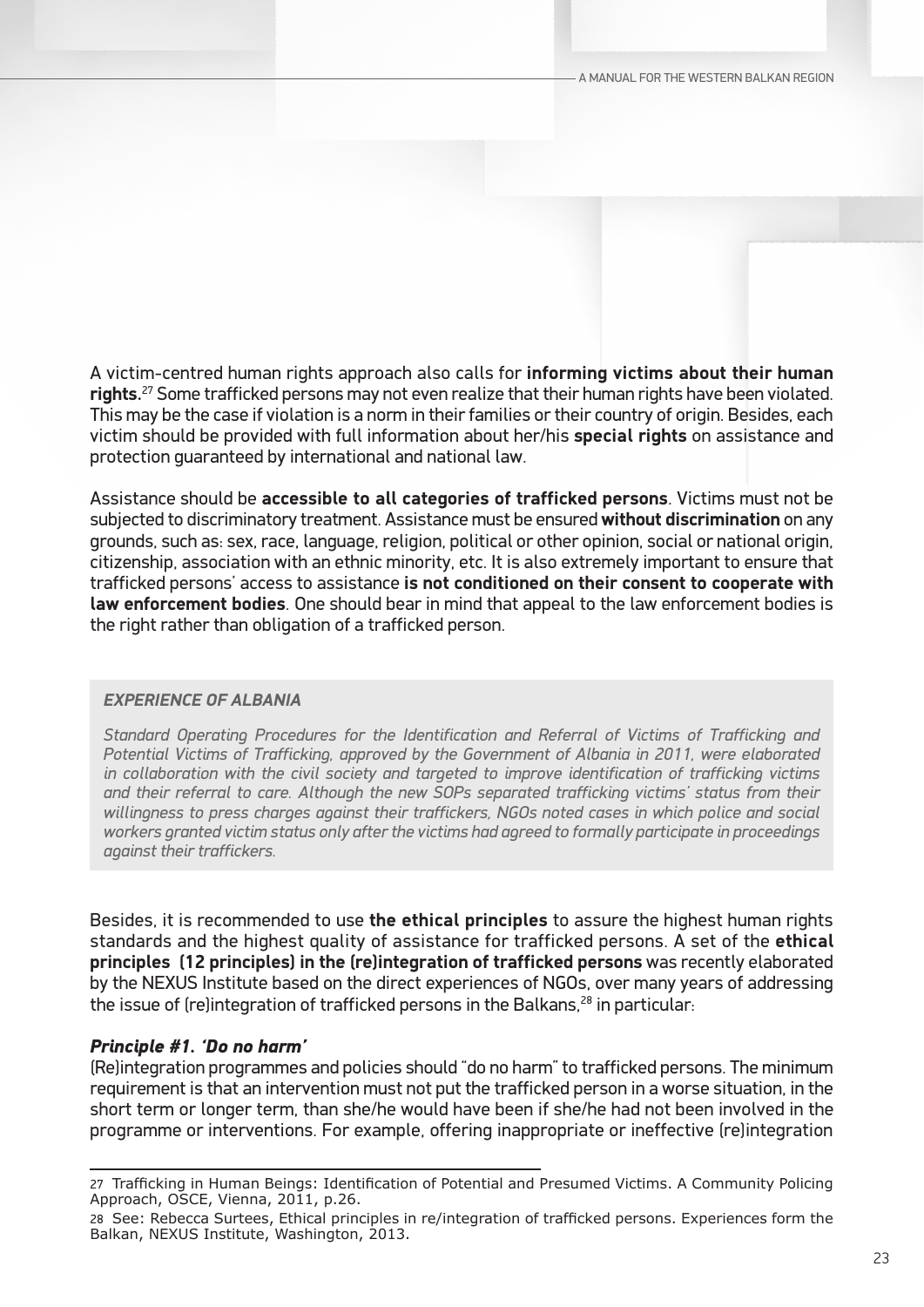A victim-centred human rights approach also calls for **informing victims about their human rights.**[27] Some trafficked persons may not even realize that their human rights have been violated. This may be the case if violation is a norm in their families or their country of origin. Besides, each victim should be provided with full information about her/his **special rights** on assistance and protection guaranteed by international and national law.

Assistance should be **accessible to all categories of trafficked persons**. Victims must not be subjected to discriminatory treatment. Assistance must be ensured **without discrimination** on any grounds, such as: sex, race, language, religion, political or other opinion, social or national origin, citizenship, association with an ethnic minority, etc. It is also extremely important to ensure that trafficked persons' access to assistance **is not conditioned on their consent to cooperate with law enforcement bodies**. One should bear in mind that appeal to the law enforcement bodies is the right rather than obligation of a trafficked person.

> ***EXPERIENCE OF ALBANIA***
>
> *Standard Operating Procedures for the Identification and Referral of Victims of Trafficking and Potential Victims of Trafficking, approved by the Government of Albania in 2011, were elaborated in collaboration with the civil society and targeted to improve identification of trafficking victims and their referral to care. Although the new SOPs separated trafficking victims' status from their willingness to press charges against their traffickers, NGOs noted cases in which police and social workers granted victim status only after the victims had agreed to formally participate in proceedings against their traffickers.*

Besides, it is recommended to use **the ethical principles** to assure the highest human rights standards and the highest quality of assistance for trafficked persons. A set of the **ethical principles (12 principles) in the (re)integration of trafficked persons** was recently elaborated by the NEXUS Institute based on the direct experiences of NGOs, over many years of addressing the issue of (re)integration of trafficked persons in the Balkans,[28] in particular:

***Principle #1. 'Do no harm'***

(Re)integration programmes and policies should "do no harm" to trafficked persons. The minimum requirement is that an intervention must not put the trafficked person in a worse situation, in the short term or longer term, than she/he would have been if she/he had not been involved in the programme or interventions. For example, offering inappropriate or ineffective (re)integration

---

27 Trafficking in Human Beings: Identification of Potential and Presumed Victims. A Community Policing Approach, OSCE, Vienna, 2011, p.26.

28 See: Rebecca Surtees, Ethical principles in re/integration of trafficked persons. Experiences form the Balkan, NEXUS Institute, Washington, 2013.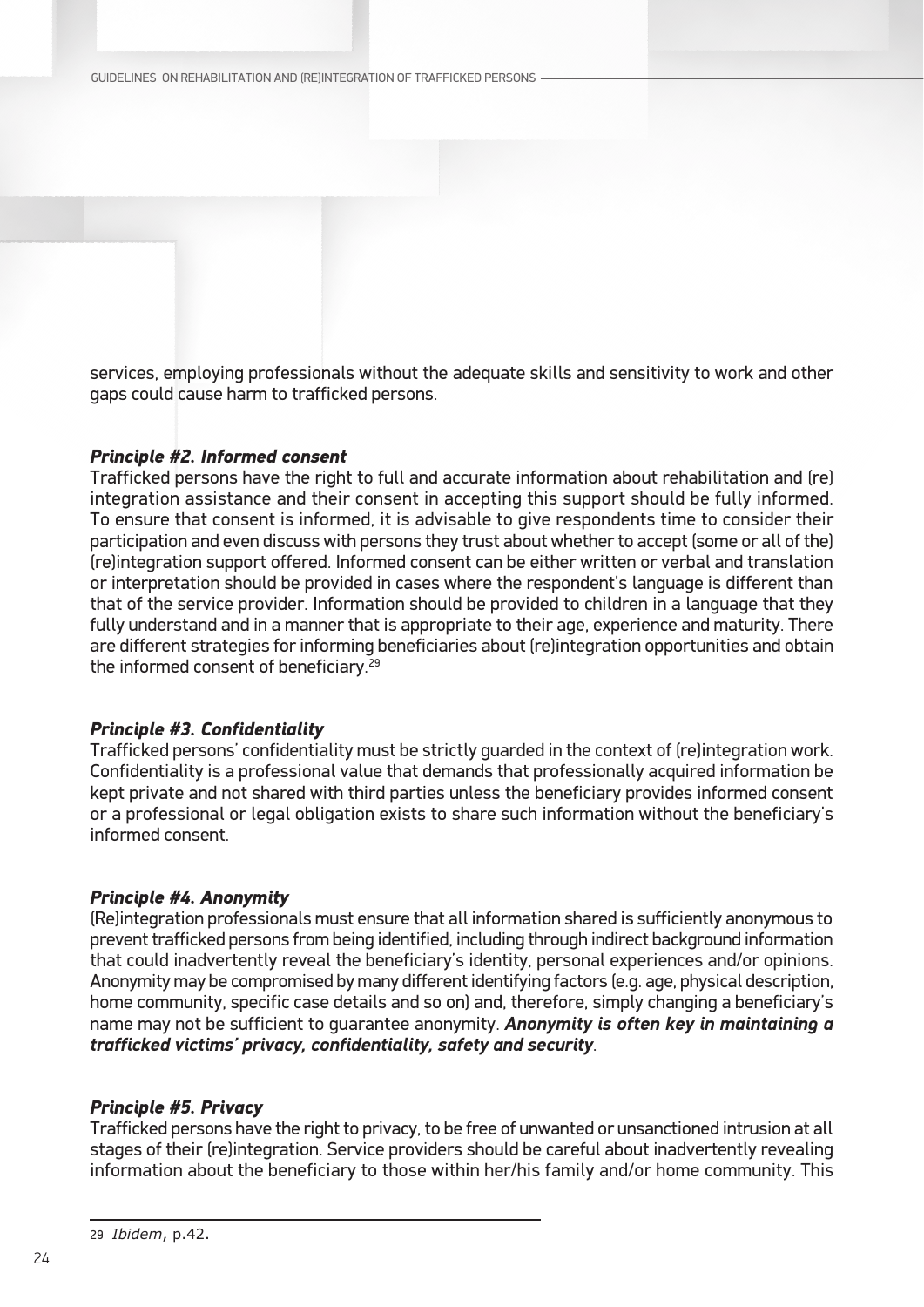services, employing professionals without the adequate skills and sensitivity to work and other gaps could cause harm to trafficked persons.

***Principle #2. Informed consent***

Trafficked persons have the right to full and accurate information about rehabilitation and (re) integration assistance and their consent in accepting this support should be fully informed. To ensure that consent is informed, it is advisable to give respondents time to consider their participation and even discuss with persons they trust about whether to accept (some or all of the) (re)integration support offered. Informed consent can be either written or verbal and translation or interpretation should be provided in cases where the respondent's language is different than that of the service provider. Information should be provided to children in a language that they fully understand and in a manner that is appropriate to their age, experience and maturity. There are different strategies for informing beneficiaries about (re)integration opportunities and obtain the informed consent of beneficiary.[29]

***Principle #3. Confidentiality***

Trafficked persons' confidentiality must be strictly guarded in the context of (re)integration work. Confidentiality is a professional value that demands that professionally acquired information be kept private and not shared with third parties unless the beneficiary provides informed consent or a professional or legal obligation exists to share such information without the beneficiary's informed consent.

***Principle #4. Anonymity***

(Re)integration professionals must ensure that all information shared is sufficiently anonymous to prevent trafficked persons from being identified, including through indirect background information that could inadvertently reveal the beneficiary's identity, personal experiences and/or opinions. Anonymity may be compromised by many different identifying factors (e.g. age, physical description, home community, specific case details and so on) and, therefore, simply changing a beneficiary's name may not be sufficient to guarantee anonymity. ***Anonymity is often key in maintaining a trafficked victims' privacy, confidentiality, safety and security***.

***Principle #5. Privacy***

Trafficked persons have the right to privacy, to be free of unwanted or unsanctioned intrusion at all stages of their (re)integration. Service providers should be careful about inadvertently revealing information about the beneficiary to those within her/his family and/or home community. This

---

[29] *Ibidem*, p.42.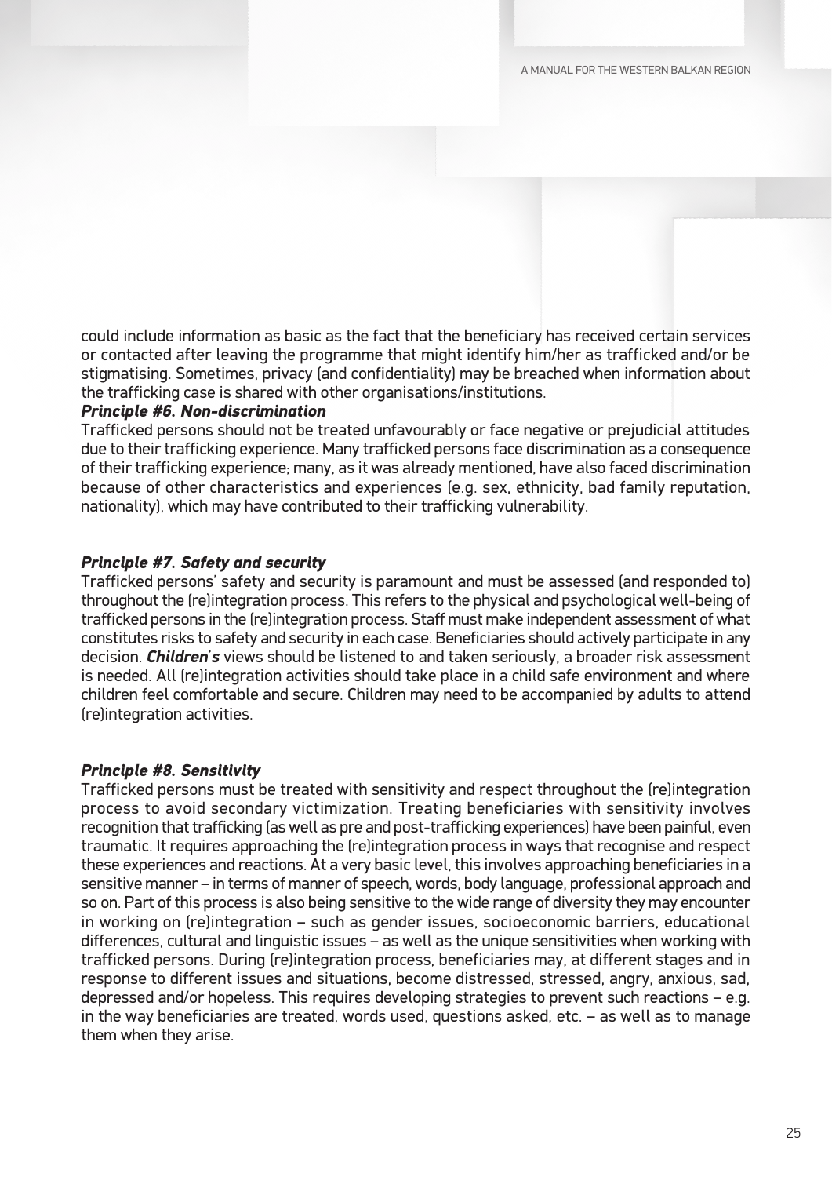could include information as basic as the fact that the beneficiary has received certain services or contacted after leaving the programme that might identify him/her as trafficked and/or be stigmatising. Sometimes, privacy (and confidentiality) may be breached when information about the trafficking case is shared with other organisations/institutions.

***Principle #6. Non-discrimination***

Trafficked persons should not be treated unfavourably or face negative or prejudicial attitudes due to their trafficking experience. Many trafficked persons face discrimination as a consequence of their trafficking experience; many, as it was already mentioned, have also faced discrimination because of other characteristics and experiences (e.g. sex, ethnicity, bad family reputation, nationality), which may have contributed to their trafficking vulnerability.

***Principle #7. Safety and security***

Trafficked persons' safety and security is paramount and must be assessed (and responded to) throughout the (re)integration process. This refers to the physical and psychological well-being of trafficked persons in the (re)integration process. Staff must make independent assessment of what constitutes risks to safety and security in each case. Beneficiaries should actively participate in any decision. ***Children's*** views should be listened to and taken seriously, a broader risk assessment is needed. All (re)integration activities should take place in a child safe environment and where children feel comfortable and secure. Children may need to be accompanied by adults to attend (re)integration activities.

***Principle #8. Sensitivity***

Trafficked persons must be treated with sensitivity and respect throughout the (re)integration process to avoid secondary victimization. Treating beneficiaries with sensitivity involves recognition that trafficking (as well as pre and post-trafficking experiences) have been painful, even traumatic. It requires approaching the (re)integration process in ways that recognise and respect these experiences and reactions. At a very basic level, this involves approaching beneficiaries in a sensitive manner – in terms of manner of speech, words, body language, professional approach and so on. Part of this process is also being sensitive to the wide range of diversity they may encounter in working on (re)integration – such as gender issues, socioeconomic barriers, educational differences, cultural and linguistic issues – as well as the unique sensitivities when working with trafficked persons. During (re)integration process, beneficiaries may, at different stages and in response to different issues and situations, become distressed, stressed, angry, anxious, sad, depressed and/or hopeless. This requires developing strategies to prevent such reactions – e.g. in the way beneficiaries are treated, words used, questions asked, etc. – as well as to manage them when they arise.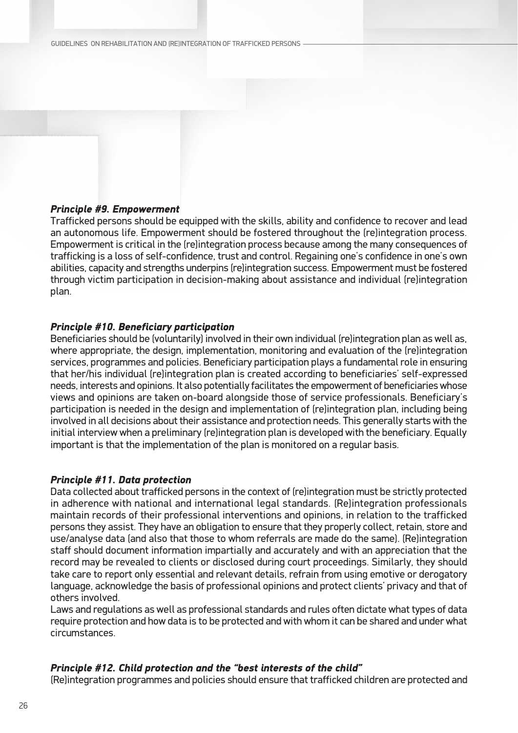***Principle #9. Empowerment***

Trafficked persons should be equipped with the skills, ability and confidence to recover and lead an autonomous life. Empowerment should be fostered throughout the (re)integration process. Empowerment is critical in the (re)integration process because among the many consequences of trafficking is a loss of self-confidence, trust and control. Regaining one's confidence in one's own abilities, capacity and strengths underpins (re)integration success. Empowerment must be fostered through victim participation in decision-making about assistance and individual (re)integration plan.

***Principle #10. Beneficiary participation***

Beneficiaries should be (voluntarily) involved in their own individual (re)integration plan as well as, where appropriate, the design, implementation, monitoring and evaluation of the (re)integration services, programmes and policies. Beneficiary participation plays a fundamental role in ensuring that her/his individual (re)integration plan is created according to beneficiaries' self-expressed needs, interests and opinions. It also potentially facilitates the empowerment of beneficiaries whose views and opinions are taken on-board alongside those of service professionals. Beneficiary's participation is needed in the design and implementation of (re)integration plan, including being involved in all decisions about their assistance and protection needs. This generally starts with the initial interview when a preliminary (re)integration plan is developed with the beneficiary. Equally important is that the implementation of the plan is monitored on a regular basis.

***Principle #11. Data protection***

Data collected about trafficked persons in the context of (re)integration must be strictly protected in adherence with national and international legal standards. (Re)integration professionals maintain records of their professional interventions and opinions, in relation to the trafficked persons they assist. They have an obligation to ensure that they properly collect, retain, store and use/analyse data (and also that those to whom referrals are made do the same). (Re)integration staff should document information impartially and accurately and with an appreciation that the record may be revealed to clients or disclosed during court proceedings. Similarly, they should take care to report only essential and relevant details, refrain from using emotive or derogatory language, acknowledge the basis of professional opinions and protect clients' privacy and that of others involved.

Laws and regulations as well as professional standards and rules often dictate what types of data require protection and how data is to be protected and with whom it can be shared and under what circumstances.

***Principle #12. Child protection and the "best interests of the child"***

(Re)integration programmes and policies should ensure that trafficked children are protected and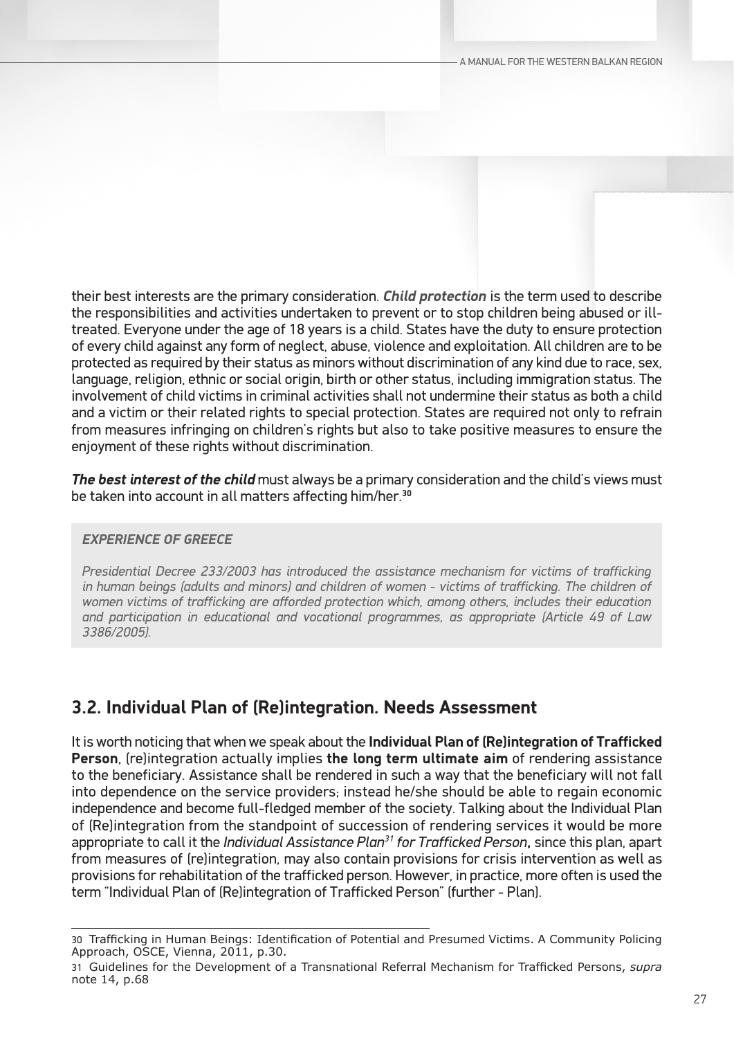their best interests are the primary consideration. ***Child protection*** is the term used to describe the responsibilities and activities undertaken to prevent or to stop children being abused or ill-treated. Everyone under the age of 18 years is a child. States have the duty to ensure protection of every child against any form of neglect, abuse, violence and exploitation. All children are to be protected as required by their status as minors without discrimination of any kind due to race, sex, language, religion, ethnic or social origin, birth or other status, including immigration status. The involvement of child victims in criminal activities shall not undermine their status as both a child and a victim or their related rights to special protection. States are required not only to refrain from measures infringing on children's rights but also to take positive measures to ensure the enjoyment of these rights without discrimination.

***The best interest of the child*** must always be a primary consideration and the child's views must be taken into account in all matters affecting him/her.[30]

> ***EXPERIENCE OF GREECE***
>
> *Presidential Decree 233/2003 has introduced the assistance mechanism for victims of trafficking in human beings (adults and minors) and children of women - victims of trafficking. The children of women victims of trafficking are afforded protection which, among others, includes their education and participation in educational and vocational programmes, as appropriate (Article 49 of Law 3386/2005).*

## 3.2. Individual Plan of (Re)integration. Needs Assessment

It is worth noticing that when we speak about the **Individual Plan of (Re)integration of Trafficked Person**, (re)integration actually implies **the long term ultimate aim** of rendering assistance to the beneficiary. Assistance shall be rendered in such a way that the beneficiary will not fall into dependence on the service providers; instead he/she should be able to regain economic independence and become full-fledged member of the society. Talking about the Individual Plan of (Re)integration from the standpoint of succession of rendering services it would be more appropriate to call it the *Individual Assistance Plan*[31] *for Trafficked Person***,** since this plan, apart from measures of (re)integration, may also contain provisions for crisis intervention as well as provisions for rehabilitation of the trafficked person. However, in practice, more often is used the term "Individual Plan of (Re)integration of Trafficked Person" (further - Plan).

---

30 Trafficking in Human Beings: Identification of Potential and Presumed Victims. A Community Policing Approach, OSCE, Vienna, 2011, p.30.

31 Guidelines for the Development of a Transnational Referral Mechanism for Trafficked Persons, *supra* note 14, p.68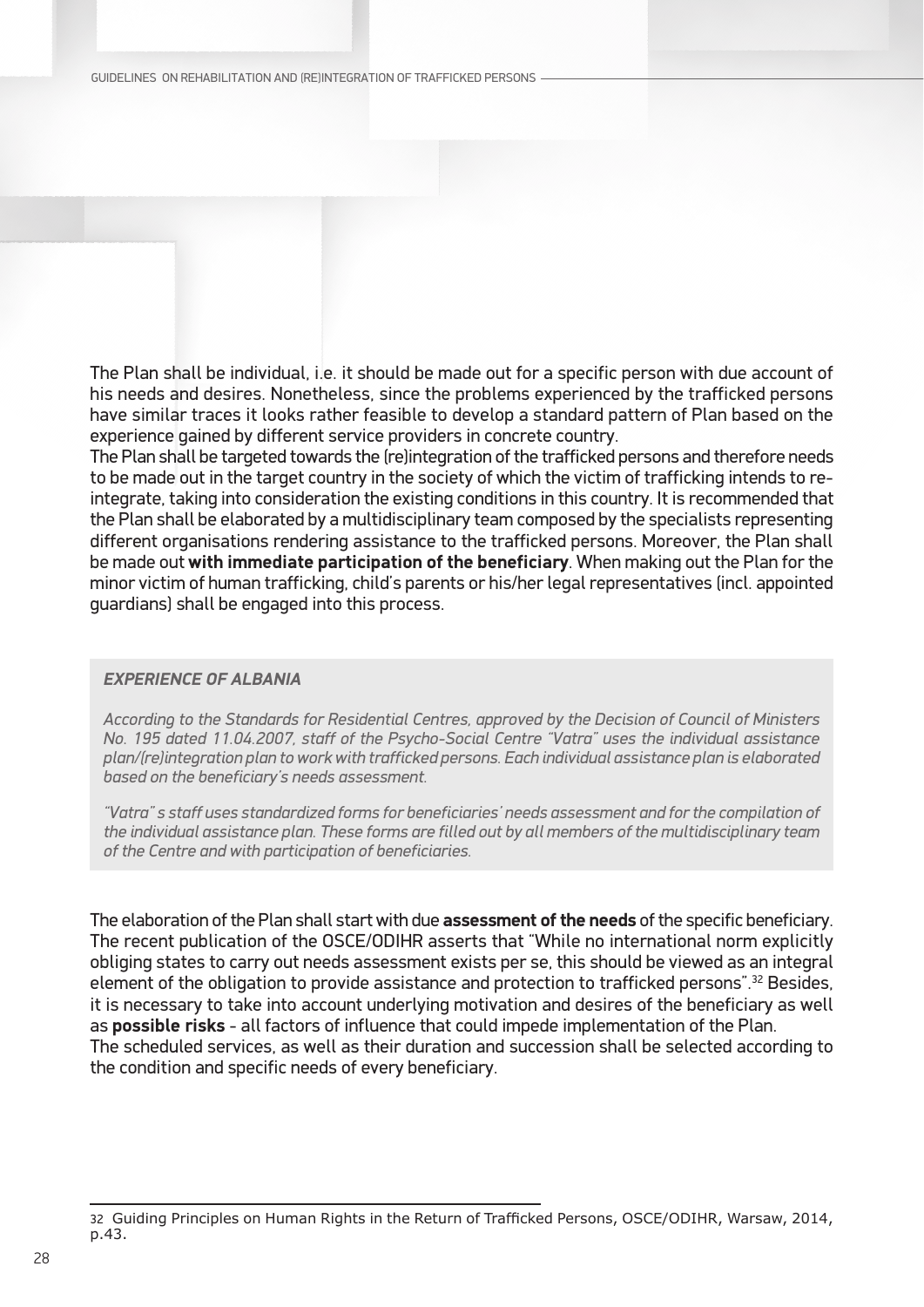The Plan shall be individual, i.e. it should be made out for a specific person with due account of his needs and desires. Nonetheless, since the problems experienced by the trafficked persons have similar traces it looks rather feasible to develop a standard pattern of Plan based on the experience gained by different service providers in concrete country.

The Plan shall be targeted towards the (re)integration of the trafficked persons and therefore needs to be made out in the target country in the society of which the victim of trafficking intends to re-integrate, taking into consideration the existing conditions in this country. It is recommended that the Plan shall be elaborated by a multidisciplinary team composed by the specialists representing different organisations rendering assistance to the trafficked persons. Moreover, the Plan shall be made out **with immediate participation of the beneficiary**. When making out the Plan for the minor victim of human trafficking, child's parents or his/her legal representatives (incl. appointed guardians) shall be engaged into this process.

> ***EXPERIENCE OF ALBANIA***
>
> *According to the Standards for Residential Centres, approved by the Decision of Council of Ministers No. 195 dated 11.04.2007, staff of the Psycho-Social Centre "Vatra" uses the individual assistance plan/(re)integration plan to work with trafficked persons. Each individual assistance plan is elaborated based on the beneficiary's needs assessment.*
>
> *"Vatra" s staff uses standardized forms for beneficiaries' needs assessment and for the compilation of the individual assistance plan. These forms are filled out by all members of the multidisciplinary team of the Centre and with participation of beneficiaries.*

The elaboration of the Plan shall start with due **assessment of the needs** of the specific beneficiary. The recent publication of the OSCE/ODIHR asserts that "While no international norm explicitly obliging states to carry out needs assessment exists per se, this should be viewed as an integral element of the obligation to provide assistance and protection to trafficked persons".[32] Besides, it is necessary to take into account underlying motivation and desires of the beneficiary as well as **possible risks** - all factors of influence that could impede implementation of the Plan.

The scheduled services, as well as their duration and succession shall be selected according to the condition and specific needs of every beneficiary.

---

32 Guiding Principles on Human Rights in the Return of Trafficked Persons, OSCE/ODIHR, Warsaw, 2014, p.43.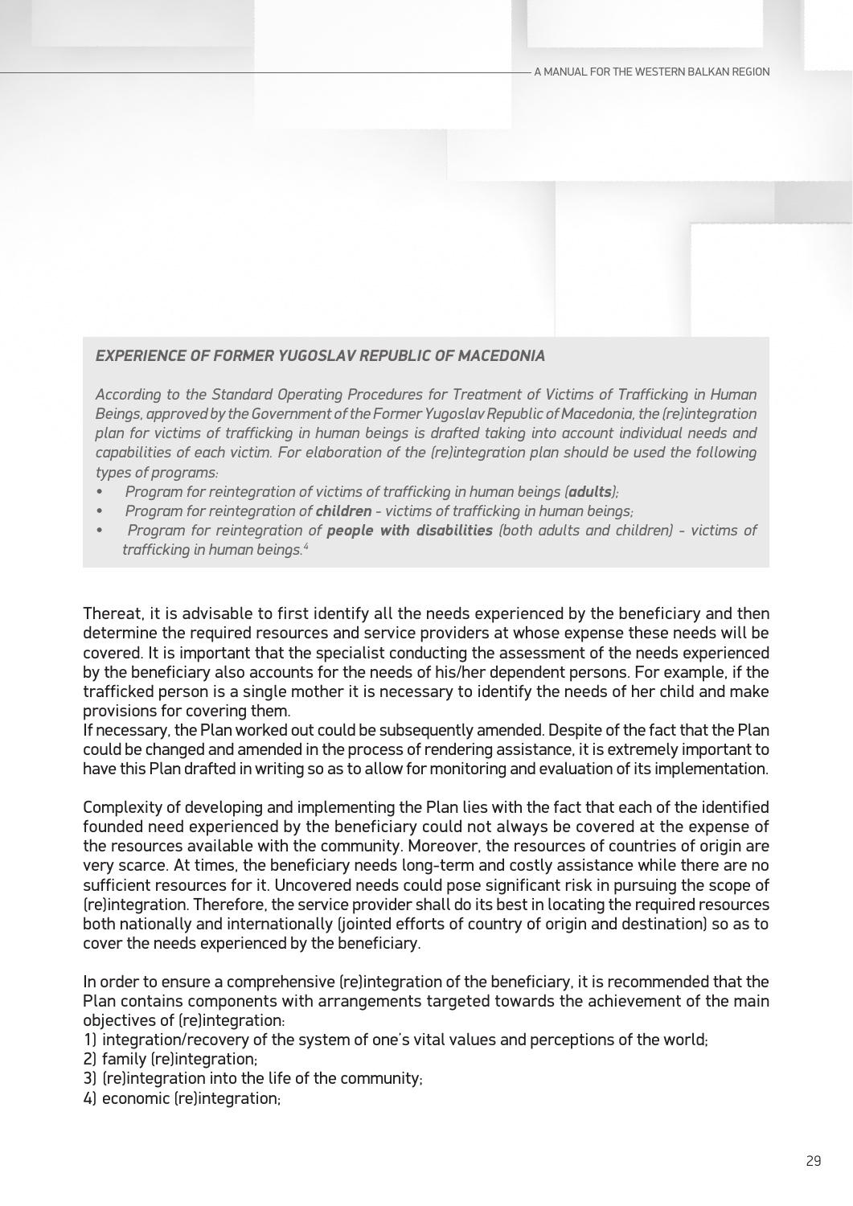***EXPERIENCE OF FORMER YUGOSLAV REPUBLIC OF MACEDONIA***

*According to the Standard Operating Procedures for Treatment of Victims of Trafficking in Human Beings, approved by the Government of the Former Yugoslav Republic of Macedonia, the (re)integration plan for victims of trafficking in human beings is drafted taking into account individual needs and capabilities of each victim. For elaboration of the (re)integration plan should be used the following types of programs:*

- *Program for reintegration of victims of trafficking in human beings (**adults**);*
- *Program for reintegration of **children** - victims of trafficking in human beings;*
- *Program for reintegration of **people with disabilities** (both adults and children) - victims of trafficking in human beings.*[4]

Thereat, it is advisable to first identify all the needs experienced by the beneficiary and then determine the required resources and service providers at whose expense these needs will be covered. It is important that the specialist conducting the assessment of the needs experienced by the beneficiary also accounts for the needs of his/her dependent persons. For example, if the trafficked person is a single mother it is necessary to identify the needs of her child and make provisions for covering them.

If necessary, the Plan worked out could be subsequently amended. Despite of the fact that the Plan could be changed and amended in the process of rendering assistance, it is extremely important to have this Plan drafted in writing so as to allow for monitoring and evaluation of its implementation.

Complexity of developing and implementing the Plan lies with the fact that each of the identified founded need experienced by the beneficiary could not always be covered at the expense of the resources available with the community. Moreover, the resources of countries of origin are very scarce. At times, the beneficiary needs long-term and costly assistance while there are no sufficient resources for it. Uncovered needs could pose significant risk in pursuing the scope of (re)integration. Therefore, the service provider shall do its best in locating the required resources both nationally and internationally (jointed efforts of country of origin and destination) so as to cover the needs experienced by the beneficiary.

In order to ensure a comprehensive (re)integration of the beneficiary, it is recommended that the Plan contains components with arrangements targeted towards the achievement of the main objectives of (re)integration:

1) integration/recovery of the system of one's vital values and perceptions of the world;
2) family (re)integration;
3) (re)integration into the life of the community;
4) economic (re)integration;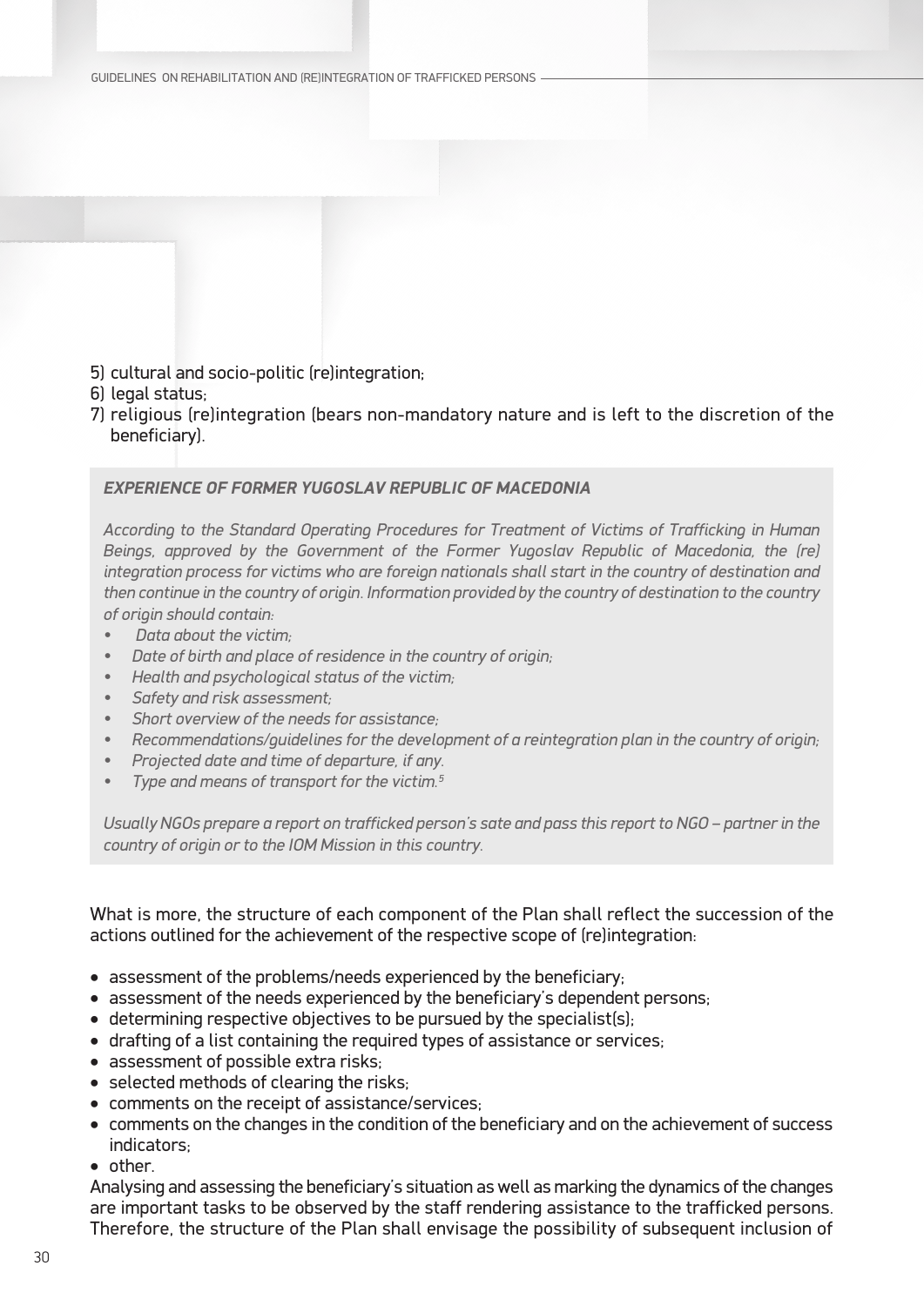5) cultural and socio-politic (re)integration;
6) legal status;
7) religious (re)integration (bears non-mandatory nature and is left to the discretion of the beneficiary).

***EXPERIENCE OF FORMER YUGOSLAV REPUBLIC OF MACEDONIA***

*According to the Standard Operating Procedures for Treatment of Victims of Trafficking in Human Beings, approved by the Government of the Former Yugoslav Republic of Macedonia, the (re) integration process for victims who are foreign nationals shall start in the country of destination and then continue in the country of origin. Information provided by the country of destination to the country of origin should contain:*

- *Data about the victim;*
- *Date of birth and place of residence in the country of origin;*
- *Health and psychological status of the victim;*
- *Safety and risk assessment;*
- *Short overview of the needs for assistance;*
- *Recommendations/guidelines for the development of a reintegration plan in the country of origin;*
- *Projected date and time of departure, if any.*
- *Type and means of transport for the victim.[5]*

*Usually NGOs prepare a report on trafficked person's sate and pass this report to NGO – partner in the country of origin or to the IOM Mission in this country.*

What is more, the structure of each component of the Plan shall reflect the succession of the actions outlined for the achievement of the respective scope of (re)integration:

- assessment of the problems/needs experienced by the beneficiary;
- assessment of the needs experienced by the beneficiary's dependent persons;
- determining respective objectives to be pursued by the specialist(s);
- drafting of a list containing the required types of assistance or services;
- assessment of possible extra risks;
- selected methods of clearing the risks;
- comments on the receipt of assistance/services;
- comments on the changes in the condition of the beneficiary and on the achievement of success indicators;
- other.

Analysing and assessing the beneficiary's situation as well as marking the dynamics of the changes are important tasks to be observed by the staff rendering assistance to the trafficked persons. Therefore, the structure of the Plan shall envisage the possibility of subsequent inclusion of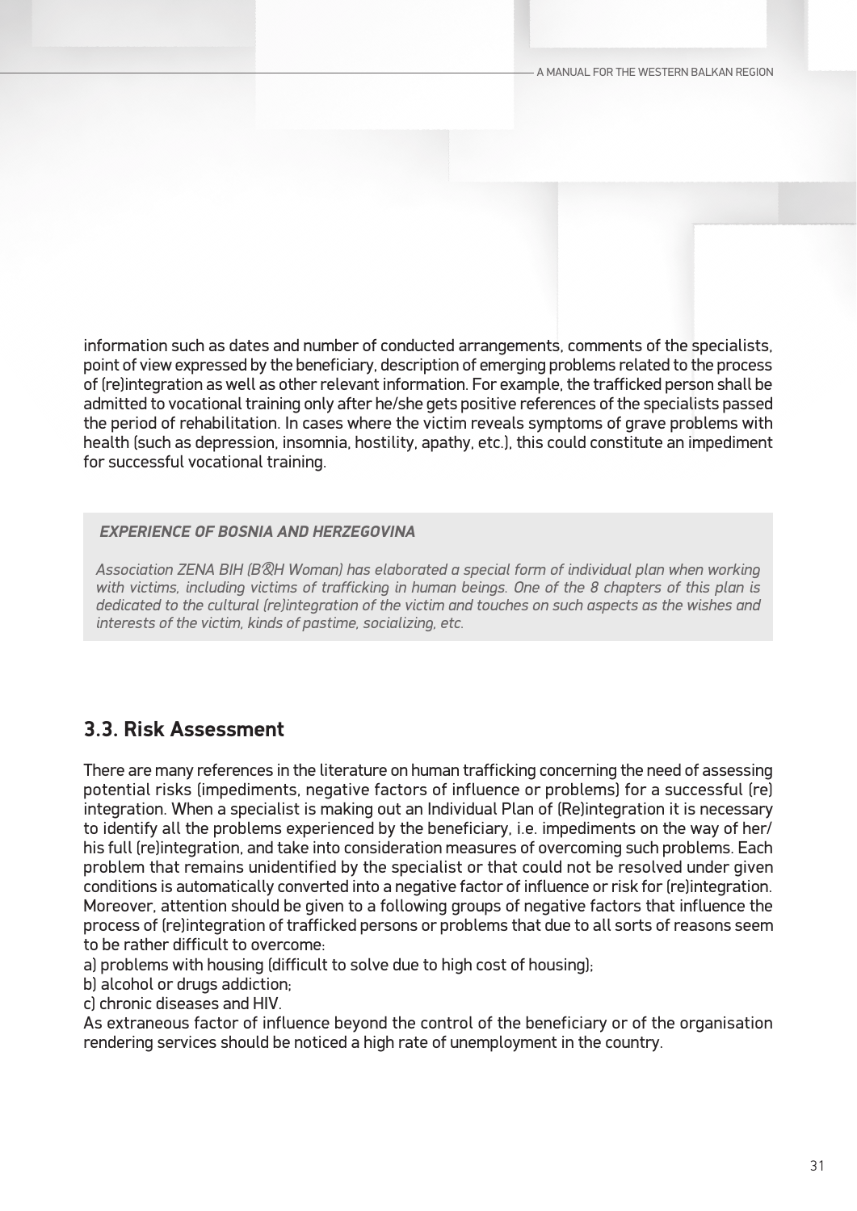information such as dates and number of conducted arrangements, comments of the specialists, point of view expressed by the beneficiary, description of emerging problems related to the process of (re)integration as well as other relevant information. For example, the trafficked person shall be admitted to vocational training only after he/she gets positive references of the specialists passed the period of rehabilitation. In cases where the victim reveals symptoms of grave problems with health (such as depression, insomnia, hostility, apathy, etc.), this could constitute an impediment for successful vocational training.

> ***EXPERIENCE OF BOSNIA AND HERZEGOVINA***
>
> *Association ZENA BIH (B&H Woman) has elaborated a special form of individual plan when working with victims, including victims of trafficking in human beings. One of the 8 chapters of this plan is dedicated to the cultural (re)integration of the victim and touches on such aspects as the wishes and interests of the victim, kinds of pastime, socializing, etc.*

## 3.3. Risk Assessment

There are many references in the literature on human trafficking concerning the need of assessing potential risks (impediments, negative factors of influence or problems) for a successful (re) integration. When a specialist is making out an Individual Plan of (Re)integration it is necessary to identify all the problems experienced by the beneficiary, i.e. impediments on the way of her/his full (re)integration, and take into consideration measures of overcoming such problems. Each problem that remains unidentified by the specialist or that could not be resolved under given conditions is automatically converted into a negative factor of influence or risk for (re)integration. Moreover, attention should be given to a following groups of negative factors that influence the process of (re)integration of trafficked persons or problems that due to all sorts of reasons seem to be rather difficult to overcome:

a) problems with housing (difficult to solve due to high cost of housing);
b) alcohol or drugs addiction;
c) chronic diseases and HIV.

As extraneous factor of influence beyond the control of the beneficiary or of the organisation rendering services should be noticed a high rate of unemployment in the country.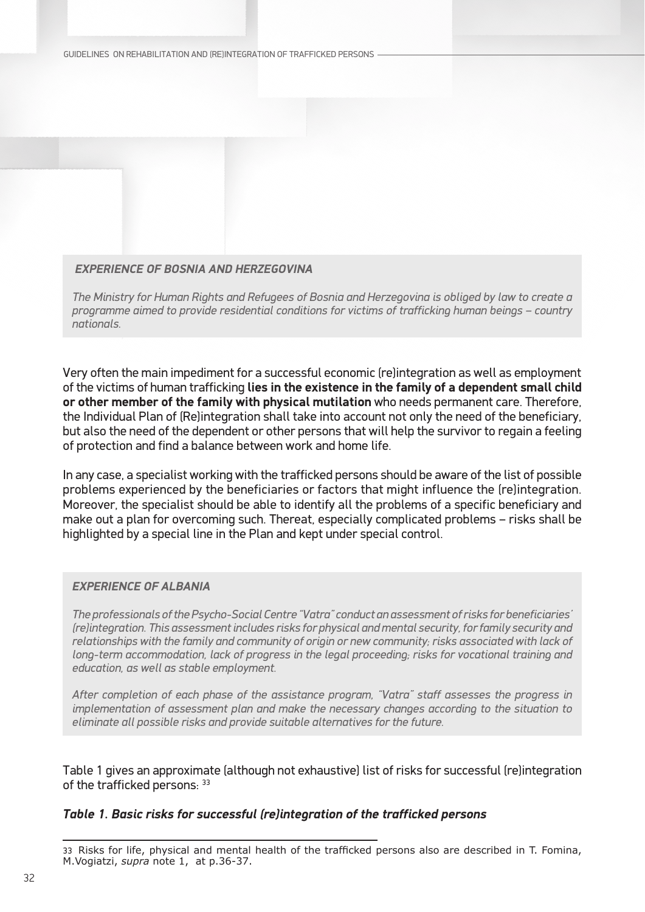**EXPERIENCE OF BOSNIA AND HERZEGOVINA**

*The Ministry for Human Rights and Refugees of Bosnia and Herzegovina is obliged by law to create a programme aimed to provide residential conditions for victims of trafficking human beings – country nationals.*

Very often the main impediment for a successful economic (re)integration as well as employment of the victims of human trafficking **lies in the existence in the family of a dependent small child or other member of the family with physical mutilation** who needs permanent care. Therefore, the Individual Plan of (Re)integration shall take into account not only the need of the beneficiary, but also the need of the dependent or other persons that will help the survivor to regain a feeling of protection and find a balance between work and home life.

In any case, a specialist working with the trafficked persons should be aware of the list of possible problems experienced by the beneficiaries or factors that might influence the (re)integration. Moreover, the specialist should be able to identify all the problems of a specific beneficiary and make out a plan for overcoming such. Thereat, especially complicated problems – risks shall be highlighted by a special line in the Plan and kept under special control.

**EXPERIENCE OF ALBANIA**

*The professionals of the Psycho-Social Centre "Vatra" conduct an assessment of risks for beneficiaries' (re)integration. This assessment includes risks for physical and mental security, for family security and relationships with the family and community of origin or new community; risks associated with lack of long-term accommodation, lack of progress in the legal proceeding; risks for vocational training and education, as well as stable employment.*

*After completion of each phase of the assistance program, "Vatra" staff assesses the progress in implementation of assessment plan and make the necessary changes according to the situation to eliminate all possible risks and provide suitable alternatives for the future.*

Table 1 gives an approximate (although not exhaustive) list of risks for successful (re)integration of the trafficked persons: [33]

***Table 1. Basic risks for successful (re)integration of the trafficked persons***

---

33 Risks for life, physical and mental health of the trafficked persons also are described in T. Fomina, M.Vogiatzi, *supra* note 1, at p.36-37.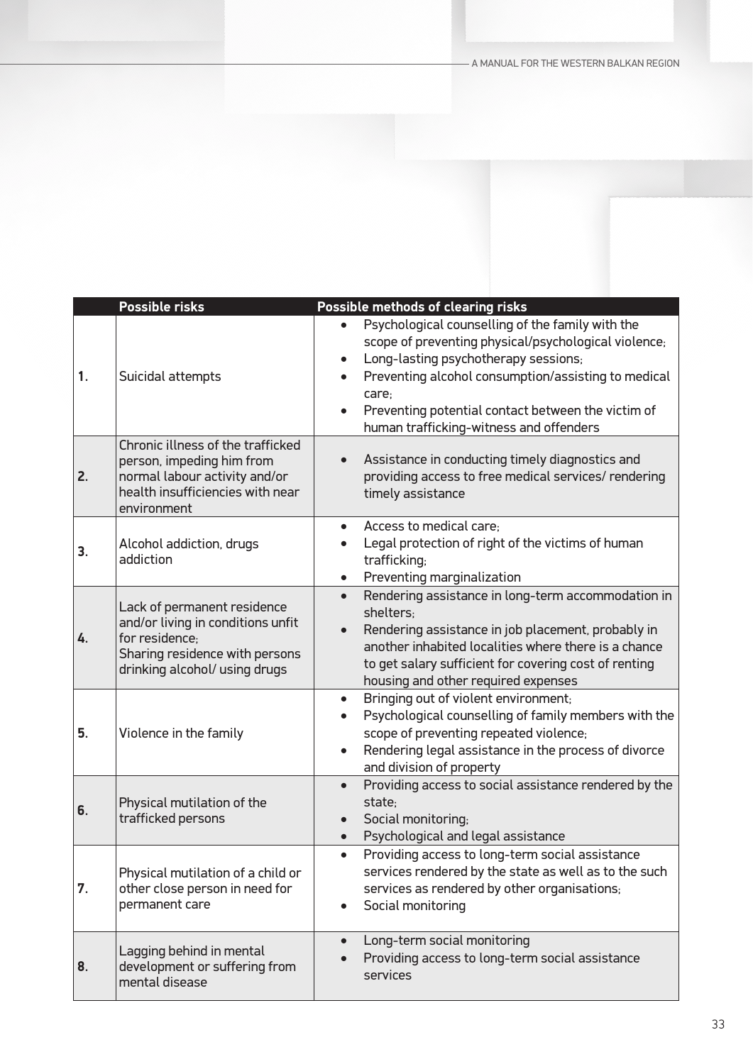|  | Possible risks | Possible methods of clearing risks |
|---|---|---|
| 1. | Suicidal attempts | • Psychological counselling of the family with the scope of preventing physical/psychological violence;<br>• Long-lasting psychotherapy sessions;<br>• Preventing alcohol consumption/assisting to medical care;<br>• Preventing potential contact between the victim of human trafficking-witness and offenders |
| 2. | Chronic illness of the trafficked person, impeding him from normal labour activity and/or health insufficiencies with near environment | • Assistance in conducting timely diagnostics and providing access to free medical services/ rendering timely assistance |
| 3. | Alcohol addiction, drugs addiction | • Access to medical care;<br>• Legal protection of right of the victims of human trafficking;<br>• Preventing marginalization |
| 4. | Lack of permanent residence and/or living in conditions unfit for residence;<br>Sharing residence with persons drinking alcohol/ using drugs | • Rendering assistance in long-term accommodation in shelters;<br>• Rendering assistance in job placement, probably in another inhabited localities where there is a chance to get salary sufficient for covering cost of renting housing and other required expenses |
| 5. | Violence in the family | • Bringing out of violent environment;<br>• Psychological counselling of family members with the scope of preventing repeated violence;<br>• Rendering legal assistance in the process of divorce and division of property |
| 6. | Physical mutilation of the trafficked persons | • Providing access to social assistance rendered by the state;<br>• Social monitoring;<br>• Psychological and legal assistance |
| 7. | Physical mutilation of a child or other close person in need for permanent care | • Providing access to long-term social assistance services rendered by the state as well as to the such services as rendered by other organisations;<br>• Social monitoring |
| 8. | Lagging behind in mental development or suffering from mental disease | • Long-term social monitoring<br>• Providing access to long-term social assistance services |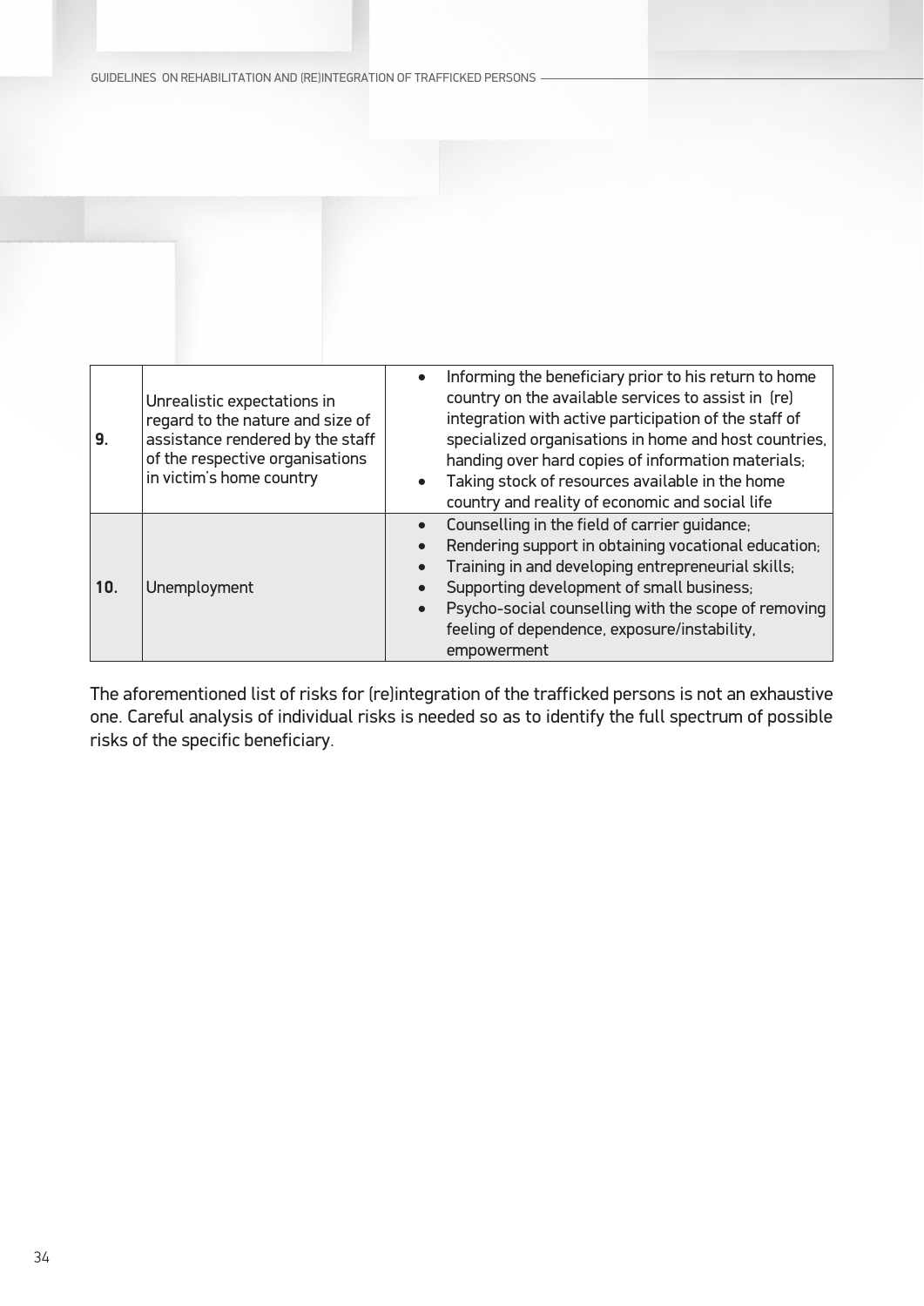| | | |
|---|---|---|
| **9.** | Unrealistic expectations in regard to the nature and size of assistance rendered by the staff of the respective organisations in victim's home country | • Informing the beneficiary prior to his return to home country on the available services to assist in (re) integration with active participation of the staff of specialized organisations in home and host countries, handing over hard copies of information materials;<br>• Taking stock of resources available in the home country and reality of economic and social life |
| **10.** | Unemployment | • Counselling in the field of carrier guidance;<br>• Rendering support in obtaining vocational education;<br>• Training in and developing entrepreneurial skills;<br>• Supporting development of small business;<br>• Psycho-social counselling with the scope of removing feeling of dependence, exposure/instability, empowerment |

The aforementioned list of risks for (re)integration of the trafficked persons is not an exhaustive one. Careful analysis of individual risks is needed so as to identify the full spectrum of possible risks of the specific beneficiary.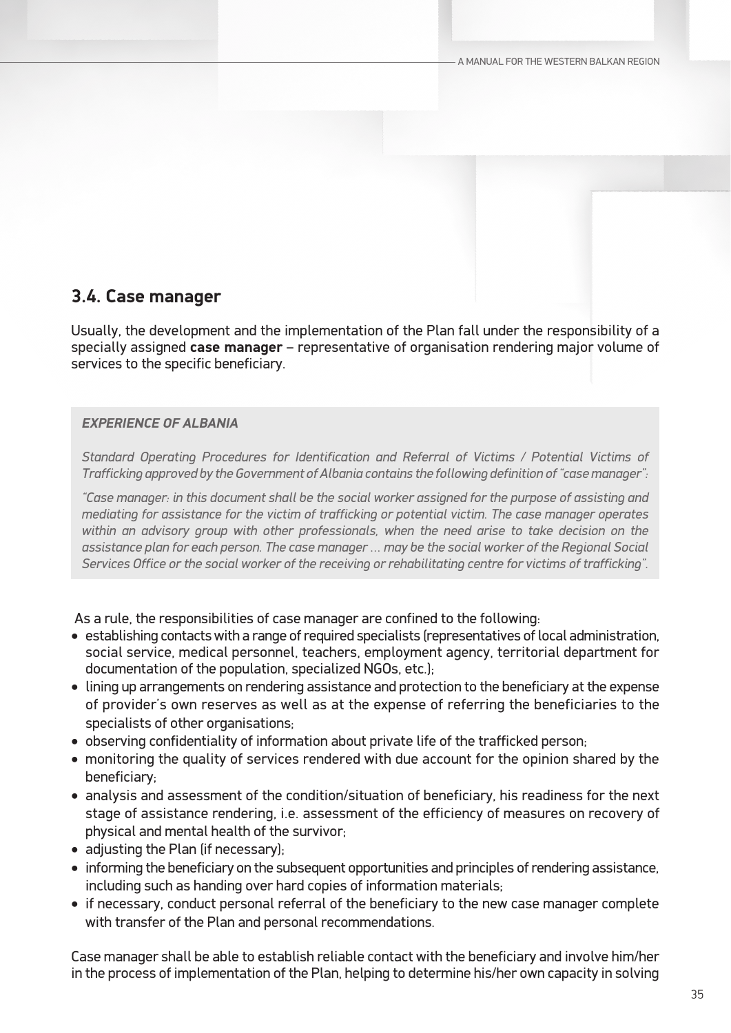## 3.4. Case manager

Usually, the development and the implementation of the Plan fall under the responsibility of a specially assigned **case manager** – representative of organisation rendering major volume of services to the specific beneficiary.

> ***EXPERIENCE OF ALBANIA***
>
> *Standard Operating Procedures for Identification and Referral of Victims / Potential Victims of Trafficking approved by the Government of Albania contains the following definition of "case manager":*
>
> *"Case manager: in this document shall be the social worker assigned for the purpose of assisting and mediating for assistance for the victim of trafficking or potential victim. The case manager operates within an advisory group with other professionals, when the need arise to take decision on the assistance plan for each person. The case manager ... may be the social worker of the Regional Social Services Office or the social worker of the receiving or rehabilitating centre for victims of trafficking".*

As a rule, the responsibilities of case manager are confined to the following:

- establishing contacts with a range of required specialists (representatives of local administration, social service, medical personnel, teachers, employment agency, territorial department for documentation of the population, specialized NGOs, etc.);
- lining up arrangements on rendering assistance and protection to the beneficiary at the expense of provider's own reserves as well as at the expense of referring the beneficiaries to the specialists of other organisations;
- observing confidentiality of information about private life of the trafficked person;
- monitoring the quality of services rendered with due account for the opinion shared by the beneficiary;
- analysis and assessment of the condition/situation of beneficiary, his readiness for the next stage of assistance rendering, i.e. assessment of the efficiency of measures on recovery of physical and mental health of the survivor;
- adjusting the Plan (if necessary);
- informing the beneficiary on the subsequent opportunities and principles of rendering assistance, including such as handing over hard copies of information materials;
- if necessary, conduct personal referral of the beneficiary to the new case manager complete with transfer of the Plan and personal recommendations.

Case manager shall be able to establish reliable contact with the beneficiary and involve him/her in the process of implementation of the Plan, helping to determine his/her own capacity in solving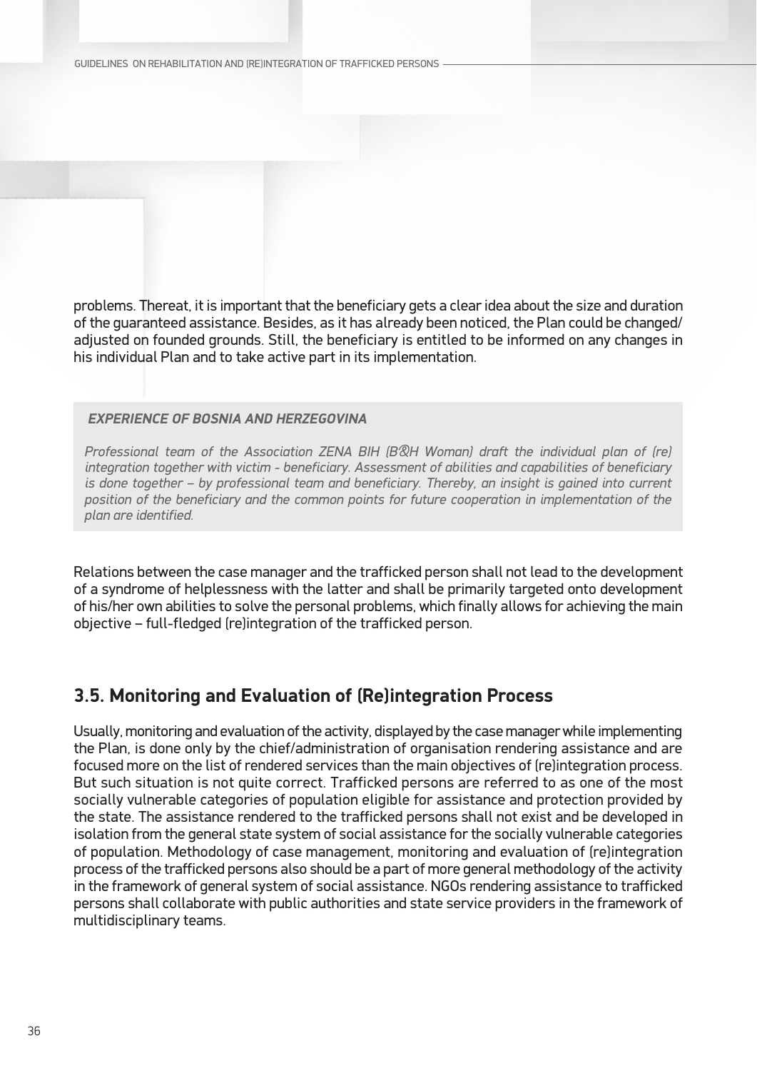problems. Thereat, it is important that the beneficiary gets a clear idea about the size and duration of the guaranteed assistance. Besides, as it has already been noticed, the Plan could be changed/adjusted on founded grounds. Still, the beneficiary is entitled to be informed on any changes in his individual Plan and to take active part in its implementation.

> ***EXPERIENCE OF BOSNIA AND HERZEGOVINA***
>
> *Professional team of the Association ZENA BIH (B&H Woman) draft the individual plan of (re) integration together with victim - beneficiary. Assessment of abilities and capabilities of beneficiary is done together – by professional team and beneficiary. Thereby, an insight is gained into current position of the beneficiary and the common points for future cooperation in implementation of the plan are identified.*

Relations between the case manager and the trafficked person shall not lead to the development of a syndrome of helplessness with the latter and shall be primarily targeted onto development of his/her own abilities to solve the personal problems, which finally allows for achieving the main objective – full-fledged (re)integration of the trafficked person.

## 3.5. Monitoring and Evaluation of (Re)integration Process

Usually, monitoring and evaluation of the activity, displayed by the case manager while implementing the Plan, is done only by the chief/administration of organisation rendering assistance and are focused more on the list of rendered services than the main objectives of (re)integration process. But such situation is not quite correct. Trafficked persons are referred to as one of the most socially vulnerable categories of population eligible for assistance and protection provided by the state. The assistance rendered to the trafficked persons shall not exist and be developed in isolation from the general state system of social assistance for the socially vulnerable categories of population. Methodology of case management, monitoring and evaluation of (re)integration process of the trafficked persons also should be a part of more general methodology of the activity in the framework of general system of social assistance. NGOs rendering assistance to trafficked persons shall collaborate with public authorities and state service providers in the framework of multidisciplinary teams.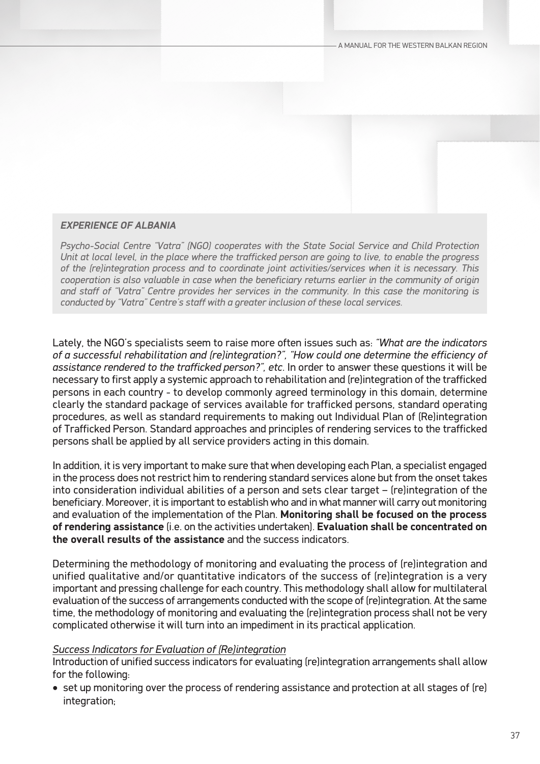**_EXPERIENCE OF ALBANIA_**

*Psycho-Social Centre "Vatra" (NGO) cooperates with the State Social Service and Child Protection Unit at local level, in the place where the trafficked person are going to live, to enable the progress of the (re)integration process and to coordinate joint activities/services when it is necessary. This cooperation is also valuable in case when the beneficiary returns earlier in the community of origin and staff of "Vatra" Centre provides her services in the community. In this case the monitoring is conducted by "Vatra" Centre's staff with a greater inclusion of these local services.*

Lately, the NGO's specialists seem to raise more often issues such as: *"What are the indicators of a successful rehabilitation and (re)integration?", "How could one determine the efficiency of assistance rendered to the trafficked person?", etc*. In order to answer these questions it will be necessary to first apply a systemic approach to rehabilitation and (re)integration of the trafficked persons in each country - to develop commonly agreed terminology in this domain, determine clearly the standard package of services available for trafficked persons, standard operating procedures, as well as standard requirements to making out Individual Plan of (Re)integration of Trafficked Person. Standard approaches and principles of rendering services to the trafficked persons shall be applied by all service providers acting in this domain.

In addition, it is very important to make sure that when developing each Plan, a specialist engaged in the process does not restrict him to rendering standard services alone but from the onset takes into consideration individual abilities of a person and sets clear target – (re)integration of the beneficiary. Moreover, it is important to establish who and in what manner will carry out monitoring and evaluation of the implementation of the Plan. **Monitoring shall be focused on the process of rendering assistance** (i.e. on the activities undertaken). **Evaluation shall be concentrated on the overall results of the assistance** and the success indicators.

Determining the methodology of monitoring and evaluating the process of (re)integration and unified qualitative and/or quantitative indicators of the success of (re)integration is a very important and pressing challenge for each country. This methodology shall allow for multilateral evaluation of the success of arrangements conducted with the scope of (re)integration. At the same time, the methodology of monitoring and evaluating the (re)integration process shall not be very complicated otherwise it will turn into an impediment in its practical application.

*<u>Success Indicators for Evaluation of (Re)integration</u>*

Introduction of unified success indicators for evaluating (re)integration arrangements shall allow for the following:

- set up monitoring over the process of rendering assistance and protection at all stages of (re) integration;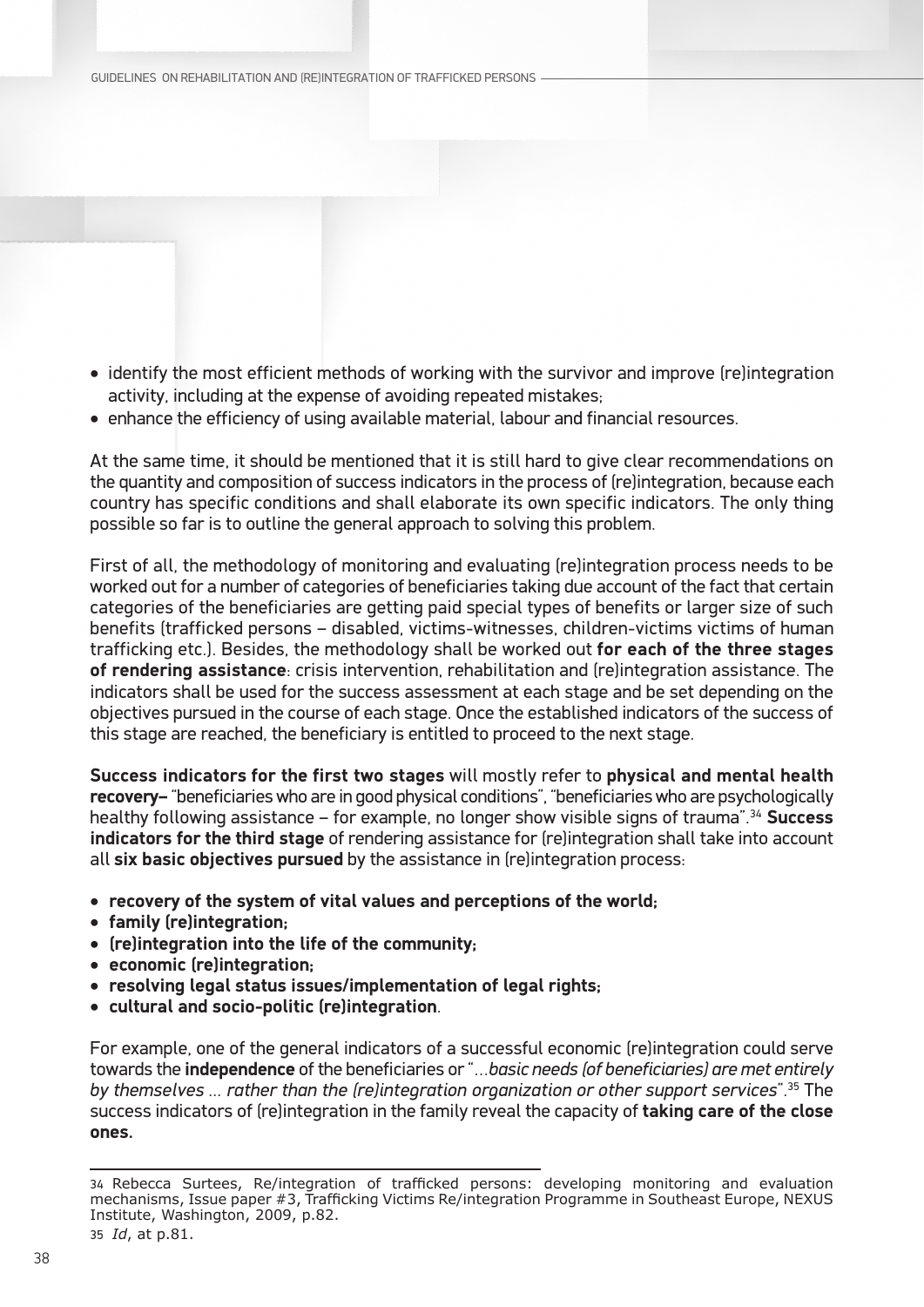- identify the most efficient methods of working with the survivor and improve (re)integration activity, including at the expense of avoiding repeated mistakes;
- enhance the efficiency of using available material, labour and financial resources.

At the same time, it should be mentioned that it is still hard to give clear recommendations on the quantity and composition of success indicators in the process of (re)integration, because each country has specific conditions and shall elaborate its own specific indicators. The only thing possible so far is to outline the general approach to solving this problem.

First of all, the methodology of monitoring and evaluating (re)integration process needs to be worked out for a number of categories of beneficiaries taking due account of the fact that certain categories of the beneficiaries are getting paid special types of benefits or larger size of such benefits (trafficked persons – disabled, victims-witnesses, children-victims victims of human trafficking etc.). Besides, the methodology shall be worked out **for each of the three stages of rendering assistance**: crisis intervention, rehabilitation and (re)integration assistance. The indicators shall be used for the success assessment at each stage and be set depending on the objectives pursued in the course of each stage. Once the established indicators of the success of this stage are reached, the beneficiary is entitled to proceed to the next stage.

**Success indicators for the first two stages** will mostly refer to **physical and mental health recovery–** "beneficiaries who are in good physical conditions", "beneficiaries who are psychologically healthy following assistance – for example, no longer show visible signs of trauma".[34] **Success indicators for the third stage** of rendering assistance for (re)integration shall take into account all **six basic objectives pursued** by the assistance in (re)integration process:

- **recovery of the system of vital values and perceptions of the world;**
- **family (re)integration;**
- **(re)integration into the life of the community;**
- **economic (re)integration;**
- **resolving legal status issues/implementation of legal rights;**
- **cultural and socio-politic (re)integration**.

For example, one of the general indicators of a successful economic (re)integration could serve towards the **independence** of the beneficiaries or "...*basic needs (of beneficiaries) are met entirely by themselves ... rather than the (re)integration organization or other support services*".[35] The success indicators of (re)integration in the family reveal the capacity of **taking care of the close ones.**

---

34 Rebecca Surtees, Re/integration of trafficked persons: developing monitoring and evaluation mechanisms, Issue paper #3, Trafficking Victims Re/integration Programme in Southeast Europe, NEXUS Institute, Washington, 2009, p.82.

35 *Id*, at p.81.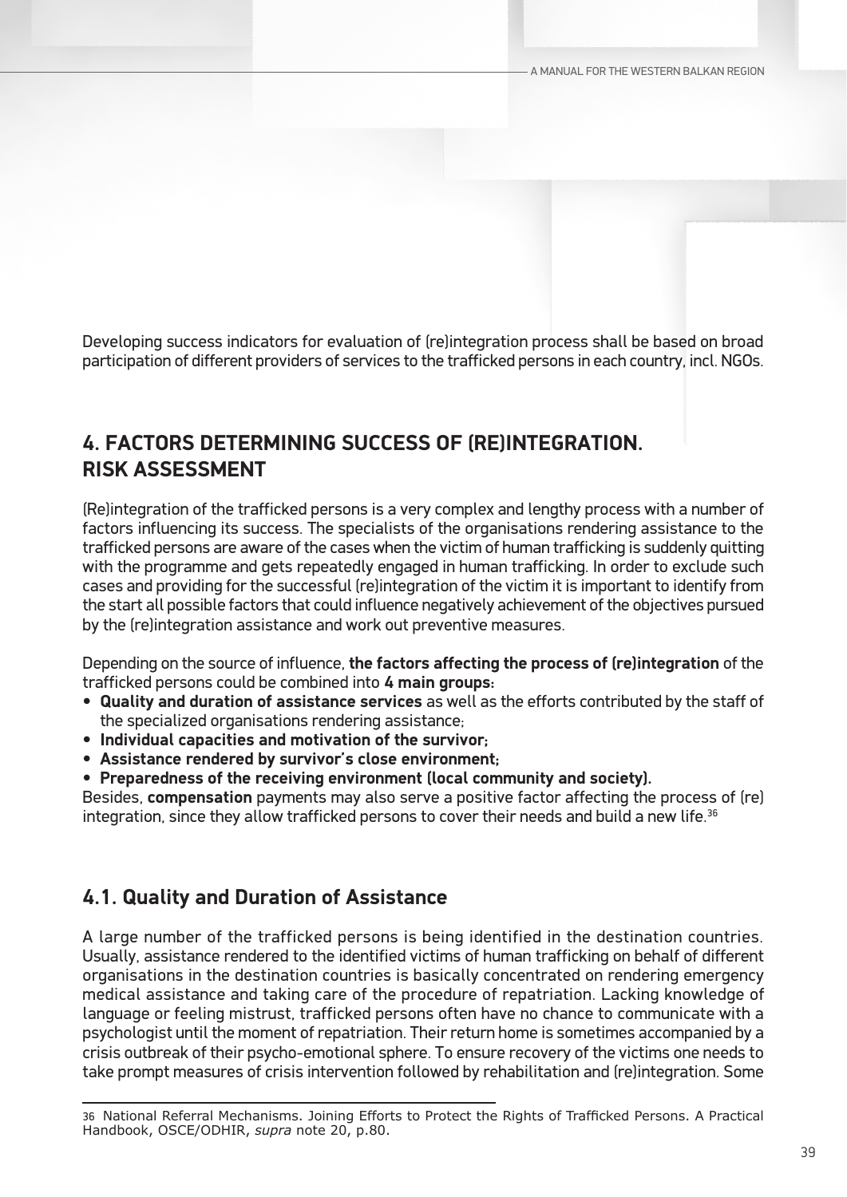Developing success indicators for evaluation of (re)integration process shall be based on broad participation of different providers of services to the trafficked persons in each country, incl. NGOs.

## 4. FACTORS DETERMINING SUCCESS OF (RE)INTEGRATION. RISK ASSESSMENT

(Re)integration of the trafficked persons is a very complex and lengthy process with a number of factors influencing its success. The specialists of the organisations rendering assistance to the trafficked persons are aware of the cases when the victim of human trafficking is suddenly quitting with the programme and gets repeatedly engaged in human trafficking. In order to exclude such cases and providing for the successful (re)integration of the victim it is important to identify from the start all possible factors that could influence negatively achievement of the objectives pursued by the (re)integration assistance and work out preventive measures.

Depending on the source of influence, **the factors affecting the process of (re)integration** of the trafficked persons could be combined into **4 main groups:**

- **Quality and duration of assistance services** as well as the efforts contributed by the staff of the specialized organisations rendering assistance;
- **Individual capacities and motivation of the survivor;**
- **Assistance rendered by survivor's close environment;**
- **Preparedness of the receiving environment (local community and society).**

Besides, **compensation** payments may also serve a positive factor affecting the process of (re) integration, since they allow trafficked persons to cover their needs and build a new life.[36]

### 4.1. Quality and Duration of Assistance

A large number of the trafficked persons is being identified in the destination countries. Usually, assistance rendered to the identified victims of human trafficking on behalf of different organisations in the destination countries is basically concentrated on rendering emergency medical assistance and taking care of the procedure of repatriation. Lacking knowledge of language or feeling mistrust, trafficked persons often have no chance to communicate with a psychologist until the moment of repatriation. Their return home is sometimes accompanied by a crisis outbreak of their psycho-emotional sphere. To ensure recovery of the victims one needs to take prompt measures of crisis intervention followed by rehabilitation and (re)integration. Some

---

36 National Referral Mechanisms. Joining Efforts to Protect the Rights of Trafficked Persons. A Practical Handbook, OSCE/ODHIR, *supra* note 20, p.80.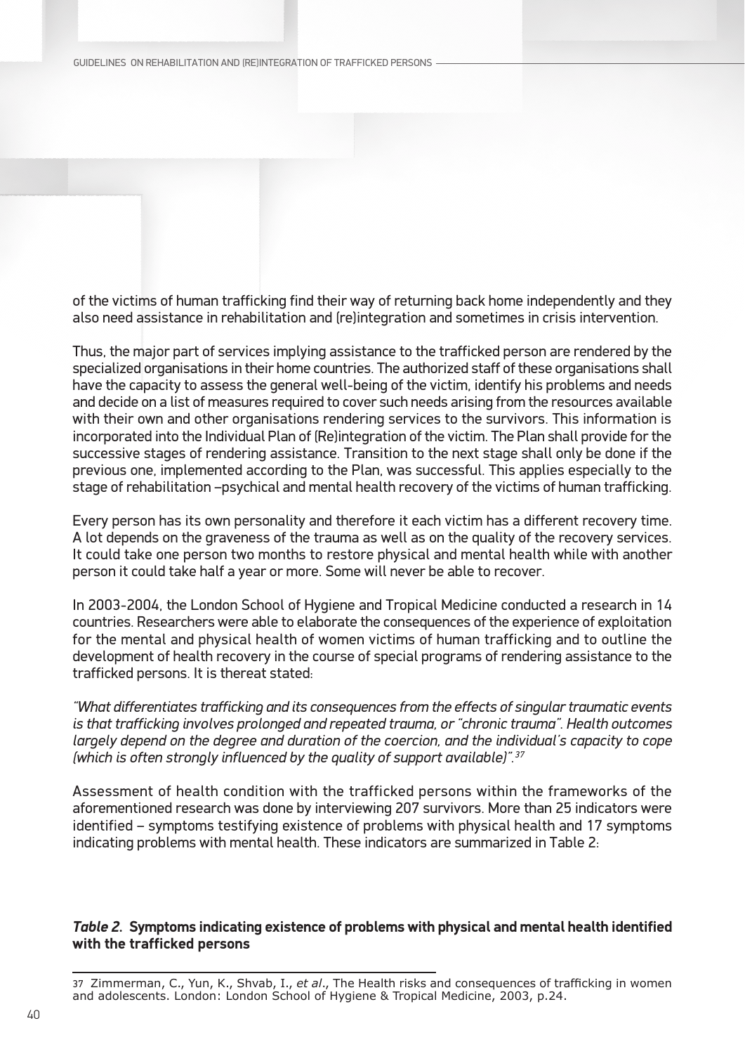of the victims of human trafficking find their way of returning back home independently and they also need assistance in rehabilitation and (re)integration and sometimes in crisis intervention.

Thus, the major part of services implying assistance to the trafficked person are rendered by the specialized organisations in their home countries. The authorized staff of these organisations shall have the capacity to assess the general well-being of the victim, identify his problems and needs and decide on a list of measures required to cover such needs arising from the resources available with their own and other organisations rendering services to the survivors. This information is incorporated into the Individual Plan of (Re)integration of the victim. The Plan shall provide for the successive stages of rendering assistance. Transition to the next stage shall only be done if the previous one, implemented according to the Plan, was successful. This applies especially to the stage of rehabilitation –psychical and mental health recovery of the victims of human trafficking.

Every person has its own personality and therefore it each victim has a different recovery time. A lot depends on the graveness of the trauma as well as on the quality of the recovery services. It could take one person two months to restore physical and mental health while with another person it could take half a year or more. Some will never be able to recover.

In 2003-2004, the London School of Hygiene and Tropical Medicine conducted a research in 14 countries. Researchers were able to elaborate the consequences of the experience of exploitation for the mental and physical health of women victims of human trafficking and to outline the development of health recovery in the course of special programs of rendering assistance to the trafficked persons. It is thereat stated:

*"What differentiates trafficking and its consequences from the effects of singular traumatic events is that trafficking involves prolonged and repeated trauma, or "chronic trauma". Health outcomes largely depend on the degree and duration of the coercion, and the individual's capacity to cope (which is often strongly influenced by the quality of support available)".*[37]

Assessment of health condition with the trafficked persons within the frameworks of the aforementioned research was done by interviewing 207 survivors. More than 25 indicators were identified – symptoms testifying existence of problems with physical health and 17 symptoms indicating problems with mental health. These indicators are summarized in Table 2:

***Table 2.* Symptoms indicating existence of problems with physical and mental health identified with the trafficked persons**

---

37 Zimmerman, C., Yun, K., Shvab, I., *et al*., The Health risks and consequences of trafficking in women and adolescents. London: London School of Hygiene & Tropical Medicine, 2003, p.24.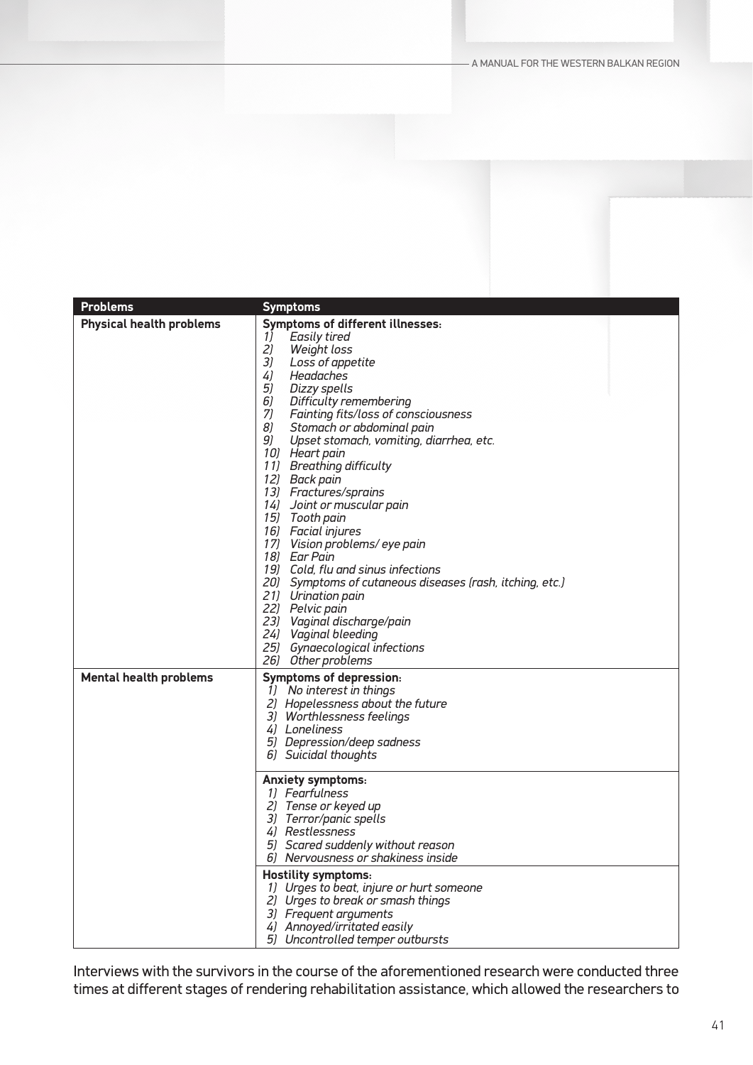| Problems | Symptoms |
|---|---|
| **Physical health problems** | **Symptoms of different illnesses:**<br>*1) Easily tired*<br>*2) Weight loss*<br>*3) Loss of appetite*<br>*4) Headaches*<br>*5) Dizzy spells*<br>*6) Difficulty remembering*<br>*7) Fainting fits/loss of consciousness*<br>*8) Stomach or abdominal pain*<br>*9) Upset stomach, vomiting, diarrhea, etc.*<br>*10) Heart pain*<br>*11) Breathing difficulty*<br>*12) Back pain*<br>*13) Fractures/sprains*<br>*14) Joint or muscular pain*<br>*15) Tooth pain*<br>*16) Facial injures*<br>*17) Vision problems/ eye pain*<br>*18) Ear Pain*<br>*19) Cold, flu and sinus infections*<br>*20) Symptoms of cutaneous diseases (rash, itching, etc.)*<br>*21) Urination pain*<br>*22) Pelvic pain*<br>*23) Vaginal discharge/pain*<br>*24) Vaginal bleeding*<br>*25) Gynaecological infections*<br>*26) Other problems* |
| **Mental health problems** | **Symptoms of depression:**<br>*1) No interest in things*<br>*2) Hopelessness about the future*<br>*3) Worthlessness feelings*<br>*4) Loneliness*<br>*5) Depression/deep sadness*<br>*6) Suicidal thoughts* |
| | **Anxiety symptoms:**<br>*1) Fearfulness*<br>*2) Tense or keyed up*<br>*3) Terror/panic spells*<br>*4) Restlessness*<br>*5) Scared suddenly without reason*<br>*6) Nervousness or shakiness inside* |
| | **Hostility symptoms:**<br>*1) Urges to beat, injure or hurt someone*<br>*2) Urges to break or smash things*<br>*3) Frequent arguments*<br>*4) Annoyed/irritated easily*<br>*5) Uncontrolled temper outbursts* |

Interviews with the survivors in the course of the aforementioned research were conducted three times at different stages of rendering rehabilitation assistance, which allowed the researchers to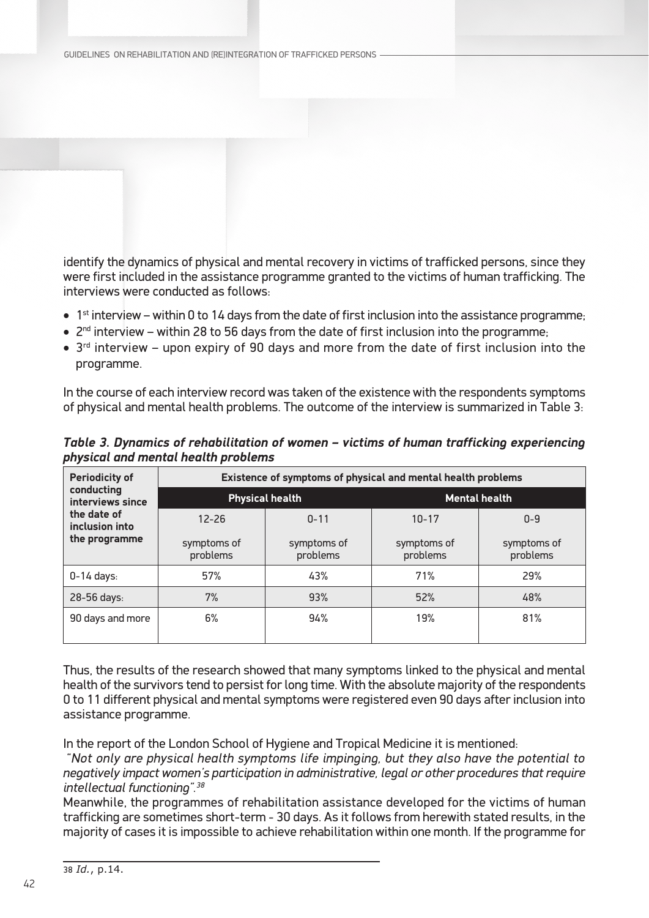identify the dynamics of physical and mental recovery in victims of trafficked persons, since they were first included in the assistance programme granted to the victims of human trafficking. The interviews were conducted as follows:

- 1st interview – within 0 to 14 days from the date of first inclusion into the assistance programme;
- 2nd interview – within 28 to 56 days from the date of first inclusion into the programme;
- 3rd interview – upon expiry of 90 days and more from the date of first inclusion into the programme.

In the course of each interview record was taken of the existence with the respondents symptoms of physical and mental health problems. The outcome of the interview is summarized in Table 3:

***Table 3. Dynamics of rehabilitation of women – victims of human trafficking experiencing physical and mental health problems***

| Periodicity of conducting interviews since the date of inclusion into the programme | Existence of symptoms of physical and mental health problems | | | |
|---|---|---|---|---|
| | Physical health | | Mental health | |
| | 12-26 symptoms of problems | 0-11 symptoms of problems | 10-17 symptoms of problems | 0-9 symptoms of problems |
| 0-14 days: | 57% | 43% | 71% | 29% |
| 28-56 days: | 7% | 93% | 52% | 48% |
| 90 days and more | 6% | 94% | 19% | 81% |

Thus, the results of the research showed that many symptoms linked to the physical and mental health of the survivors tend to persist for long time. With the absolute majority of the respondents 0 to 11 different physical and mental symptoms were registered even 90 days after inclusion into assistance programme.

In the report of the London School of Hygiene and Tropical Medicine it is mentioned:
*"Not only are physical health symptoms life impinging, but they also have the potential to negatively impact women's participation in administrative, legal or other procedures that require intellectual functioning".*[38]
Meanwhile, the programmes of rehabilitation assistance developed for the victims of human trafficking are sometimes short-term - 30 days. As it follows from herewith stated results, in the majority of cases it is impossible to achieve rehabilitation within one month. If the programme for

[38] *Id.*, p.14.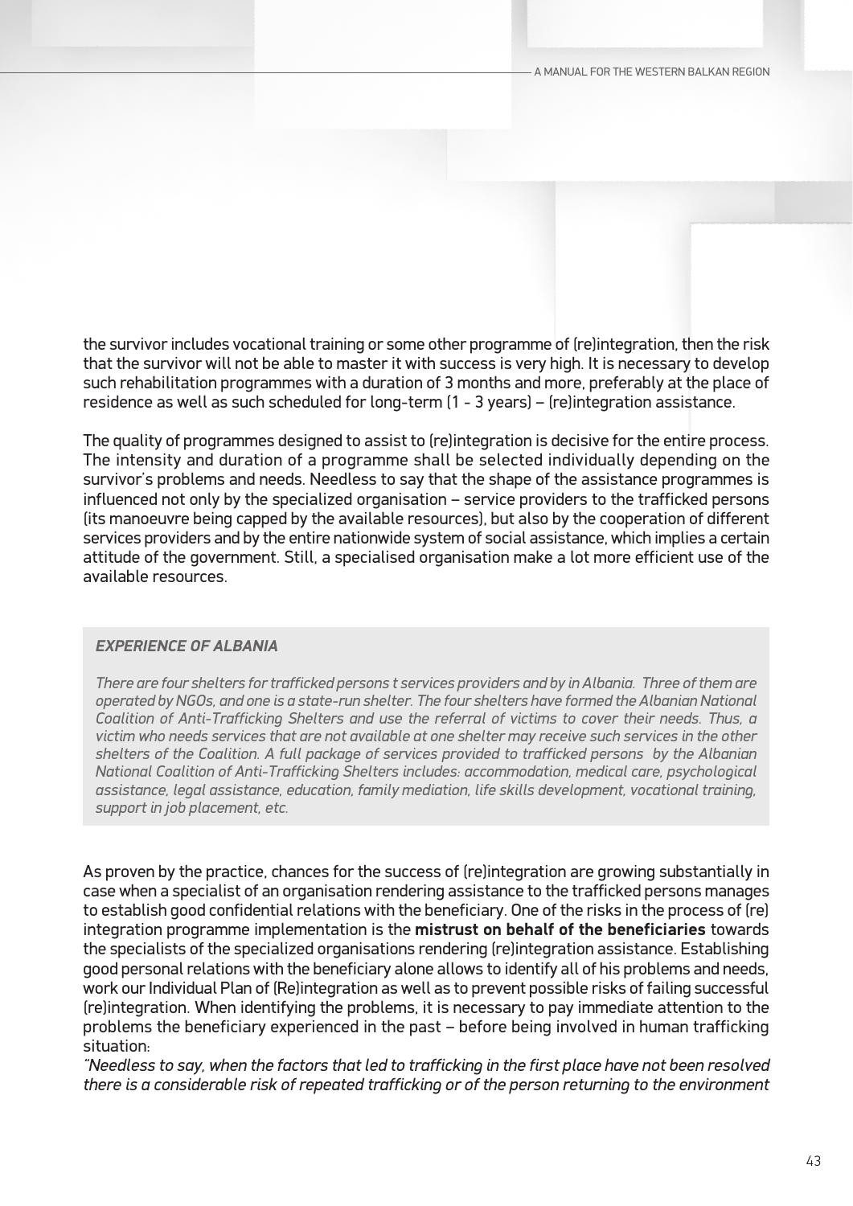the survivor includes vocational training or some other programme of (re)integration, then the risk that the survivor will not be able to master it with success is very high. It is necessary to develop such rehabilitation programmes with a duration of 3 months and more, preferably at the place of residence as well as such scheduled for long-term (1 - 3 years) – (re)integration assistance.

The quality of programmes designed to assist to (re)integration is decisive for the entire process. The intensity and duration of a programme shall be selected individually depending on the survivor's problems and needs. Needless to say that the shape of the assistance programmes is influenced not only by the specialized organisation – service providers to the trafficked persons (its manoeuvre being capped by the available resources), but also by the cooperation of different services providers and by the entire nationwide system of social assistance, which implies a certain attitude of the government. Still, a specialised organisation make a lot more efficient use of the available resources.

> ***EXPERIENCE OF ALBANIA***
>
> *There are four shelters for trafficked persons t services providers and by in Albania. Three of them are operated by NGOs, and one is a state-run shelter. The four shelters have formed the Albanian National Coalition of Anti-Trafficking Shelters and use the referral of victims to cover their needs. Thus, a victim who needs services that are not available at one shelter may receive such services in the other shelters of the Coalition. A full package of services provided to trafficked persons by the Albanian National Coalition of Anti-Trafficking Shelters includes: accommodation, medical care, psychological assistance, legal assistance, education, family mediation, life skills development, vocational training, support in job placement, etc.*

As proven by the practice, chances for the success of (re)integration are growing substantially in case when a specialist of an organisation rendering assistance to the trafficked persons manages to establish good confidential relations with the beneficiary. One of the risks in the process of (re) integration programme implementation is the **mistrust on behalf of the beneficiaries** towards the specialists of the specialized organisations rendering (re)integration assistance. Establishing good personal relations with the beneficiary alone allows to identify all of his problems and needs, work our Individual Plan of (Re)integration as well as to prevent possible risks of failing successful (re)integration. When identifying the problems, it is necessary to pay immediate attention to the problems the beneficiary experienced in the past – before being involved in human trafficking situation:

*"Needless to say, when the factors that led to trafficking in the first place have not been resolved there is a considerable risk of repeated trafficking or of the person returning to the environment*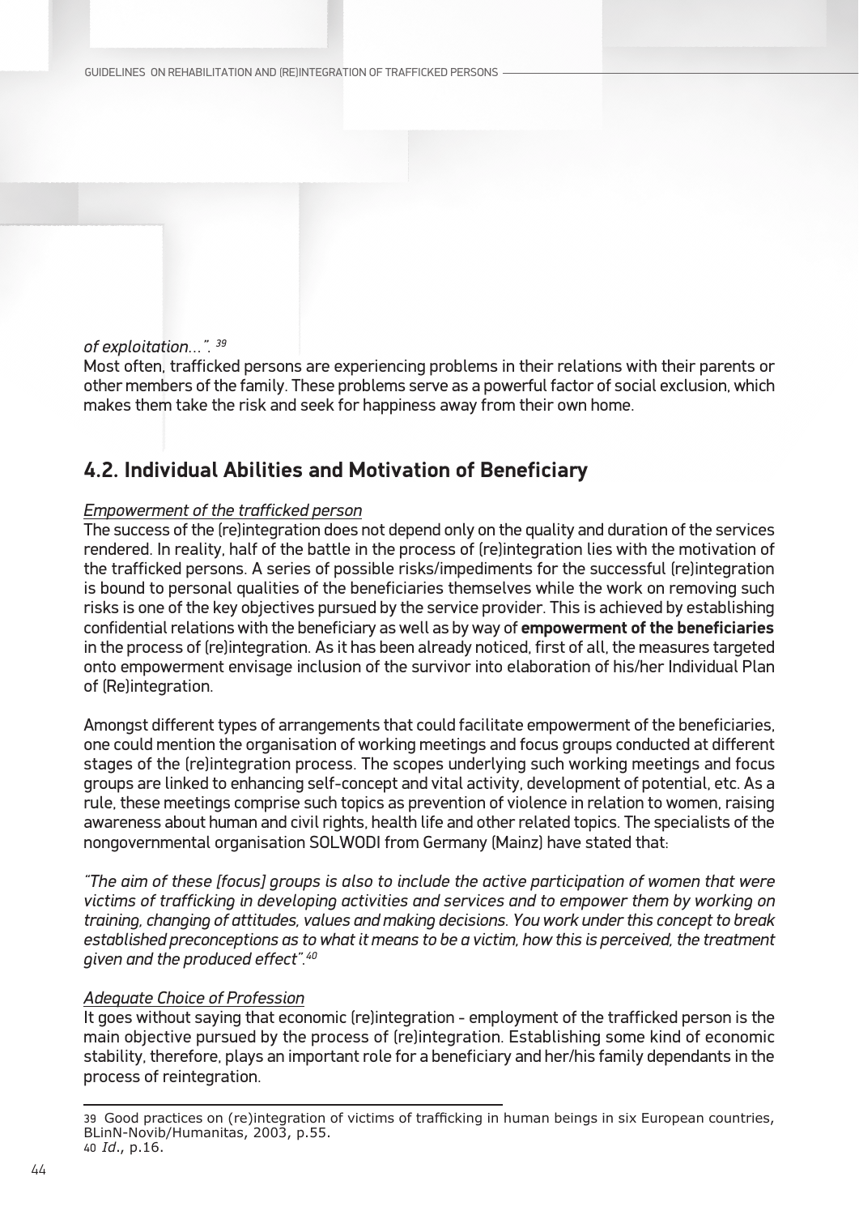*of exploitation…”.* [39]

Most often, trafficked persons are experiencing problems in their relations with their parents or other members of the family. These problems serve as a powerful factor of social exclusion, which makes them take the risk and seek for happiness away from their own home.

## 4.2. Individual Abilities and Motivation of Beneficiary

*Empowerment of the trafficked person*

The success of the (re)integration does not depend only on the quality and duration of the services rendered. In reality, half of the battle in the process of (re)integration lies with the motivation of the trafficked persons. A series of possible risks/impediments for the successful (re)integration is bound to personal qualities of the beneficiaries themselves while the work on removing such risks is one of the key objectives pursued by the service provider. This is achieved by establishing confidential relations with the beneficiary as well as by way of **empowerment of the beneficiaries** in the process of (re)integration. As it has been already noticed, first of all, the measures targeted onto empowerment envisage inclusion of the survivor into elaboration of his/her Individual Plan of (Re)integration.

Amongst different types of arrangements that could facilitate empowerment of the beneficiaries, one could mention the organisation of working meetings and focus groups conducted at different stages of the (re)integration process. The scopes underlying such working meetings and focus groups are linked to enhancing self-concept and vital activity, development of potential, etc. As a rule, these meetings comprise such topics as prevention of violence in relation to women, raising awareness about human and civil rights, health life and other related topics. The specialists of the nongovernmental organisation SOLWODI from Germany (Mainz) have stated that:

*“The aim of these [focus] groups is also to include the active participation of women that were victims of trafficking in developing activities and services and to empower them by working on training, changing of attitudes, values and making decisions. You work under this concept to break established preconceptions as to what it means to be a victim, how this is perceived, the treatment given and the produced effect”.*[40]

*Adequate Choice of Profession*

It goes without saying that economic (re)integration - employment of the trafficked person is the main objective pursued by the process of (re)integration. Establishing some kind of economic stability, therefore, plays an important role for a beneficiary and her/his family dependants in the process of reintegration.

---

39 Good practices on (re)integration of victims of trafficking in human beings in six European countries, BLinN-Novib/Humanitas, 2003, p.55.

40 *Id*., p.16.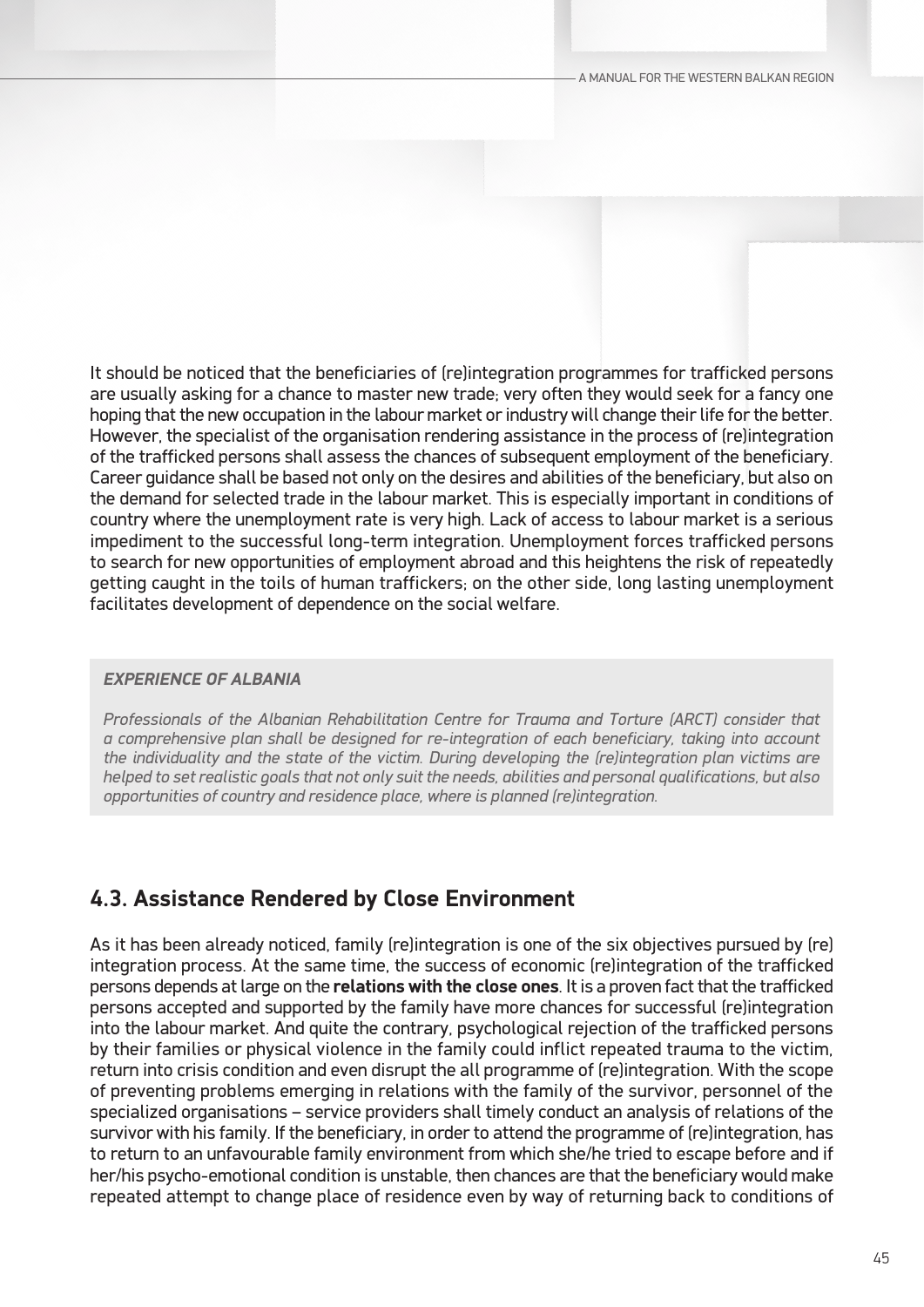It should be noticed that the beneficiaries of (re)integration programmes for trafficked persons are usually asking for a chance to master new trade; very often they would seek for a fancy one hoping that the new occupation in the labour market or industry will change their life for the better. However, the specialist of the organisation rendering assistance in the process of (re)integration of the trafficked persons shall assess the chances of subsequent employment of the beneficiary. Career guidance shall be based not only on the desires and abilities of the beneficiary, but also on the demand for selected trade in the labour market. This is especially important in conditions of country where the unemployment rate is very high. Lack of access to labour market is a serious impediment to the successful long-term integration. Unemployment forces trafficked persons to search for new opportunities of employment abroad and this heightens the risk of repeatedly getting caught in the toils of human traffickers; on the other side, long lasting unemployment facilitates development of dependence on the social welfare.

***EXPERIENCE OF ALBANIA***

*Professionals of the Albanian Rehabilitation Centre for Trauma and Torture (ARCT) consider that a comprehensive plan shall be designed for re-integration of each beneficiary, taking into account the individuality and the state of the victim. During developing the (re)integration plan victims are helped to set realistic goals that not only suit the needs, abilities and personal qualifications, but also opportunities of country and residence place, where is planned (re)integration.*

## 4.3. Assistance Rendered by Close Environment

As it has been already noticed, family (re)integration is one of the six objectives pursued by (re) integration process. At the same time, the success of economic (re)integration of the trafficked persons depends at large on the **relations with the close ones**. It is a proven fact that the trafficked persons accepted and supported by the family have more chances for successful (re)integration into the labour market. And quite the contrary, psychological rejection of the trafficked persons by their families or physical violence in the family could inflict repeated trauma to the victim, return into crisis condition and even disrupt the all programme of (re)integration. With the scope of preventing problems emerging in relations with the family of the survivor, personnel of the specialized organisations – service providers shall timely conduct an analysis of relations of the survivor with his family. If the beneficiary, in order to attend the programme of (re)integration, has to return to an unfavourable family environment from which she/he tried to escape before and if her/his psycho-emotional condition is unstable, then chances are that the beneficiary would make repeated attempt to change place of residence even by way of returning back to conditions of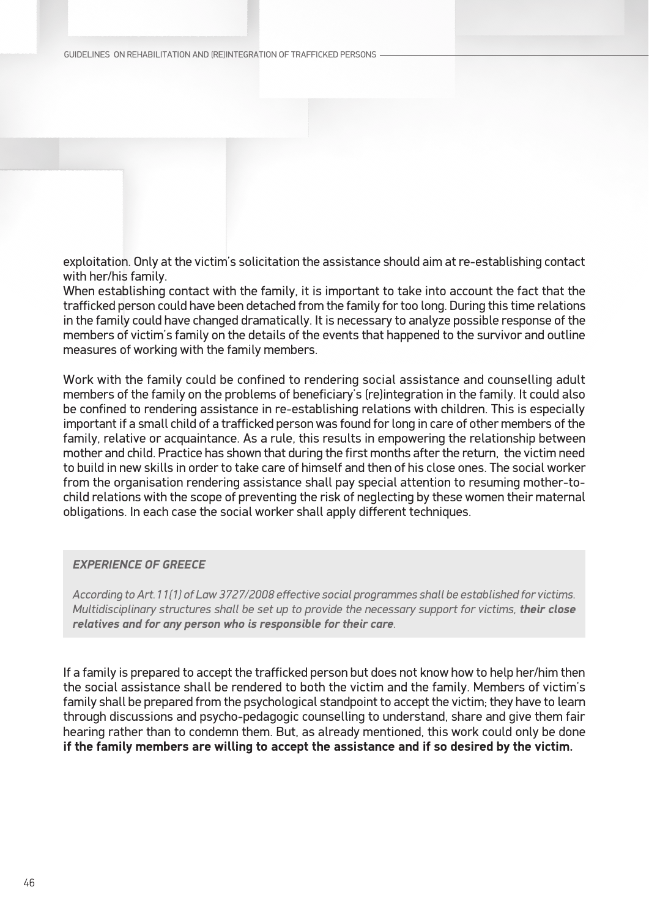exploitation. Only at the victim's solicitation the assistance should aim at re-establishing contact with her/his family.
When establishing contact with the family, it is important to take into account the fact that the trafficked person could have been detached from the family for too long. During this time relations in the family could have changed dramatically. It is necessary to analyze possible response of the members of victim's family on the details of the events that happened to the survivor and outline measures of working with the family members.

Work with the family could be confined to rendering social assistance and counselling adult members of the family on the problems of beneficiary's (re)integration in the family. It could also be confined to rendering assistance in re-establishing relations with children. This is especially important if a small child of a trafficked person was found for long in care of other members of the family, relative or acquaintance. As a rule, this results in empowering the relationship between mother and child. Practice has shown that during the first months after the return, the victim need to build in new skills in order to take care of himself and then of his close ones. The social worker from the organisation rendering assistance shall pay special attention to resuming mother-to-child relations with the scope of preventing the risk of neglecting by these women their maternal obligations. In each case the social worker shall apply different techniques.

***EXPERIENCE OF GREECE***

*According to Art.11(1) of Law 3727/2008 effective social programmes shall be established for victims. Multidisciplinary structures shall be set up to provide the necessary support for victims,* ***their close relatives and for any person who is responsible for their care****.*

If a family is prepared to accept the trafficked person but does not know how to help her/him then the social assistance shall be rendered to both the victim and the family. Members of victim's family shall be prepared from the psychological standpoint to accept the victim; they have to learn through discussions and psycho-pedagogic counselling to understand, share and give them fair hearing rather than to condemn them. But, as already mentioned, this work could only be done **if the family members are willing to accept the assistance and if so desired by the victim.**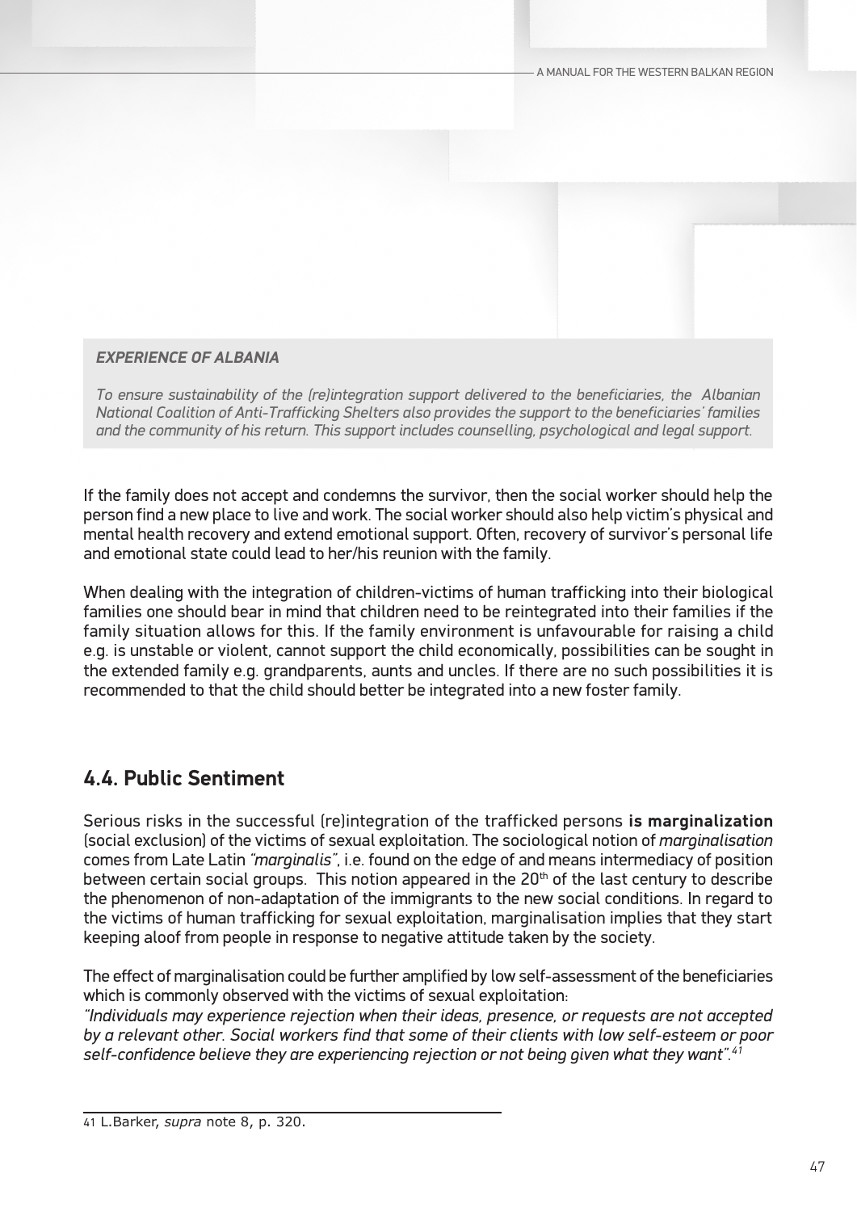***EXPERIENCE OF ALBANIA***

*To ensure sustainability of the (re)integration support delivered to the beneficiaries, the Albanian National Coalition of Anti-Trafficking Shelters also provides the support to the beneficiaries' families and the community of his return. This support includes counselling, psychological and legal support.*

If the family does not accept and condemns the survivor, then the social worker should help the person find a new place to live and work. The social worker should also help victim's physical and mental health recovery and extend emotional support. Often, recovery of survivor's personal life and emotional state could lead to her/his reunion with the family.

When dealing with the integration of children-victims of human trafficking into their biological families one should bear in mind that children need to be reintegrated into their families if the family situation allows for this. If the family environment is unfavourable for raising a child e.g. is unstable or violent, cannot support the child economically, possibilities can be sought in the extended family e.g. grandparents, aunts and uncles. If there are no such possibilities it is recommended to that the child should better be integrated into a new foster family.

## 4.4. Public Sentiment

Serious risks in the successful (re)integration of the trafficked persons **is marginalization** (social exclusion) of the victims of sexual exploitation. The sociological notion of *marginalisation* comes from Late Latin *"marginalis"*, i.e. found on the edge of and means intermediacy of position between certain social groups. This notion appeared in the 20th of the last century to describe the phenomenon of non-adaptation of the immigrants to the new social conditions. In regard to the victims of human trafficking for sexual exploitation, marginalisation implies that they start keeping aloof from people in response to negative attitude taken by the society.

The effect of marginalisation could be further amplified by low self-assessment of the beneficiaries which is commonly observed with the victims of sexual exploitation:
*"Individuals may experience rejection when their ideas, presence, or requests are not accepted by a relevant other. Social workers find that some of their clients with low self-esteem or poor self-confidence believe they are experiencing rejection or not being given what they want".*[41]

---

41 L.Barker, *supra* note 8, p. 320.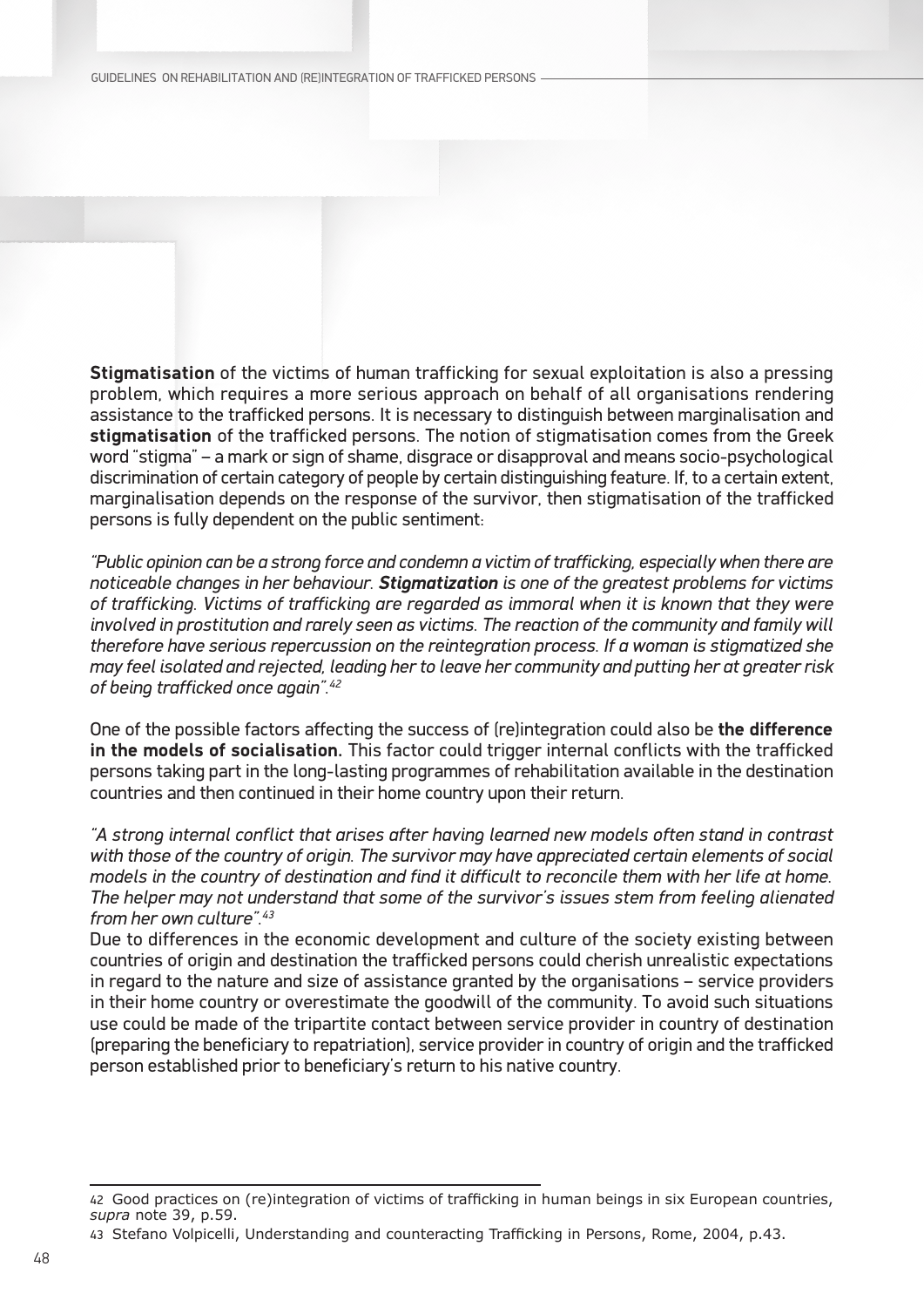**Stigmatisation** of the victims of human trafficking for sexual exploitation is also a pressing problem, which requires a more serious approach on behalf of all organisations rendering assistance to the trafficked persons. It is necessary to distinguish between marginalisation and **stigmatisation** of the trafficked persons. The notion of stigmatisation comes from the Greek word "stigma" – a mark or sign of shame, disgrace or disapproval and means socio-psychological discrimination of certain category of people by certain distinguishing feature. If, to a certain extent, marginalisation depends on the response of the survivor, then stigmatisation of the trafficked persons is fully dependent on the public sentiment:

*"Public opinion can be a strong force and condemn a victim of trafficking, especially when there are noticeable changes in her behaviour. **Stigmatization** is one of the greatest problems for victims of trafficking. Victims of trafficking are regarded as immoral when it is known that they were involved in prostitution and rarely seen as victims. The reaction of the community and family will therefore have serious repercussion on the reintegration process. If a woman is stigmatized she may feel isolated and rejected, leading her to leave her community and putting her at greater risk of being trafficked once again".*[42]

One of the possible factors affecting the success of (re)integration could also be **the difference in the models of socialisation.** This factor could trigger internal conflicts with the trafficked persons taking part in the long-lasting programmes of rehabilitation available in the destination countries and then continued in their home country upon their return.

*"A strong internal conflict that arises after having learned new models often stand in contrast with those of the country of origin. The survivor may have appreciated certain elements of social models in the country of destination and find it difficult to reconcile them with her life at home. The helper may not understand that some of the survivor's issues stem from feeling alienated from her own culture".*[43]

Due to differences in the economic development and culture of the society existing between countries of origin and destination the trafficked persons could cherish unrealistic expectations in regard to the nature and size of assistance granted by the organisations – service providers in their home country or overestimate the goodwill of the community. To avoid such situations use could be made of the tripartite contact between service provider in country of destination (preparing the beneficiary to repatriation), service provider in country of origin and the trafficked person established prior to beneficiary's return to his native country.

---

[42] Good practices on (re)integration of victims of trafficking in human beings in six European countries, *supra* note 39, p.59.

[43] Stefano Volpicelli, Understanding and counteracting Trafficking in Persons, Rome, 2004, p.43.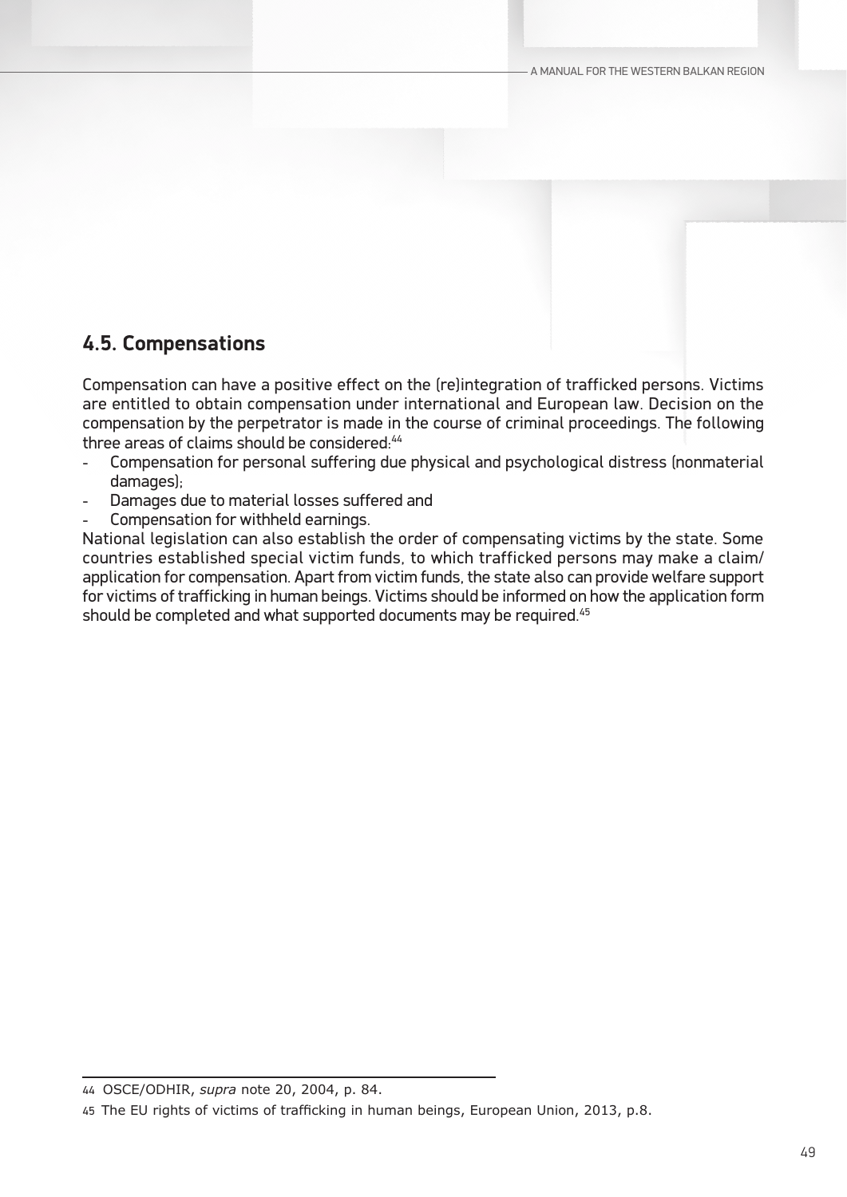## 4.5. Compensations

Compensation can have a positive effect on the (re)integration of trafficked persons. Victims are entitled to obtain compensation under international and European law. Decision on the compensation by the perpetrator is made in the course of criminal proceedings. The following three areas of claims should be considered:[44]

- Compensation for personal suffering due physical and psychological distress (nonmaterial damages);
- Damages due to material losses suffered and
- Compensation for withheld earnings.

National legislation can also establish the order of compensating victims by the state. Some countries established special victim funds, to which trafficked persons may make a claim/application for compensation. Apart from victim funds, the state also can provide welfare support for victims of trafficking in human beings. Victims should be informed on how the application form should be completed and what supported documents may be required.[45]

---

44 OSCE/ODHIR, *supra* note 20, 2004, p. 84.

45 The EU rights of victims of trafficking in human beings, European Union, 2013, p.8.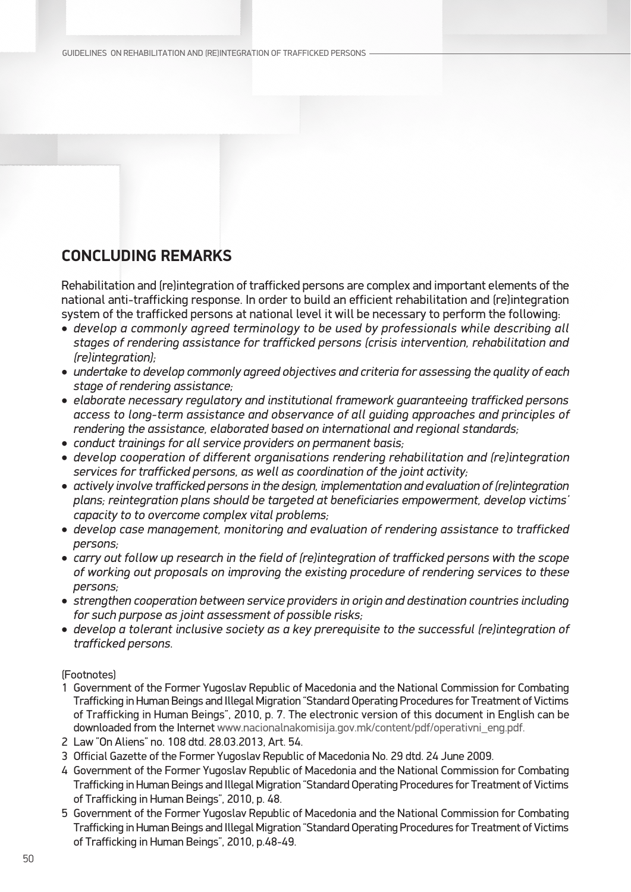## CONCLUDING REMARKS

Rehabilitation and (re)integration of trafficked persons are complex and important elements of the national anti-trafficking response. In order to build an efficient rehabilitation and (re)integration system of the trafficked persons at national level it will be necessary to perform the following:

- *develop a commonly agreed terminology to be used by professionals while describing all stages of rendering assistance for trafficked persons (crisis intervention, rehabilitation and (re)integration);*
- *undertake to develop commonly agreed objectives and criteria for assessing the quality of each stage of rendering assistance;*
- *elaborate necessary regulatory and institutional framework guaranteeing trafficked persons access to long-term assistance and observance of all guiding approaches and principles of rendering the assistance, elaborated based on international and regional standards;*
- *conduct trainings for all service providers on permanent basis;*
- *develop cooperation of different organisations rendering rehabilitation and (re)integration services for trafficked persons, as well as coordination of the joint activity;*
- *actively involve trafficked persons in the design, implementation and evaluation of (re)integration plans; reintegration plans should be targeted at beneficiaries empowerment, develop victims' capacity to to overcome complex vital problems;*
- *develop case management, monitoring and evaluation of rendering assistance to trafficked persons;*
- *carry out follow up research in the field of (re)integration of trafficked persons with the scope of working out proposals on improving the existing procedure of rendering services to these persons;*
- *strengthen cooperation between service providers in origin and destination countries including for such purpose as joint assessment of possible risks;*
- *develop a tolerant inclusive society as a key prerequisite to the successful (re)integration of trafficked persons.*

(Footnotes)

1. Government of the Former Yugoslav Republic of Macedonia and the National Commission for Combating Trafficking in Human Beings and Illegal Migration "Standard Operating Procedures for Treatment of Victims of Trafficking in Human Beings", 2010, p. 7. The electronic version of this document in English can be downloaded from the Internet www.nacionalnakomisija.gov.mk/content/pdf/operativni_eng.pdf.
2. Law "On Aliens" no. 108 dtd. 28.03.2013, Art. 54.
3. Official Gazette of the Former Yugoslav Republic of Macedonia No. 29 dtd. 24 June 2009.
4. Government of the Former Yugoslav Republic of Macedonia and the National Commission for Combating Trafficking in Human Beings and Illegal Migration "Standard Operating Procedures for Treatment of Victims of Trafficking in Human Beings", 2010, p. 48.
5. Government of the Former Yugoslav Republic of Macedonia and the National Commission for Combating Trafficking in Human Beings and Illegal Migration "Standard Operating Procedures for Treatment of Victims of Trafficking in Human Beings", 2010, p.48-49.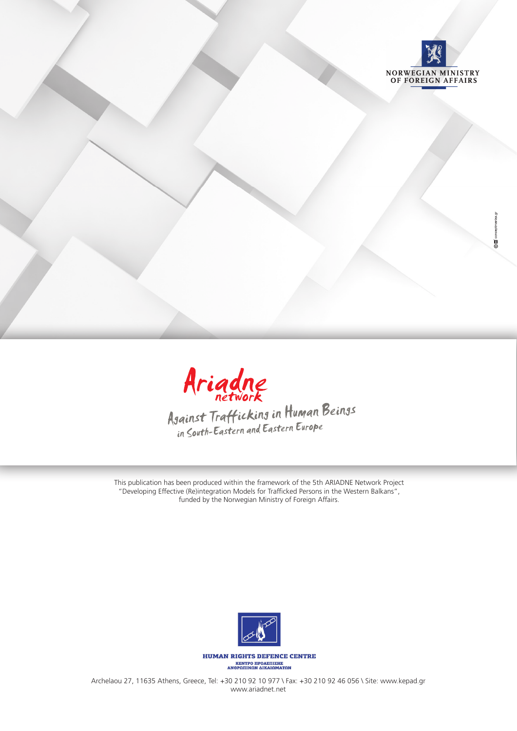NORWEGIAN MINISTRY OF FOREIGN AFFAIRS

Ariadne network

Against Trafficking in Human Beings in South-Eastern and Eastern Europe

This publication has been produced within the framework of the 5th ARIADNE Network Project "Developing Effective (Re)integration Models for Trafficked Persons in the Western Balkans", funded by the Norwegian Ministry of Foreign Affairs.

HUMAN RIGHTS DEFENCE CENTRE

ΚΕΝΤΡΟ ΠΡΟΑΣΠΙΣΗΣ ΑΝΘΡΩΠΙΝΩΝ ΔΙΚΑΙΩΜΑΤΩΝ

Archelaou 27, 11635 Athens, Greece, Tel: +30 210 92 10 977 \ Fax: +30 210 92 46 056 \ Site: www.kepad.gr
www.ariadnet.net